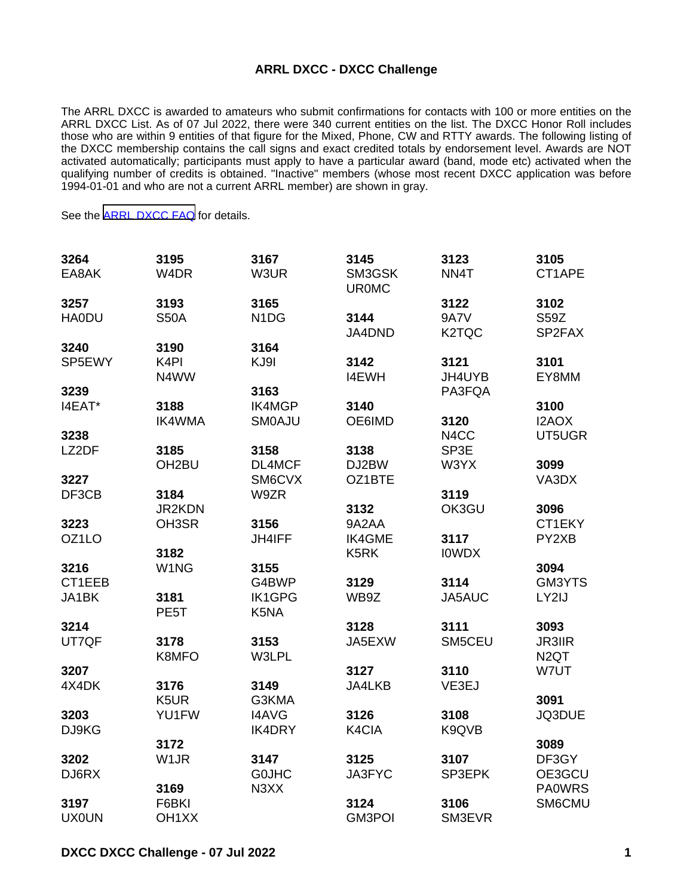# ARRL DXCC - DXCC Challenge

The ARRL DXCC is awarded to amateurs who submit confirmations for contacts with 100 or more entities on the ARRL DXCC List. As of 07 Jul 2022, there were 340 current entities on the list. The DXCC Honor Roll includes those who are within 9 entities of that figure for the Mixed, Phone, CW and RTTY awards. The following listing of the DXCC membership contains the call signs and exact credited totals by endorsement level. Awards are NOT activated automatically; participants must apply to have a particular award (band, mode etc) activated when the qualifying number of credits is obtained. "Inactive" members (whose most recent DXCC application was before 1994-01-01 and who are not a current ARRL member) are shown in gray.

See the [ARRL DXCC FAQ] for details.

**3264**
EA8AK

**3257**
HA0DU

**3240**
SP5EWY

**3239**
I4EAT*

**3238**
LZ2DF

**3227**
DF3CB

**3223**
OZ1LO

**3216**
CT1EEB
JA1BK

**3214**
UT7QF

**3207**
4X4DK

**3203**
DJ9KG

**3202**
DJ6RX

**3197**
UX0UN

**3195**
W4DR

**3193**
S50A

**3190**
K4PI
N4WW

**3188**
IK4WMA

**3185**
OH2BU

**3184**
JR2KDN
OH3SR

**3182**
W1NG

**3181**
PE5T

**3178**
K8MFO

**3176**
K5UR
YU1FW

**3172**
W1JR

**3169**
F6BKI
OH1XX

**3167**
W3UR

**3165**
N1DG

**3164**
KJ9I

**3163**
IK4MGP
SM0AJU

**3158**
DL4MCF
SM6CVX
W9ZR

**3156**
JH4IFF

**3155**
G4BWP
IK1GPG
K5NA

**3153**
W3LPL

**3149**
G3KMA
I4AVG
IK4DRY

**3147**
G0JHC
N3XX

**3145**
SM3GSK
UR0MC

**3144**
JA4DND

**3142**
I4EWH

**3140**
OE6IMD

**3138**
DJ2BW
OZ1BTE

**3132**
9A2AA
IK4GME
K5RK

**3129**
WB9Z

**3128**
JA5EXW

**3127**
JA4LKB

**3126**
K4CIA

**3125**
JA3FYC

**3124**
GM3POI

**3123**
NN4T

**3122**
9A7V
K2TQC

**3121**
JH4UYB
PA3FQA

**3120**
N4CC
SP3E
W3YX

**3119**
OK3GU

**3117**
I0WDX

**3114**
JA5AUC

**3111**
SM5CEU

**3110**
VE3EJ

**3108**
K9QVB

**3107**
SP3EPK

**3106**
SM3EVR

**3105**
CT1APE

**3102**
S59Z
SP2FAX

**3101**
EY8MM

**3100**
I2AOX
UT5UGR

**3099**
VA3DX

**3096**
CT1EKY
PY2XB

**3094**
GM3YTS
LY2IJ

**3093**
JR3IIR
N2QT
W7UT

**3091**
JQ3DUE

**3089**
DF3GY
OE3GCU
PA0WRS
SM6CMU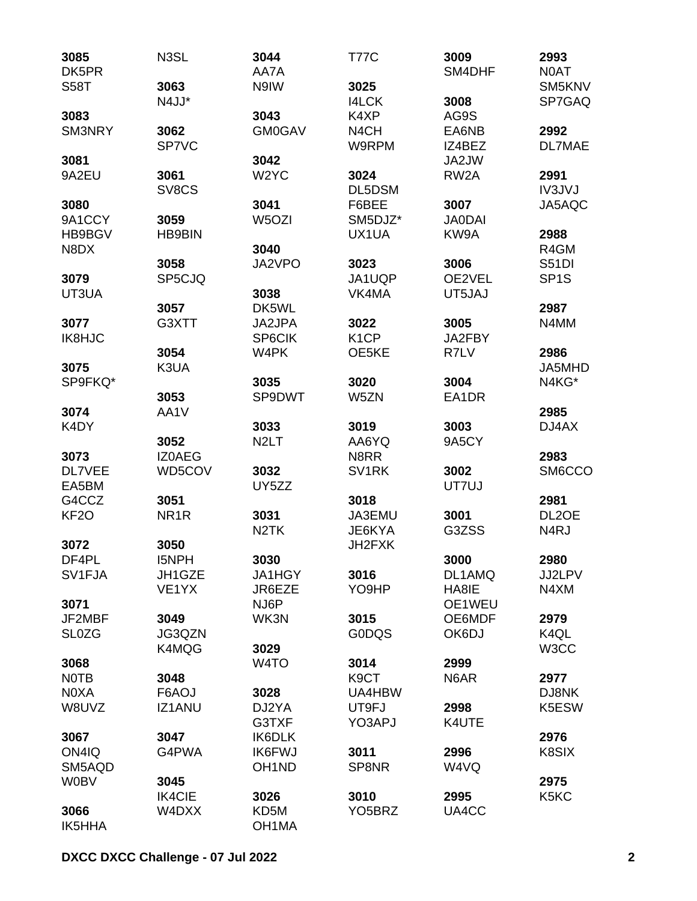**3085**
DK5PR
S58T

**3083**
SM3NRY

**3081**
9A2EU

**3080**
9A1CCY
HB9BGV
N8DX

**3079**
UT3UA

**3077**
IK8HJC

**3075**
SP9FKQ*

**3074**
K4DY

**3073**
DL7VEE
EA5BM
G4CCZ
KF2O

**3072**
DF4PL
SV1FJA

**3071**
JF2MBF
SL0ZG

**3068**
N0TB
N0XA
W8UVZ

**3067**
ON4IQ
SM5AQD
W0BV

**3066**
IK5HHA
N3SL

**3063**
N4JJ*

**3062**
SP7VC

**3061**
SV8CS

**3059**
HB9BIN

**3058**
SP5CJQ

**3057**
G3XTT

**3054**
K3UA

**3053**
AA1V

**3052**
IZ0AEG
WD5COV

**3051**
NR1R

**3050**
I5NPH
JH1GZE
VE1YX

**3049**
JG3QZN
K4MQG

**3048**
F6AOJ
IZ1ANU

**3047**
G4PWA

**3045**
IK4CIE
W4DXX

**3044**
AA7A
N9IW

**3043**
GM0GAV

**3042**
W2YC

**3041**
W5OZI

**3040**
JA2VPO

**3038**
DK5WL
JA2JPA
SP6CIK
W4PK

**3035**
SP9DWT

**3033**
N2LT

**3032**
UY5ZZ

**3031**
N2TK

**3030**
JA1HGY
JR6EZE
NJ6P
WK3N

**3029**
W4TO

**3028**
DJ2YA
G3TXF
IK6DLK
IK6FWJ
OH1ND

**3026**
KD5M
OH1MA
T77C

**3025**
I4LCK
K4XP
N4CH
W9RPM

**3024**
DL5DSM
F6BEE
SM5DJZ*
UX1UA

**3023**
JA1UQP
VK4MA

**3022**
K1CP
OE5KE

**3020**
W5ZN

**3019**
AA6YQ
N8RR
SV1RK

**3018**
JA3EMU
JE6KYA
JH2FXK

**3016**
YO9HP

**3015**
G0DQS

**3014**
K9CT
UA4HBW
UT9FJ
YO3APJ

**3011**
SP8NR

**3010**
YO5BRZ

**3009**
SM4DHF

**3008**
AG9S
EA6NB
IZ4BEZ
JA2JW
RW2A

**3007**
JA0DAI
KW9A

**3006**
OE2VEL
UT5JAJ

**3005**
JA2FBY
R7LV

**3004**
EA1DR

**3003**
9A5CY

**3002**
UT7UJ

**3001**
G3ZSS

**3000**
DL1AMQ
HA8IE
OE1WEU
OE6MDF
OK6DJ

**2999**
N6AR

**2998**
K4UTE

**2996**
W4VQ

**2995**
UA4CC

**2993**
N0AT
SM5KNV
SP7GAQ

**2992**
DL7MAE

**2991**
IV3JVJ
JA5AQC

**2988**
R4GM
S51DI
SP1S

**2987**
N4MM

**2986**
JA5MHD
N4KG*

**2985**
DJ4AX

**2983**
SM6CCO

**2981**
DL2OE
N4RJ

**2980**
JJ2LPV
N4XM

**2979**
K4QL
W3CC

**2977**
DJ8NK
K5ESW

**2976**
K8SIX

**2975**
K5KC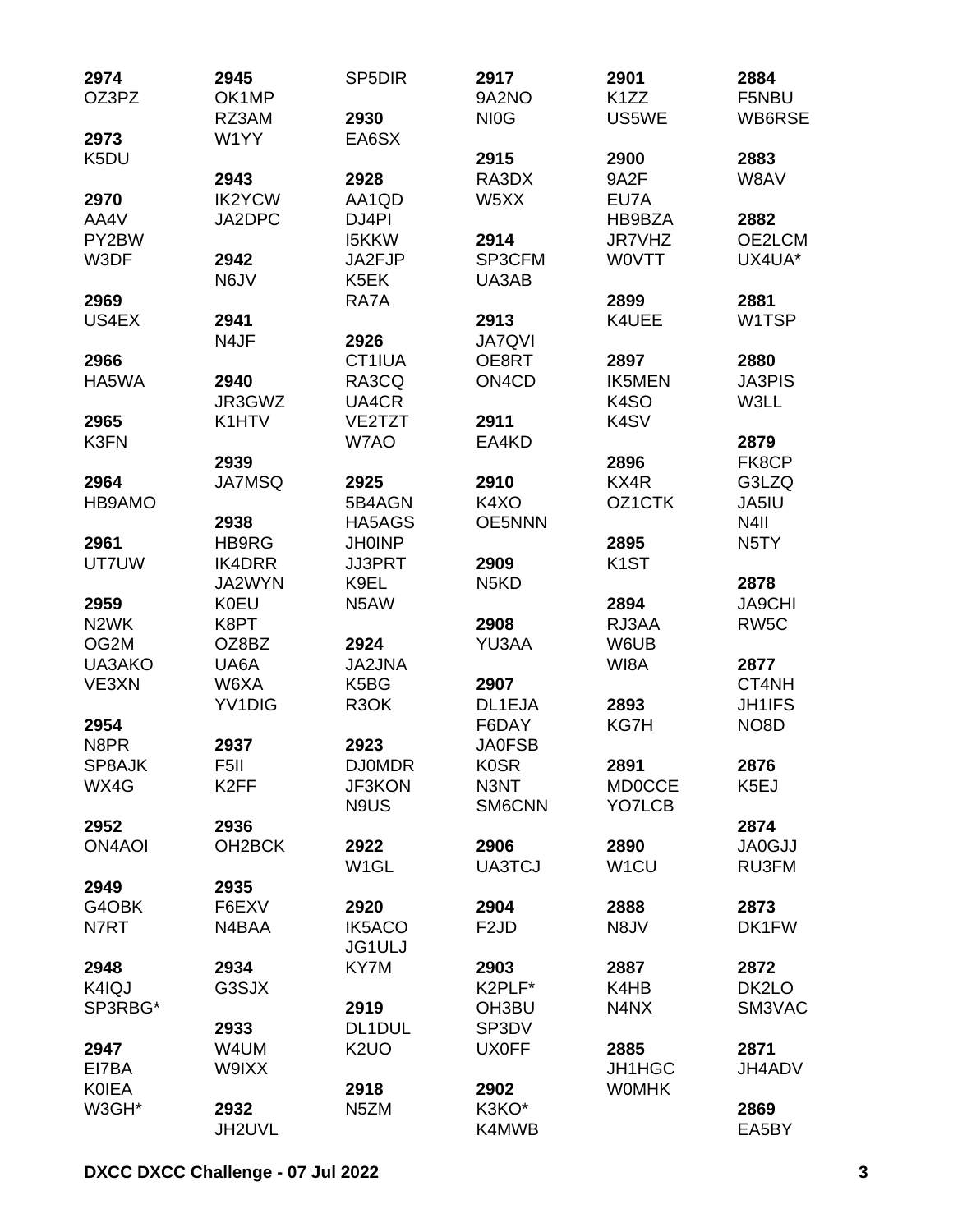**2974**
OZ3PZ

**2973**
K5DU

**2970**
AA4V
PY2BW
W3DF

**2969**
US4EX

**2966**
HA5WA

**2965**
K3FN

**2964**
HB9AMO

**2961**
UT7UW

**2959**
N2WK
OG2M
UA3AKO
VE3XN

**2954**
N8PR
SP8AJK
WX4G

**2952**
ON4AOI

**2949**
G4OBK
N7RT

**2948**
K4IQJ
SP3RBG*

**2947**
EI7BA
K0IEA
W3GH*

**2945**
OK1MP
RZ3AM
W1YY

**2943**
IK2YCW
JA2DPC

**2942**
N6JV

**2941**
N4JF

**2940**
JR3GWZ
K1HTV

**2939**
JA7MSQ

**2938**
HB9RG
IK4DRR
JA2WYN
K0EU
K8PT
OZ8BZ
UA6A
W6XA
YV1DIG

**2937**
F5II
K2FF

**2936**
OH2BCK

**2935**
F6EXV
N4BAA

**2934**
G3SJX

**2933**
W4UM
W9IXX

**2932**
JH2UVL

SP5DIR

**2930**
EA6SX

**2928**
AA1QD
DJ4PI
I5KKW
JA2FJP
K5EK
RA7A

**2926**
CT1IUA
RA3CQ
UA4CR
VE2TZT
W7AO

**2925**
5B4AGN
HA5AGS
JH0INP
JJ3PRT
K9EL
N5AW

**2924**
JA2JNA
K5BG
R3OK

**2923**
DJ0MDR
JF3KON
N9US

**2922**
W1GL

**2920**
IK5ACO
JG1ULJ
KY7M

**2919**
DL1DUL
K2UO

**2918**
N5ZM

**2917**
9A2NO
NI0G

**2915**
RA3DX
W5XX

**2914**
SP3CFM
UA3AB

**2913**
JA7QVI
OE8RT
ON4CD

**2911**
EA4KD

**2910**
K4XO
OE5NNN

**2909**
N5KD

**2908**
YU3AA

**2907**
DL1EJA
F6DAY
JA0FSB
K0SR
N3NT
SM6CNN

**2906**
UA3TCJ

**2904**
F2JD

**2903**
K2PLF*
OH3BU
SP3DV
UX0FF

**2902**
K3KO*
K4MWB

**2901**
K1ZZ
US5WE

**2900**
9A2F
EU7A
HB9BZA
JR7VHZ
W0VTT

**2899**
K4UEE

**2897**
IK5MEN
K4SO
K4SV

**2896**
KX4R
OZ1CTK

**2895**
K1ST

**2894**
RJ3AA
W6UB
WI8A

**2893**
KG7H

**2891**
MD0CCE
YO7LCB

**2890**
W1CU

**2888**
N8JV

**2887**
K4HB
N4NX

**2885**
JH1HGC
W0MHK

**2884**
F5NBU
WB6RSE

**2883**
W8AV

**2882**
OE2LCM
UX4UA*

**2881**
W1TSP

**2880**
JA3PIS
W3LL

**2879**
FK8CP
G3LZQ
JA5IU
N4II
N5TY

**2878**
JA9CHI
RW5C

**2877**
CT4NH
JH1IFS
NO8D

**2876**
K5EJ

**2874**
JA0GJJ
RU3FM

**2873**
DK1FW

**2872**
DK2LO
SM3VAC

**2871**
JH4ADV

**2869**
EA5BY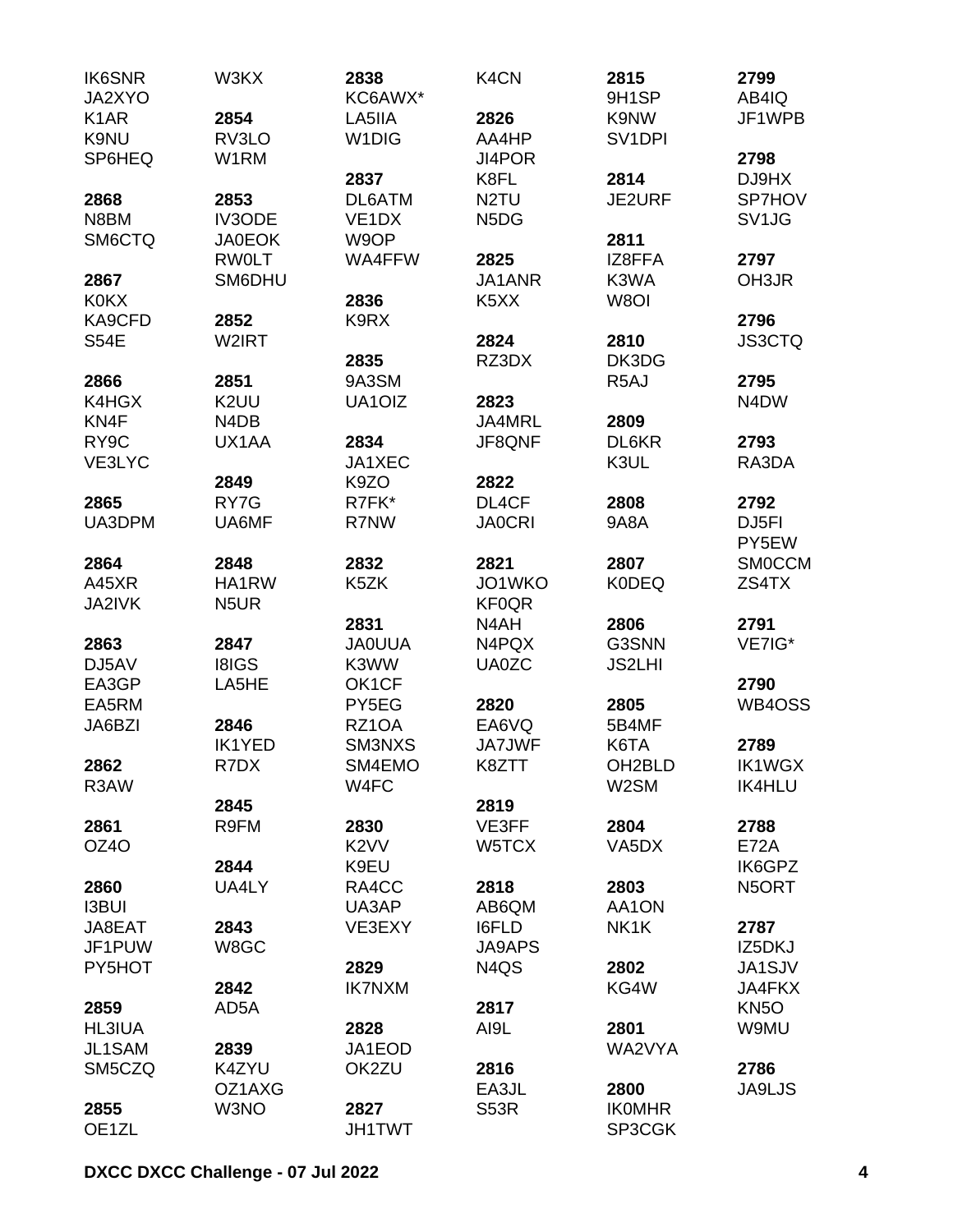IK6SNR
JA2XYO
K1AR
K9NU
SP6HEQ

**2868**
N8BM
SM6CTQ

**2867**
K0KX
KA9CFD
S54E

**2866**
K4HGX
KN4F
RY9C
VE3LYC

**2865**
UA3DPM

**2864**
A45XR
JA2IVK

**2863**
DJ5AV
EA3GP
EA5RM
JA6BZI

**2862**
R3AW

**2861**
OZ4O

**2860**
I3BUI
JA8EAT
JF1PUW
PY5HOT

**2859**
HL3IUA
JL1SAM
SM5CZQ

**2855**
OE1ZL
W3KX

**2854**
RV3LO
W1RM

**2853**
IV3ODE
JA0EOK
RW0LT
SM6DHU

**2852**
W2IRT

**2851**
K2UU
N4DB
UX1AA

**2849**
RY7G
UA6MF

**2848**
HA1RW
N5UR

**2847**
I8IGS
LA5HE

**2846**
IK1YED
R7DX

**2845**
R9FM

**2844**
UA4LY

**2843**
W8GC

**2842**
AD5A

**2839**
K4ZYU
OZ1AXG
W3NO

**2838**
KC6AWX*
LA5IIA
W1DIG

**2837**
DL6ATM
VE1DX
W9OP
WA4FFW

**2836**
K9RX

**2835**
9A3SM
UA1OIZ

**2834**
JA1XEC
K9ZO
R7FK*
R7NW

**2832**
K5ZK

**2831**
JA0UUA
K3WW
OK1CF
PY5EG
RZ1OA
SM3NXS
SM4EMO
W4FC

**2830**
K2VV
K9EU
RA4CC
UA3AP
VE3EXY

**2829**
IK7NXM

**2828**
JA1EOD
OK2ZU

**2827**
JH1TWT
K4CN

**2826**
AA4HP
JI4POR
K8FL
N2TU
N5DG

**2825**
JA1ANR
K5XX

**2824**
RZ3DX

**2823**
JA4MRL
JF8QNF

**2822**
DL4CF
JA0CRI

**2821**
JO1WKO
KF0QR
N4AH
N4PQX
UA0ZC

**2820**
EA6VQ
JA7JWF
K8ZTT

**2819**
VE3FF
W5TCX

**2818**
AB6QM
I6FLD
JA9APS
N4QS

**2817**
AI9L

**2816**
EA3JL
S53R

**2815**
9H1SP
K9NW
SV1DPI

**2814**
JE2URF

**2811**
IZ8FFA
K3WA
W8OI

**2810**
DK3DG
R5AJ

**2809**
DL6KR
K3UL

**2808**
9A8A

**2807**
K0DEQ

**2806**
G3SNN
JS2LHI

**2805**
5B4MF
K6TA
OH2BLD
W2SM

**2804**
VA5DX

**2803**
AA1ON
NK1K

**2802**
KG4W

**2801**
WA2VYA

**2800**
IK0MHR
SP3CGK

**2799**
AB4IQ
JF1WPB

**2798**
DJ9HX
SP7HOV
SV1JG

**2797**
OH3JR

**2796**
JS3CTQ

**2795**
N4DW

**2793**
RA3DA

**2792**
DJ5FI
PY5EW
SM0CCM
ZS4TX

**2791**
VE7IG*

**2790**
WB4OSS

**2789**
IK1WGX
IK4HLU

**2788**
E72A
IK6GPZ
N5ORT

**2787**
IZ5DKJ
JA1SJV
JA4FKX
KN5O
W9MU

**2786**
JA9LJS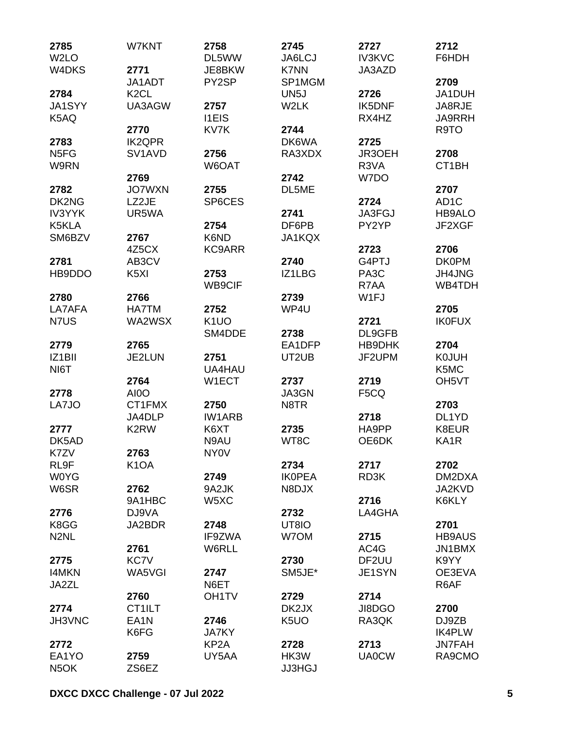**2785**
W2LO
W4DKS

**2784**
JA1SYY
K5AQ

**2783**
N5FG
W9RN

**2782**
DK2NG
IV3YYK
K5KLA
SM6BZV

**2781**
HB9DDO

**2780**
LA7AFA
N7US

**2779**
IZ1BII
NI6T

**2778**
LA7JO

**2777**
DK5AD
K7ZV
RL9F
W0YG
W6SR

**2776**
K8GG
N2NL

**2775**
I4MKN
JA2ZL

**2774**
JH3VNC

**2772**
EA1YO
N5OK

W7KNT

**2771**
JA1ADT
K2CL
UA3AGW

**2770**
IK2QPR
SV1AVD

**2769**
JO7WXN
LZ2JE
UR5WA

**2767**
4Z5CX
AB3CV
K5XI

**2766**
HA7TM
WA2WSX

**2765**
JE2LUN

**2764**
AI0O
CT1FMX
JA4DLP
K2RW

**2763**
K1OA

**2762**
9A1HBC
DJ9VA
JA2BDR

**2761**
KC7V
WA5VGI

**2760**
CT1ILT
EA1N
K6FG

**2759**
ZS6EZ

**2758**
DL5WW
JE8BKW
PY2SP

**2757**
I1EIS
KV7K

**2756**
W6OAT

**2755**
SP6CES

**2754**
K6ND
KC9ARR

**2753**
WB9CIF

**2752**
K1UO
SM4DDE

**2751**
UA4HAU
W1ECT

**2750**
IW1ARB
K6XT
N9AU
NY0V

**2749**
9A2JK
W5XC

**2748**
IF9ZWA
W6RLL

**2747**
N6ET
OH1TV

**2746**
JA7KY
KP2A
UY5AA

**2745**
JA6LCJ
K7NN
SP1MGM
UN5J
W2LK

**2744**
DK6WA
RA3XDX

**2742**
DL5ME

**2741**
DF6PB
JA1KQX

**2740**
IZ1LBG

**2739**
WP4U

**2738**
EA1DFP
UT2UB

**2737**
JA3GN
N8TR

**2735**
WT8C

**2734**
IK0PEA
N8DJX

**2732**
UT8IO
W7OM

**2730**
SM5JE*

**2729**
DK2JX
K5UO

**2728**
HK3W
JJ3HGJ

**2727**
IV3KVC
JA3AZD

**2726**
IK5DNF
RX4HZ

**2725**
JR3OEH
R3VA
W7DO

**2724**
JA3FGJ
PY2YP

**2723**
G4PTJ
PA3C
R7AA
W1FJ

**2721**
DL9GFB
HB9DHK
JF2UPM

**2719**
F5CQ

**2718**
HA9PP
OE6DK

**2717**
RD3K

**2716**
LA4GHA

**2715**
AC4G
DF2UU
JE1SYN

**2714**
JI8DGO
RA3QK

**2713**
UA0CW

**2712**
F6HDH

**2709**
JA1DUH
JA8RJE
JA9RRH
R9TO

**2708**
CT1BH

**2707**
AD1C
HB9ALO
JF2XGF

**2706**
DK0PM
JH4JNG
WB4TDH

**2705**
IK0FUX

**2704**
K0JUH
K5MC
OH5VT

**2703**
DL1YD
K8EUR
KA1R

**2702**
DM2DXA
JA2KVD
K6KLY

**2701**
HB9AUS
JN1BMX
K9YY
OE3EVA
R6AF

**2700**
DJ9ZB
IK4PLW
JN7FAH
RA9CMO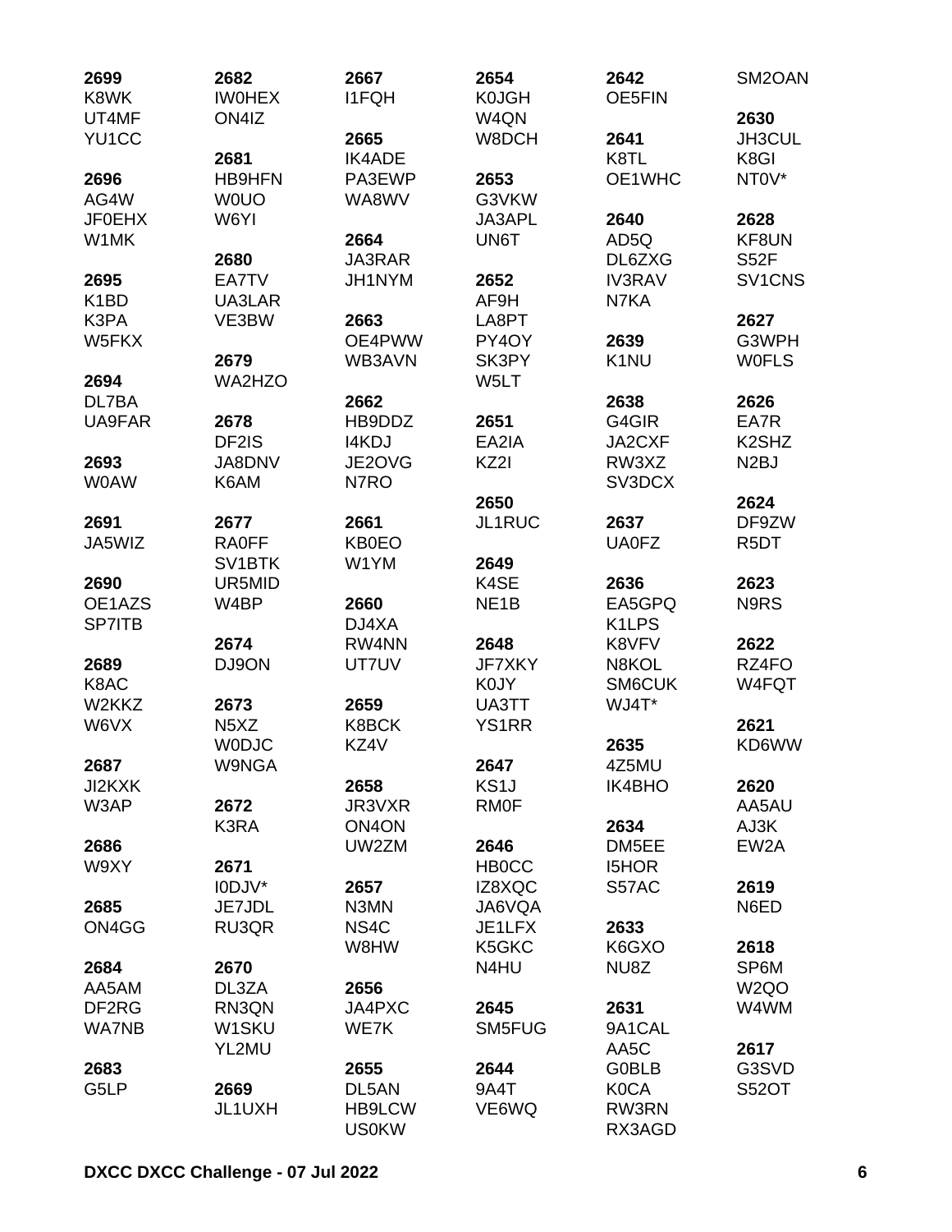**2699**
K8WK
UT4MF
YU1CC

**2696**
AG4W
JF0EHX
W1MK

**2695**
K1BD
K3PA
W5FKX

**2694**
DL7BA
UA9FAR

**2693**
W0AW

**2691**
JA5WIZ

**2690**
OE1AZS
SP7ITB

**2689**
K8AC
W2KKZ
W6VX

**2687**
JI2KXK
W3AP

**2686**
W9XY

**2685**
ON4GG

**2684**
AA5AM
DF2RG
WA7NB

**2683**
G5LP

**2682**
IW0HEX
ON4IZ

**2681**
HB9HFN
W0UO
W6YI

**2680**
EA7TV
UA3LAR
VE3BW

**2679**
WA2HZO

**2678**
DF2IS
JA8DNV
K6AM

**2677**
RA0FF
SV1BTK
UR5MID
W4BP

**2674**
DJ9ON

**2673**
N5XZ
W0DJC
W9NGA

**2672**
K3RA

**2671**
I0DJV*
JE7JDL
RU3QR

**2670**
DL3ZA
RN3QN
W1SKU
YL2MU

**2669**
JL1UXH

**2667**
I1FQH

**2665**
IK4ADE
PA3EWP
WA8WV

**2664**
JA3RAR
JH1NYM

**2663**
OE4PWW
WB3AVN

**2662**
HB9DDZ
I4KDJ
JE2OVG
N7RO

**2661**
KB0EO
W1YM

**2660**
DJ4XA
RW4NN
UT7UV

**2659**
K8BCK
KZ4V

**2658**
JR3VXR
ON4ON
UW2ZM

**2657**
N3MN
NS4C
W8HW

**2656**
JA4PXC
WE7K

**2655**
DL5AN
HB9LCW
US0KW

**2654**
K0JGH
W4QN
W8DCH

**2653**
G3VKW
JA3APL
UN6T

**2652**
AF9H
LA8PT
PY4OY
SK3PY
W5LT

**2651**
EA2IA
KZ2I

**2650**
JL1RUC

**2649**
K4SE
NE1B

**2648**
JF7XKY
K0JY
UA3TT
YS1RR

**2647**
KS1J
RM0F

**2646**
HB0CC
IZ8XQC
JA6VQA
JE1LFX
K5GKC
N4HU

**2645**
SM5FUG

**2644**
9A4T
VE6WQ

**2642**
OE5FIN

**2641**
K8TL
OE1WHC

**2640**
AD5Q
DL6ZXG
IV3RAV
N7KA

**2639**
K1NU

**2638**
G4GIR
JA2CXF
RW3XZ
SV3DCX

**2637**
UA0FZ

**2636**
EA5GPQ
K1LPS
K8VFV
N8KOL
SM6CUK
WJ4T*

**2635**
4Z5MU
IK4BHO

**2634**
DM5EE
I5HOR
S57AC

**2633**
K6GXO
NU8Z

**2631**
9A1CAL
AA5C
G0BLB
K0CA
RW3RN
RX3AGD

SM2OAN

**2630**
JH3CUL
K8GI
NT0V*

**2628**
KF8UN
S52F
SV1CNS

**2627**
G3WPH
W0FLS

**2626**
EA7R
K2SHZ
N2BJ

**2624**
DF9ZW
R5DT

**2623**
N9RS

**2622**
RZ4FO
W4FQT

**2621**
KD6WW

**2620**
AA5AU
AJ3K
EW2A

**2619**
N6ED

**2618**
SP6M
W2QO
W4WM

**2617**
G3SVD
S52OT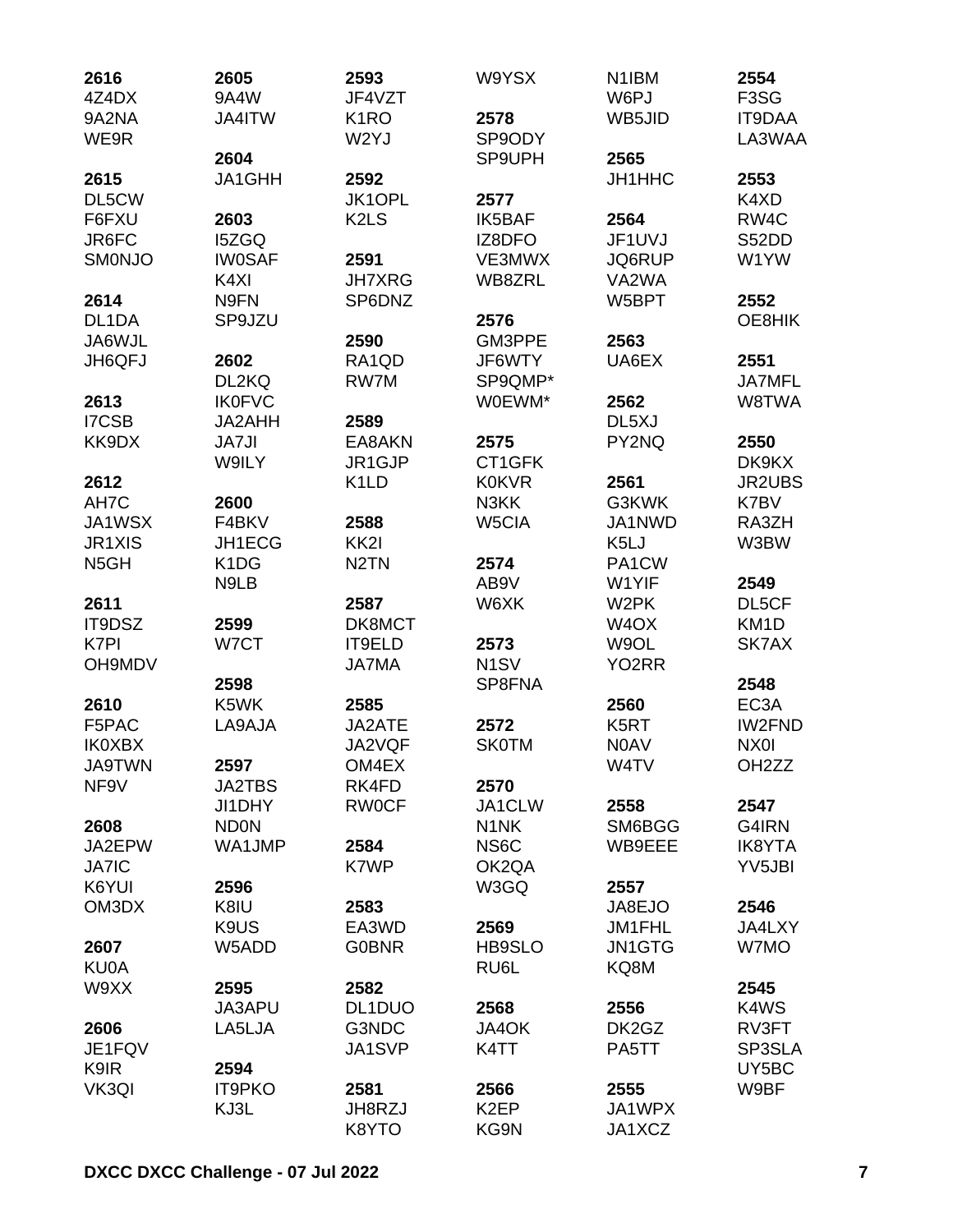**2616**
4Z4DX
9A2NA
WE9R

**2615**
DL5CW
F6FXU
JR6FC
SM0NJO

**2614**
DL1DA
JA6WJL
JH6QFJ

**2613**
I7CSB
KK9DX

**2612**
AH7C
JA1WSX
JR1XIS
N5GH

**2611**
IT9DSZ
K7PI
OH9MDV

**2610**
F5PAC
IK0XBX
JA9TWN
NF9V

**2608**
JA2EPW
JA7IC
K6YUI
OM3DX

**2607**
KU0A
W9XX

**2606**
JE1FQV
K9IR
VK3QI

**2605**
9A4W
JA4ITW

**2604**
JA1GHH

**2603**
I5ZGQ
IW0SAF
K4XI
N9FN
SP9JZU

**2602**
DL2KQ
IK0FVC
JA2AHH
JA7JI
W9ILY

**2600**
F4BKV
JH1ECG
K1DG
N9LB

**2599**
W7CT

**2598**
K5WK
LA9AJA

**2597**
JA2TBS
JI1DHY
ND0N
WA1JMP

**2596**
K8IU
K9US
W5ADD

**2595**
JA3APU
LA5LJA

**2594**
IT9PKO
KJ3L

**2593**
JF4VZT
K1RO
W2YJ

**2592**
JK1OPL
K2LS

**2591**
JH7XRG
SP6DNZ

**2590**
RA1QD
RW7M

**2589**
EA8AKN
JR1GJP
K1LD

**2588**
KK2I
N2TN

**2587**
DK8MCT
IT9ELD
JA7MA

**2585**
JA2ATE
JA2VQF
OM4EX
RK4FD
RW0CF

**2584**
K7WP

**2583**
EA3WD
G0BNR

**2582**
DL1DUO
G3NDC
JA1SVP

**2581**
JH8RZJ
K8YTO

W9YSX

**2578**
SP9ODY
SP9UPH

**2577**
IK5BAF
IZ8DFO
VE3MWX
WB8ZRL

**2576**
GM3PPE
JF6WTY
SP9QMP*
W0EWM*

**2575**
CT1GFK
K0KVR
N3KK
W5CIA

**2574**
AB9V
W6XK

**2573**
N1SV
SP8FNA

**2572**
SK0TM

**2570**
JA1CLW
N1NK
NS6C
OK2QA
W3GQ

**2569**
HB9SLO
RU6L

**2568**
JA4OK
K4TT

**2566**
K2EP
KG9N

N1IBM
W6PJ
WB5JID

**2565**
JH1HHC

**2564**
JF1UVJ
JQ6RUP
VA2WA
W5BPT

**2563**
UA6EX

**2562**
DL5XJ
PY2NQ

**2561**
G3KWK
JA1NWD
K5LJ
PA1CW
W1YIF
W2PK
W4OX
W9OL
YO2RR

**2560**
K5RT
N0AV
W4TV

**2558**
SM6BGG
WB9EEE

**2557**
JA8EJO
JM1FHL
JN1GTG
KQ8M

**2556**
DK2GZ
PA5TT

**2555**
JA1WPX
JA1XCZ

**2554**
F3SG
IT9DAA
LA3WAA

**2553**
K4XD
RW4C
S52DD
W1YW

**2552**
OE8HIK

**2551**
JA7MFL
W8TWA

**2550**
DK9KX
JR2UBS
K7BV
RA3ZH
W3BW

**2549**
DL5CF
KM1D
SK7AX

**2548**
EC3A
IW2FND
NX0I
OH2ZZ

**2547**
G4IRN
IK8YTA
YV5JBI

**2546**
JA4LXY
W7MO

**2545**
K4WS
RV3FT
SP3SLA
UY5BC
W9BF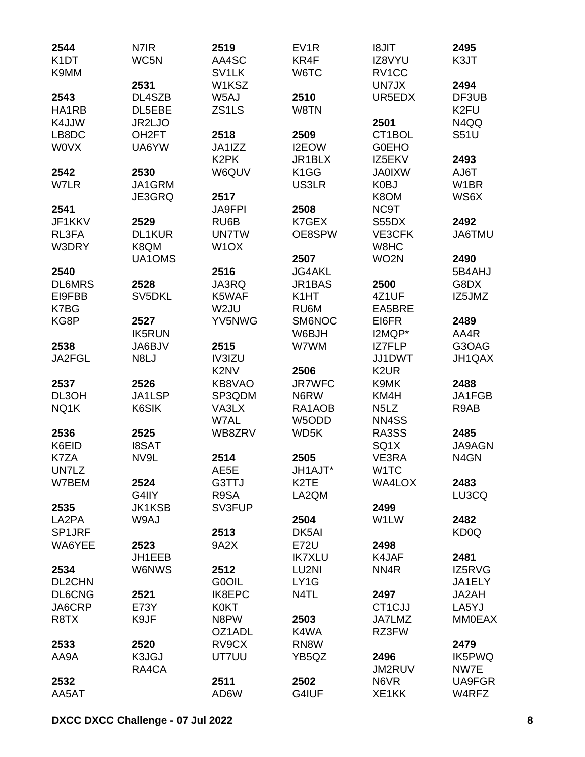**2544**
K1DT
K9MM

**2543**
HA1RB
K4JJW
LB8DC
W0VX

**2542**
W7LR

**2541**
JF1KKV
RL3FA
W3DRY

**2540**
DL6MRS
EI9FBB
K7BG
KG8P

**2538**
JA2FGL

**2537**
DL3OH
NQ1K

**2536**
K6EID
K7ZA
UN7LZ
W7BEM

**2535**
LA2PA
SP1JRF
WA6YEE

**2534**
DL2CHN
DL6CNG
JA6CRP
R8TX

**2533**
AA9A

**2532**
AA5AT

N7IR
WC5N

**2531**
DL4SZB
DL5EBE
JR2LJO
OH2FT
UA6YW

**2530**
JA1GRM
JE3GRQ

**2529**
DL1KUR
K8QM
UA1OMS

**2528**
SV5DKL

**2527**
IK5RUN
JA6BJV
N8LJ

**2526**
JA1LSP
K6SIK

**2525**
I8SAT
NV9L

**2524**
G4IIY
JK1KSB
W9AJ

**2523**
JH1EEB
W6NWS

**2521**
E73Y
K9JF

**2520**
K3JGJ
RA4CA

**2519**
AA4SC
SV1LK
W1KSZ
W5AJ
ZS1LS

**2518**
JA1IZZ
K2PK
W6QUV

**2517**
JA9FPI
RU6B
UN7TW
W1OX

**2516**
JA3RQ
K5WAF
W2JU
YV5NWG

**2515**
IV3IZU
K2NV
KB8VAO
SP3QDM
VA3LX
W7AL
WB8ZRV

**2514**
AE5E
G3TTJ
R9SA
SV3FUP

**2513**
9A2X

**2512**
G0OIL
IK8EPC
K0KT
N8PW
OZ1ADL
RV9CX
UT7UU

**2511**
AD6W

EV1R
KR4F
W6TC

**2510**
W8TN

**2509**
I2EOW
JR1BLX
K1GG
US3LR

**2508**
K7GEX
OE8SPW

**2507**
JG4AKL
JR1BAS
K1HT
RU6M
SM6NOC
W6BJH
W7WM

**2506**
JR7WFC
N6RW
RA1AOB
W5ODD
WD5K

**2505**
JH1AJT*
K2TE
LA2QM

**2504**
DK5AI
E72U
IK7XLU
LU2NI
LY1G
N4TL

**2503**
K4WA
RN8W
YB5QZ

**2502**
G4IUF

I8JIT
IZ8VYU
RV1CC
UN7JX
UR5EDX

**2501**
CT1BOL
G0EHO
IZ5EKV
JA0IXW
K0BJ
K8OM
NC9T
S55DX
VE3CFK
W8HC
WO2N

**2500**
4Z1UF
EA5BRE
EI6FR
I2MQP*
IZ7FLP
JJ1DWT
K2UR
K9MK
KM4H
N5LZ
NN4SS
RA3SS
SQ1X
VE3RA
W1TC
WA4LOX

**2499**
W1LW

**2498**
K4JAF
NN4R

**2497**
CT1CJJ
JA7LMZ
RZ3FW

**2496**
JM2RUV
N6VR
XE1KK

**2495**
K3JT

**2494**
DF3UB
K2FU
N4QQ
S51U

**2493**
AJ6T
W1BR
WS6X

**2492**
JA6TMU

**2490**
5B4AHJ
G8DX
IZ5JMZ

**2489**
AA4R
G3OAG
JH1QAX

**2488**
JA1FGB
R9AB

**2485**
JA9AGN
N4GN

**2483**
LU3CQ

**2482**
KD0Q

**2481**
IZ5RVG
JA1ELY
JA2AH
LA5YJ
MM0EAX

**2479**
IK5PWQ
NW7E
UA9FGR
W4RFZ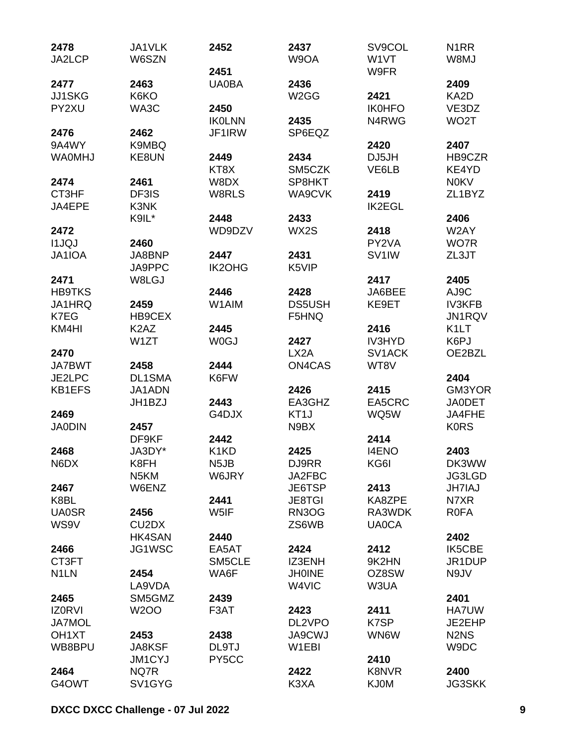**2478**
JA2LCP

**2477**
JJ1SKG
PY2XU

**2476**
9A4WY
WA0MHJ

**2474**
CT3HF
JA4EPE

**2472**
I1JQJ
JA1IOA

**2471**
HB9TKS
JA1HRQ
K7EG
KM4HI

**2470**
JA7BWT
JE2LPC
KB1EFS

**2469**
JA0DIN

**2468**
N6DX

**2467**
K8BL
UA0SR
WS9V

**2466**
CT3FT
N1LN

**2465**
IZ0RVI
JA7MOL
OH1XT
WB8BPU

**2464**
G4OWT

JA1VLK
W6SZN

**2463**
K6KO
WA3C

**2462**
K9MBQ
KE8UN

**2461**
DF3IS
K3NK
K9IL*

**2460**
JA8BNP
JA9PPC
W8LGJ

**2459**
HB9CEX
K2AZ
W1ZT

**2458**
DL1SMA
JA1ADN
JH1BZJ

**2457**
DF9KF
JA3DY*
K8FH
N5KM
W6ENZ

**2456**
CU2DX
HK4SAN
JG1WSC

**2454**
LA9VDA
SM5GMZ
W2OO

**2453**
JA8KSF
JM1CYJ
NQ7R
SV1GYG

**2452**

**2451**
UA0BA

**2450**
IK0LNN
JF1IRW

**2449**
KT8X
W8DX
W8RLS

**2448**
WD9DZV

**2447**
IK2OHG

**2446**
W1AIM

**2445**
W0GJ

**2444**
K6FW

**2443**
G4DJX

**2442**
K1KD
N5JB
W6JRY

**2441**
W5IF

**2440**
EA5AT
SM5CLE
WA6F

**2439**
F3AT

**2438**
DL9TJ
PY5CC

**2437**
W9OA

**2436**
W2GG

**2435**
SP6EQZ

**2434**
SM5CZK
SP8HKT
WA9CVK

**2433**
WX2S

**2431**
K5VIP

**2428**
DS5USH
F5HNQ

**2427**
LX2A
ON4CAS

**2426**
EA3GHZ
KT1J
N9BX

**2425**
DJ9RR
JA2FBC
JE6TSP
JE8TGI
RN3OG
ZS6WB

**2424**
IZ3ENH
JH0INE
W4VIC

**2423**
DL2VPO
JA9CWJ
W1EBI

**2422**
K3XA

SV9COL
W1VT
W9FR

**2421**
IK0HFO
N4RWG

**2420**
DJ5JH
VE6LB

**2419**
IK2EGL

**2418**
PY2VA
SV1IW

**2417**
JA6BEE
KE9ET

**2416**
IV3HYD
SV1ACK
WT8V

**2415**
EA5CRC
WQ5W

**2414**
I4ENO
KG6I

**2413**
KA8ZPE
RA3WDK
UA0CA

**2412**
9K2HN
OZ8SW
W3UA

**2411**
K7SP
WN6W

**2410**
K8NVR
KJ0M

N1RR
W8MJ

**2409**
KA2D
VE3DZ
WO2T

**2407**
HB9CZR
KE4YD
N0KV
ZL1BYZ

**2406**
W2AY
WO7R
ZL3JT

**2405**
AJ9C
IV3KFB
JN1RQV
K1LT
K6PJ
OE2BZL

**2404**
GM3YOR
JA0DET
JA4FHE
K0RS

**2403**
DK3WW
JG3LGD
JH7IAJ
N7XR
R0FA

**2402**
IK5CBE
JR1DUP
N9JV

**2401**
HA7UW
JE2EHP
N2NS
W9DC

**2400**
JG3SKK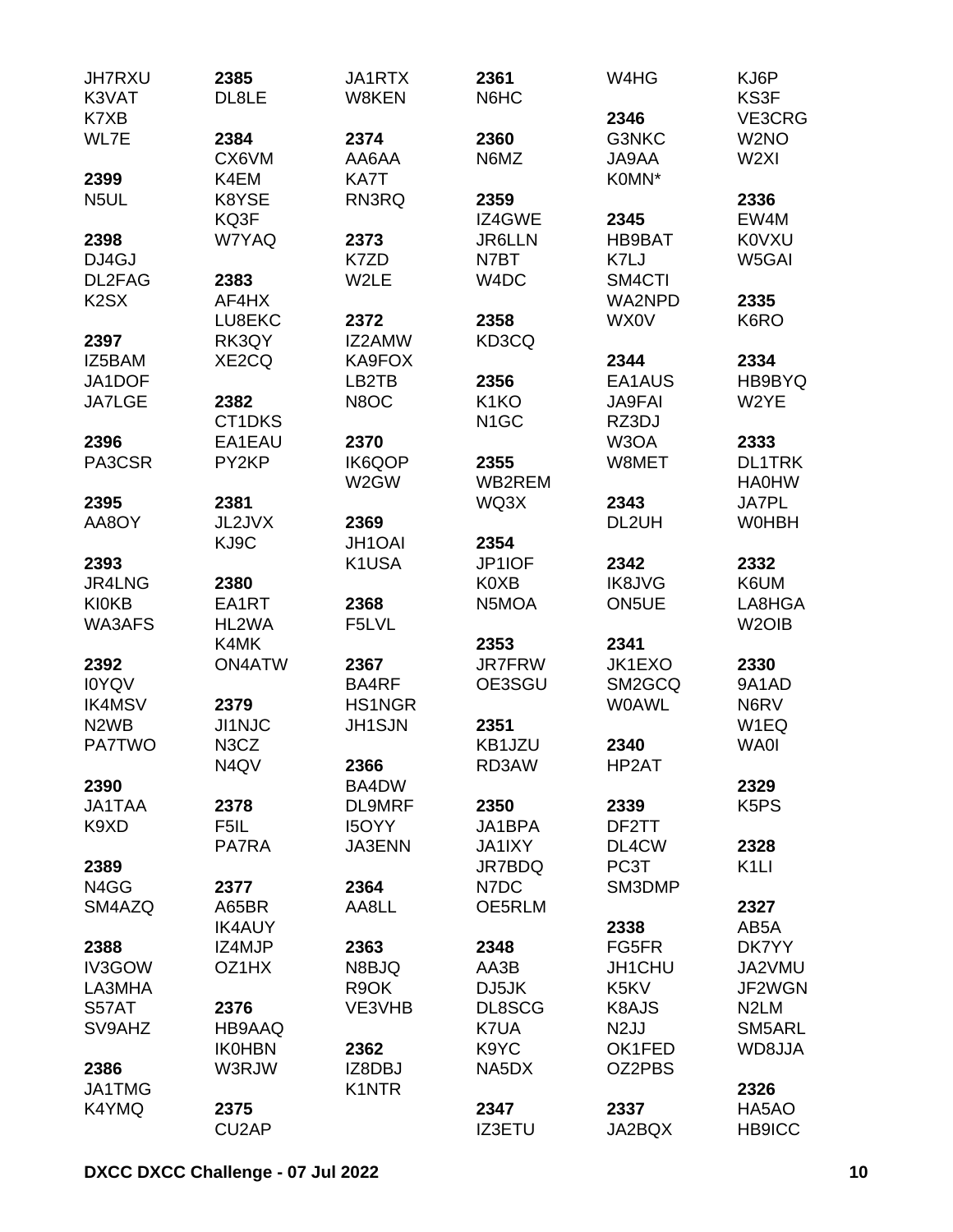JH7RXU
K3VAT
K7XB
WL7E

**2399**
N5UL

**2398**
DJ4GJ
DL2FAG
K2SX

**2397**
IZ5BAM
JA1DOF
JA7LGE

**2396**
PA3CSR

**2395**
AA8OY

**2393**
JR4LNG
KI0KB
WA3AFS

**2392**
I0YQV
IK4MSV
N2WB
PA7TWO

**2390**
JA1TAA
K9XD

**2389**
N4GG
SM4AZQ

**2388**
IV3GOW
LA3MHA
S57AT
SV9AHZ

**2386**
JA1TMG
K4YMQ

**2385**
DL8LE

**2384**
CX6VM
K4EM
K8YSE
KQ3F
W7YAQ

**2383**
AF4HX
LU8EKC
RK3QY
XE2CQ

**2382**
CT1DKS
EA1EAU
PY2KP

**2381**
JL2JVX
KJ9C

**2380**
EA1RT
HL2WA
K4MK
ON4ATW

**2379**
JI1NJC
N3CZ
N4QV

**2378**
F5IL
PA7RA

**2377**
A65BR
IK4AUY
IZ4MJP
OZ1HX

**2376**
HB9AAQ
IK0HBN
W3RJW

**2375**
CU2AP

JA1RTX
W8KEN

**2374**
AA6AA
KA7T
RN3RQ

**2373**
K7ZD
W2LE

**2372**
IZ2AMW
KA9FOX
LB2TB
N8OC

**2370**
IK6QOP
W2GW

**2369**
JH1OAI
K1USA

**2368**
F5LVL

**2367**
BA4RF
HS1NGR
JH1SJN

**2366**
BA4DW
DL9MRF
I5OYY
JA3ENN

**2364**
AA8LL

**2363**
N8BJQ
R9OK
VE3VHB

**2362**
IZ8DBJ
K1NTR

**2361**
N6HC

**2360**
N6MZ

**2359**
IZ4GWE
JR6LLN
N7BT
W4DC

**2358**
KD3CQ

**2356**
K1KO
N1GC

**2355**
WB2REM
WQ3X

**2354**
JP1IOF
K0XB
N5MOA

**2353**
JR7FRW
OE3SGU

**2351**
KB1JZU
RD3AW

**2350**
JA1BPA
JA1IXY
JR7BDQ
N7DC
OE5RLM

**2348**
AA3B
DJ5JK
DL8SCG
K7UA
K9YC
NA5DX

**2347**
IZ3ETU

W4HG

**2346**
G3NKC
JA9AA
K0MN*

**2345**
HB9BAT
K7LJ
SM4CTI
WA2NPD
WX0V

**2344**
EA1AUS
JA9FAI
RZ3DJ
W3OA
W8MET

**2343**
DL2UH

**2342**
IK8JVG
ON5UE

**2341**
JK1EXO
SM2GCQ
W0AWL

**2340**
HP2AT

**2339**
DF2TT
DL4CW
PC3T
SM3DMP

**2338**
FG5FR
JH1CHU
K5KV
K8AJS
N2JJ
OK1FED
OZ2PBS

**2337**
JA2BQX

KJ6P
KS3F
VE3CRG
W2NO
W2XI

**2336**
EW4M
K0VXU
W5GAI

**2335**
K6RO

**2334**
HB9BYQ
W2YE

**2333**
DL1TRK
HA0HW
JA7PL
W0HBH

**2332**
K6UM
LA8HGA
W2OIB

**2330**
9A1AD
N6RV
W1EQ
WA0I

**2329**
K5PS

**2328**
K1LI

**2327**
AB5A
DK7YY
JA2VMU
JF2WGN
N2LM
SM5ARL
WD8JJA

**2326**
HA5AO
HB9ICC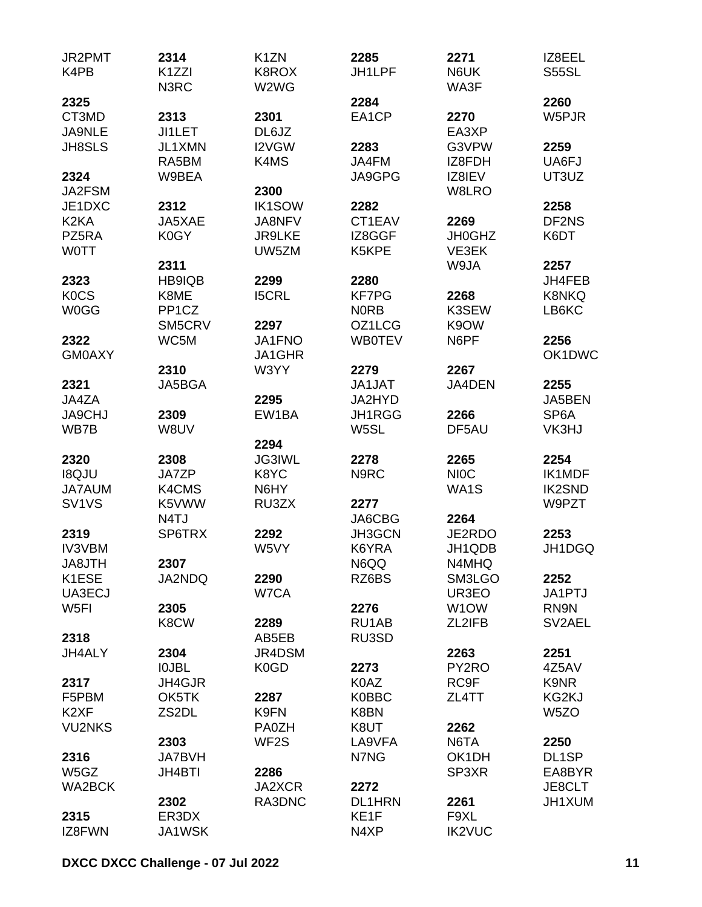JR2PMT
K4PB

**2325**
CT3MD
JA9NLE
JH8SLS

**2324**
JA2FSM
JE1DXC
K2KA
PZ5RA
W0TT

**2323**
K0CS
W0GG

**2322**
GM0AXY

**2321**
JA4ZA
JA9CHJ
WB7B

**2320**
I8QJU
JA7AUM
SV1VS

**2319**
IV3VBM
JA8JTH
K1ESE
UA3ECJ
W5FI

**2318**
JH4ALY

**2317**
F5PBM
K2XF
VU2NKS

**2316**
W5GZ
WA2BCK

**2315**
IZ8FWN

**2314**
K1ZZI
N3RC

**2313**
JI1LET
JL1XMN
RA5BM
W9BEA

**2312**
JA5XAE
K0GY

**2311**
HB9IQB
K8ME
PP1CZ
SM5CRV
WC5M

**2310**
JA5BGA

**2309**
W8UV

**2308**
JA7ZP
K4CMS
K5VWW
N4TJ
SP6TRX

**2307**
JA2NDQ

**2305**
K8CW

**2304**
I0JBL
JH4GJR
OK5TK
ZS2DL

**2303**
JA7BVH
JH4BTI

**2302**
ER3DX
JA1WSK

K1ZN
K8ROX
W2WG

**2301**
DL6JZ
I2VGW
K4MS

**2300**
IK1SOW
JA8NFV
JR9LKE
UW5ZM

**2299**
I5CRL

**2297**
JA1FNO
JA1GHR
W3YY

**2295**
EW1BA

**2294**
JG3IWL
K8YC
N6HY
RU3ZX

**2292**
W5VY

**2290**
W7CA

**2289**
AB5EB
JR4DSM
K0GD

**2287**
K9FN
PA0ZH
WF2S

**2286**
JA2XCR
RA3DNC

**2285**
JH1LPF

**2284**
EA1CP

**2283**
JA4FM
JA9GPG

**2282**
CT1EAV
IZ8GGF
K5KPE

**2280**
KF7PG
N0RB
OZ1LCG
WB0TEV

**2279**
JA1JAT
JA2HYD
JH1RGG
W5SL

**2278**
N9RC

**2277**
JA6CBG
JH3GCN
K6YRA
N6QQ
RZ6BS

**2276**
RU1AB
RU3SD

**2273**
K0AZ
K0BBC
K8BN
K8UT
LA9VFA
N7NG

**2272**
DL1HRN
KE1F
N4XP

**2271**
N6UK
WA3F

**2270**
EA3XP
G3VPW
IZ8FDH
IZ8IEV
W8LRO

**2269**
JH0GHZ
VE3EK
W9JA

**2268**
K3SEW
K9OW
N6PF

**2267**
JA4DEN

**2266**
DF5AU

**2265**
NI0C
WA1S

**2264**
JE2RDO
JH1QDB
N4MHQ
SM3LGO
UR3EO
W1OW
ZL2IFB

**2263**
PY2RO
RC9F
ZL4TT

**2262**
N6TA
OK1DH
SP3XR

**2261**
F9XL
IK2VUC

IZ8EEL
S55SL

**2260**
W5PJR

**2259**
UA6FJ
UT3UZ

**2258**
DF2NS
K6DT

**2257**
JH4FEB
K8NKQ
LB6KC

**2256**
OK1DWC

**2255**
JA5BEN
SP6A
VK3HJ

**2254**
IK1MDF
IK2SND
W9PZT

**2253**
JH1DGQ

**2252**
JA1PTJ
RN9N
SV2AEL

**2251**
4Z5AV
K9NR
KG2KJ
W5ZO

**2250**
DL1SP
EA8BYR
JE8CLT
JH1XUM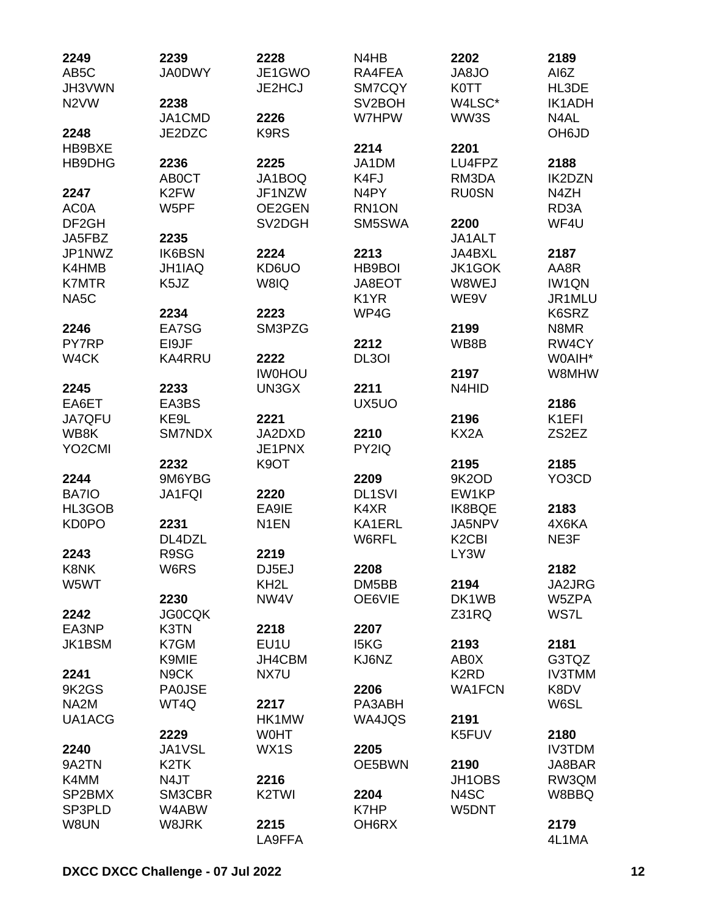**2249**
AB5C
JH3VWN
N2VW

**2248**
HB9BXE
HB9DHG

**2247**
AC0A
DF2GH
JA5FBZ
JP1NWZ
K4HMB
K7MTR
NA5C

**2246**
PY7RP
W4CK

**2245**
EA6ET
JA7QFU
WB8K
YO2CMI

**2244**
BA7IO
HL3GOB
KD0PO

**2243**
K8NK
W5WT

**2242**
EA3NP
JK1BSM

**2241**
9K2GS
NA2M
UA1ACG

**2240**
9A2TN
K4MM
SP2BMX
SP3PLD
W8UN

**2239**
JA0DWY

**2238**
JA1CMD
JE2DZC

**2236**
AB0CT
K2FW
W5PF

**2235**
IK6BSN
JH1IAQ
K5JZ

**2234**
EA7SG
EI9JF
KA4RRU

**2233**
EA3BS
KE9L
SM7NDX

**2232**
9M6YBG
JA1FQI

**2231**
DL4DZL
R9SG
W6RS

**2230**
JG0CQK
K3TN
K7GM
K9MIE
N9CK
PA0JSE
WT4Q

**2229**
JA1VSL
K2TK
N4JT
SM3CBR
W4ABW
W8JRK

**2228**
JE1GWO
JE2HCJ

**2226**
K9RS

**2225**
JA1BOQ
JF1NZW
OE2GEN
SV2DGH

**2224**
KD6UO
W8IQ

**2223**
SM3PZG

**2222**
IW0HOU
UN3GX

**2221**
JA2DXD
JE1PNX
K9OT

**2220**
EA9IE
N1EN

**2219**
DJ5EJ
KH2L
NW4V

**2218**
EU1U
JH4CBM
NX7U

**2217**
HK1MW
W0HT
WX1S

**2216**
K2TWI

**2215**
LA9FFA

N4HB
RA4FEA
SM7CQY
SV2BOH
W7HPW

**2214**
JA1DM
K4FJ
N4PY
RN1ON
SM5SWA

**2213**
HB9BOI
JA8EOT
K1YR
WP4G

**2212**
DL3OI

**2211**
UX5UO

**2210**
PY2IQ

**2209**
DL1SVI
K4XR
KA1ERL
W6RFL

**2208**
DM5BB
OE6VIE

**2207**
I5KG
KJ6NZ

**2206**
PA3ABH
WA4JQS

**2205**
OE5BWN

**2204**
K7HP
OH6RX

**2202**
JA8JO
K0TT
W4LSC*
WW3S

**2201**
LU4FPZ
RM3DA
RU0SN

**2200**
JA1ALT
JA4BXL
JK1GOK
W8WEJ
WE9V

**2199**
WB8B

**2197**
N4HID

**2196**
KX2A

**2195**
9K2OD
EW1KP
IK8BQE
JA5NPV
K2CBI
LY3W

**2194**
DK1WB
Z31RQ

**2193**
AB0X
K2RD
WA1FCN

**2191**
K5FUV

**2190**
JH1OBS
N4SC
W5DNT

**2189**
AI6Z
HL3DE
IK1ADH
N4AL
OH6JD

**2188**
IK2DZN
N4ZH
RD3A
WF4U

**2187**
AA8R
IW1QN
JR1MLU
K6SRZ
N8MR
RW4CY
W0AIH*
W8MHW

**2186**
K1EFI
ZS2EZ

**2185**
YO3CD

**2183**
4X6KA
NE3F

**2182**
JA2JRG
W5ZPA
WS7L

**2181**
G3TQZ
IV3TMM
K8DV
W6SL

**2180**
IV3TDM
JA8BAR
RW3QM
W8BBQ

**2179**
4L1MA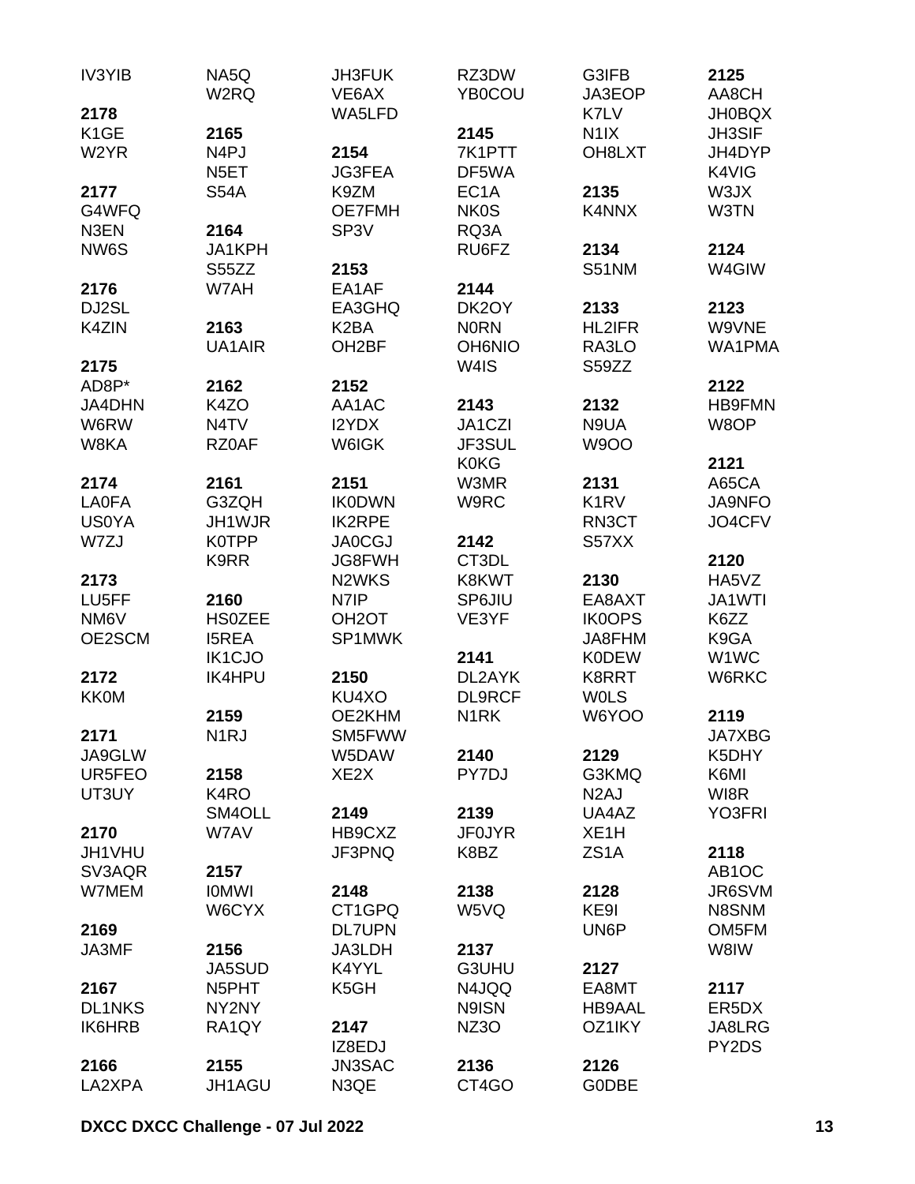IV3YIB

**2178**
K1GE
W2YR

**2177**
G4WFQ
N3EN
NW6S

**2176**
DJ2SL
K4ZIN

**2175**
AD8P*
JA4DHN
W6RW
W8KA

**2174**
LA0FA
US0YA
W7ZJ

**2173**
LU5FF
NM6V
OE2SCM

**2172**
KK0M

**2171**
JA9GLW
UR5FEO
UT3UY

**2170**
JH1VHU
SV3AQR
W7MEM

**2169**
JA3MF

**2167**
DL1NKS
IK6HRB

**2166**
LA2XPA

NA5Q
W2RQ

**2165**
N4PJ
N5ET
S54A

**2164**
JA1KPH
S55ZZ
W7AH

**2163**
UA1AIR

**2162**
K4ZO
N4TV
RZ0AF

**2161**
G3ZQH
JH1WJR
K0TPP
K9RR

**2160**
HS0ZEE
I5REA
IK1CJO
IK4HPU

**2159**
N1RJ

**2158**
K4RO
SM4OLL
W7AV

**2157**
I0MWI
W6CYX

**2156**
JA5SUD
N5PHT
NY2NY
RA1QY

**2155**
JH1AGU

JH3FUK
VE6AX
WA5LFD

**2154**
JG3FEA
K9ZM
OE7FMH
SP3V

**2153**
EA1AF
EA3GHQ
K2BA
OH2BF

**2152**
AA1AC
I2YDX
W6IGK

**2151**
IK0DWN
IK2RPE
JA0CGJ
JG8FWH
N2WKS
N7IP
OH2OT
SP1MWK

**2150**
KU4XO
OE2KHM
SM5FWW
W5DAW
XE2X

**2149**
HB9CXZ
JF3PNQ

**2148**
CT1GPQ
DL7UPN
JA3LDH
K4YYL
K5GH

**2147**
IZ8EDJ
JN3SAC
N3QE

RZ3DW
YB0COU

**2145**
7K1PTT
DF5WA
EC1A
NK0S
RQ3A
RU6FZ

**2144**
DK2OY
N0RN
OH6NIO
W4IS

**2143**
JA1CZI
JF3SUL
K0KG
W3MR
W9RC

**2142**
CT3DL
K8KWT
SP6JIU
VE3YF

**2141**
DL2AYK
DL9RCF
N1RK

**2140**
PY7DJ

**2139**
JF0JYR
K8BZ

**2138**
W5VQ

**2137**
G3UHU
N4JQQ
N9ISN
NZ3O

**2136**
CT4GO

G3IFB
JA3EOP
K7LV
N1IX
OH8LXT

**2135**
K4NNX

**2134**
S51NM

**2133**
HL2IFR
RA3LO
S59ZZ

**2132**
N9UA
W9OO

**2131**
K1RV
RN3CT
S57XX

**2130**
EA8AXT
IK0OPS
JA8FHM
K0DEW
K8RRT
W0LS
W6YOO

**2129**
G3KMQ
N2AJ
UA4AZ
XE1H
ZS1A

**2128**
KE9I
UN6P

**2127**
EA8MT
HB9AAL
OZ1IKY

**2126**
G0DBE

**2125**
AA8CH
JH0BQX
JH3SIF
JH4DYP
K4VIG
W3JX
W3TN

**2124**
W4GIW

**2123**
W9VNE
WA1PMA

**2122**
HB9FMN
W8OP

**2121**
A65CA
JA9NFO
JO4CFV

**2120**
HA5VZ
JA1WTI
K6ZZ
K9GA
W1WC
W6RKC

**2119**
JA7XBG
K5DHY
K6MI
WI8R
YO3FRI

**2118**
AB1OC
JR6SVM
N8SNM
OM5FM
W8IW

**2117**
ER5DX
JA8LRG
PY2DS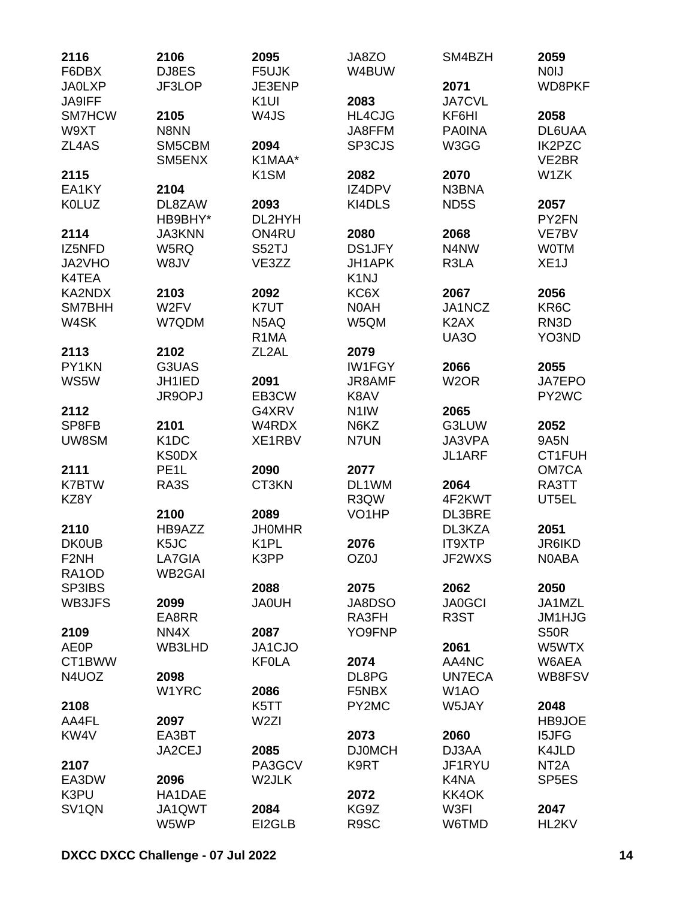**2116**
F6DBX
JA0LXP
JA9IFF
SM7HCW
W9XT
ZL4AS

**2115**
EA1KY
K0LUZ

**2114**
IZ5NFD
JA2VHO
K4TEA
KA2NDX
SM7BHH
W4SK

**2113**
PY1KN
WS5W

**2112**
SP8FB
UW8SM

**2111**
K7BTW
KZ8Y

**2110**
DK0UB
F2NH
RA1OD
SP3IBS
WB3JFS

**2109**
AE0P
CT1BWW
N4UOZ

**2108**
AA4FL
KW4V

**2107**
EA3DW
K3PU
SV1QN

**2106**
DJ8ES
JF3LOP

**2105**
N8NN
SM5CBM
SM5ENX

**2104**
DL8ZAW
HB9BHY*
JA3KNN
W5RQ
W8JV

**2103**
W2FV
W7QDM

**2102**
G3UAS
JH1IED
JR9OPJ

**2101**
K1DC
KS0DX
PE1L
RA3S

**2100**
HB9AZZ
K5JC
LA7GIA
WB2GAI

**2099**
EA8RR
NN4X
WB3LHD

**2098**
W1YRC

**2097**
EA3BT
JA2CEJ

**2096**
HA1DAE
JA1QWT
W5WP

**2095**
F5UJK
JE3ENP
K1UI
W4JS

**2094**
K1MAA*
K1SM

**2093**
DL2HYH
ON4RU
S52TJ
VE3ZZ

**2092**
K7UT
N5AQ
R1MA
ZL2AL

**2091**
EB3CW
G4XRV
W4RDX
XE1RBV

**2090**
CT3KN

**2089**
JH0MHR
K1PL
K3PP

**2088**
JA0UH

**2087**
JA1CJO
KF0LA

**2086**
K5TT
W2ZI

**2085**
PA3GCV
W2JLK

**2084**
EI2GLB

JA8ZO
W4BUW

**2083**
HL4CJG
JA8FFM
SP3CJS

**2082**
IZ4DPV
KI4DLS

**2080**
DS1JFY
JH1APK
K1NJ
KC6X
N0AH
W5QM

**2079**
IW1FGY
JR8AMF
K8AV
N1IW
N6KZ
N7UN

**2077**
DL1WM
R3QW
VO1HP

**2076**
OZ0J

**2075**
JA8DSO
RA3FH
YO9FNP

**2074**
DL8PG
F5NBX
PY2MC

**2073**
DJ0MCH
K9RT

**2072**
KG9Z
R9SC

SM4BZH

**2071**
JA7CVL
KF6HI
PA0INA
W3GG

**2070**
N3BNA
ND5S

**2068**
N4NW
R3LA

**2067**
JA1NCZ
K2AX
UA3O

**2066**
W2OR

**2065**
G3LUW
JA3VPA
JL1ARF

**2064**
4F2KWT
DL3BRE
DL3KZA
IT9XTP
JF2WXS

**2062**
JA0GCI
R3ST

**2061**
AA4NC
UN7ECA
W1AO
W5JAY

**2060**
DJ3AA
JF1RYU
K4NA
KK4OK
W3FI
W6TMD

**2059**
N0IJ
WD8PKF

**2058**
DL6UAA
IK2PZC
VE2BR
W1ZK

**2057**
PY2FN
VE7BV
W0TM
XE1J

**2056**
KR6C
RN3D
YO3ND

**2055**
JA7EPO
PY2WC

**2052**
9A5N
CT1FUH
OM7CA
RA3TT
UT5EL

**2051**
JR6IKD
N0ABA

**2050**
JA1MZL
JM1HJG
S50R
W5WTX
W6AEA
WB8FSV

**2048**
HB9JOE
I5JFG
K4JLD
NT2A
SP5ES

**2047**
HL2KV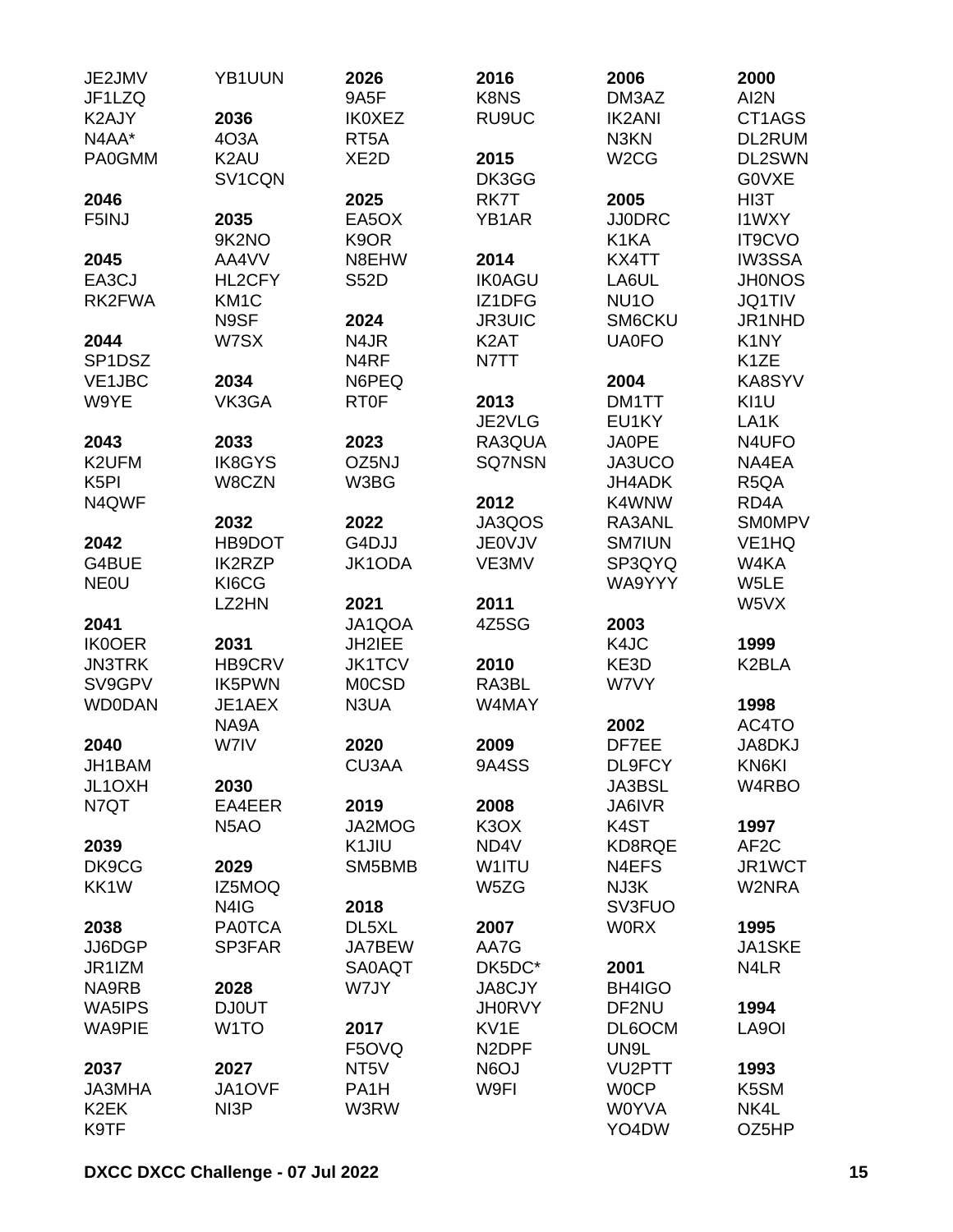JE2JMV
JF1LZQ
K2AJY
N4AA*
PA0GMM

**2046**
F5INJ

**2045**
EA3CJ
RK2FWA

**2044**
SP1DSZ
VE1JBC
W9YE

**2043**
K2UFM
K5PI
N4QWF

**2042**
G4BUE
NE0U

**2041**
IK0OER
JN3TRK
SV9GPV
WD0DAN

**2040**
JH1BAM
JL1OXH
N7QT

**2039**
DK9CG
KK1W

**2038**
JJ6DGP
JR1IZM
NA9RB
WA5IPS
WA9PIE

**2037**
JA3MHA
K2EK
K9TF

YB1UUN

**2036**
4O3A
K2AU
SV1CQN

**2035**
9K2NO
AA4VV
HL2CFY
KM1C
N9SF
W7SX

**2034**
VK3GA

**2033**
IK8GYS
W8CZN

**2032**
HB9DOT
IK2RZP
KI6CG
LZ2HN

**2031**
HB9CRV
IK5PWN
JE1AEX
NA9A
W7IV

**2030**
EA4EER
N5AO

**2029**
IZ5MOQ
N4IG
PA0TCA
SP3FAR

**2028**
DJ0UT
W1TO

**2027**
JA1OVF
NI3P

**2026**
9A5F
IK0XEZ
RT5A
XE2D

**2025**
EA5OX
K9OR
N8EHW
S52D

**2024**
N4JR
N4RF
N6PEQ
RT0F

**2023**
OZ5NJ
W3BG

**2022**
G4DJJ
JK1ODA

**2021**
JA1QOA
JH2IEE
JK1TCV
M0CSD
N3UA

**2020**
CU3AA

**2019**
JA2MOG
K1JIU
SM5BMB

**2018**
DL5XL
JA7BEW
SA0AQT
W7JY

**2017**
F5OVQ
NT5V
PA1H
W3RW

**2016**
K8NS
RU9UC

**2015**
DK3GG
RK7T
YB1AR

**2014**
IK0AGU
IZ1DFG
JR3UIC
K2AT
N7TT

**2013**
JE2VLG
RA3QUA
SQ7NSN

**2012**
JA3QOS
JE0VJV
VE3MV

**2011**
4Z5SG

**2010**
RA3BL
W4MAY

**2009**
9A4SS

**2008**
K3OX
ND4V
W1ITU
W5ZG

**2007**
AA7G
DK5DC*
JA8CJY
JH0RVY
KV1E
N2DPF
N6OJ
W9FI

**2006**
DM3AZ
IK2ANI
N3KN
W2CG

**2005**
JJ0DRC
K1KA
KX4TT
LA6UL
NU1O
SM6CKU
UA0FO

**2004**
DM1TT
EU1KY
JA0PE
JA3UCO
JH4ADK
K4WNW
RA3ANL
SM7IUN
SP3QYQ
WA9YYY

**2003**
K4JC
KE3D
W7VY

**2002**
DF7EE
DL9FCY
JA3BSL
JA6IVR
K4ST
KD8RQE
N4EFS
NJ3K
SV3FUO
W0RX

**2001**
BH4IGO
DF2NU
DL6OCM
UN9L
VU2PTT
W0CP
W0YVA
YO4DW

**2000**
AI2N
CT1AGS
DL2RUM
DL2SWN
G0VXE
HI3T
I1WXY
IT9CVO
IW3SSA
JH0NOS
JQ1TIV
JR1NHD
K1NY
K1ZE
KA8SYV
KI1U
LA1K
N4UFO
NA4EA
R5QA
RD4A
SM0MPV
VE1HQ
W4KA
W5LE
W5VX

**1999**
K2BLA

**1998**
AC4TO
JA8DKJ
KN6KI
W4RBO

**1997**
AF2C
JR1WCT
W2NRA

**1995**
JA1SKE
N4LR

**1994**
LA9OI

**1993**
K5SM
NK4L
OZ5HP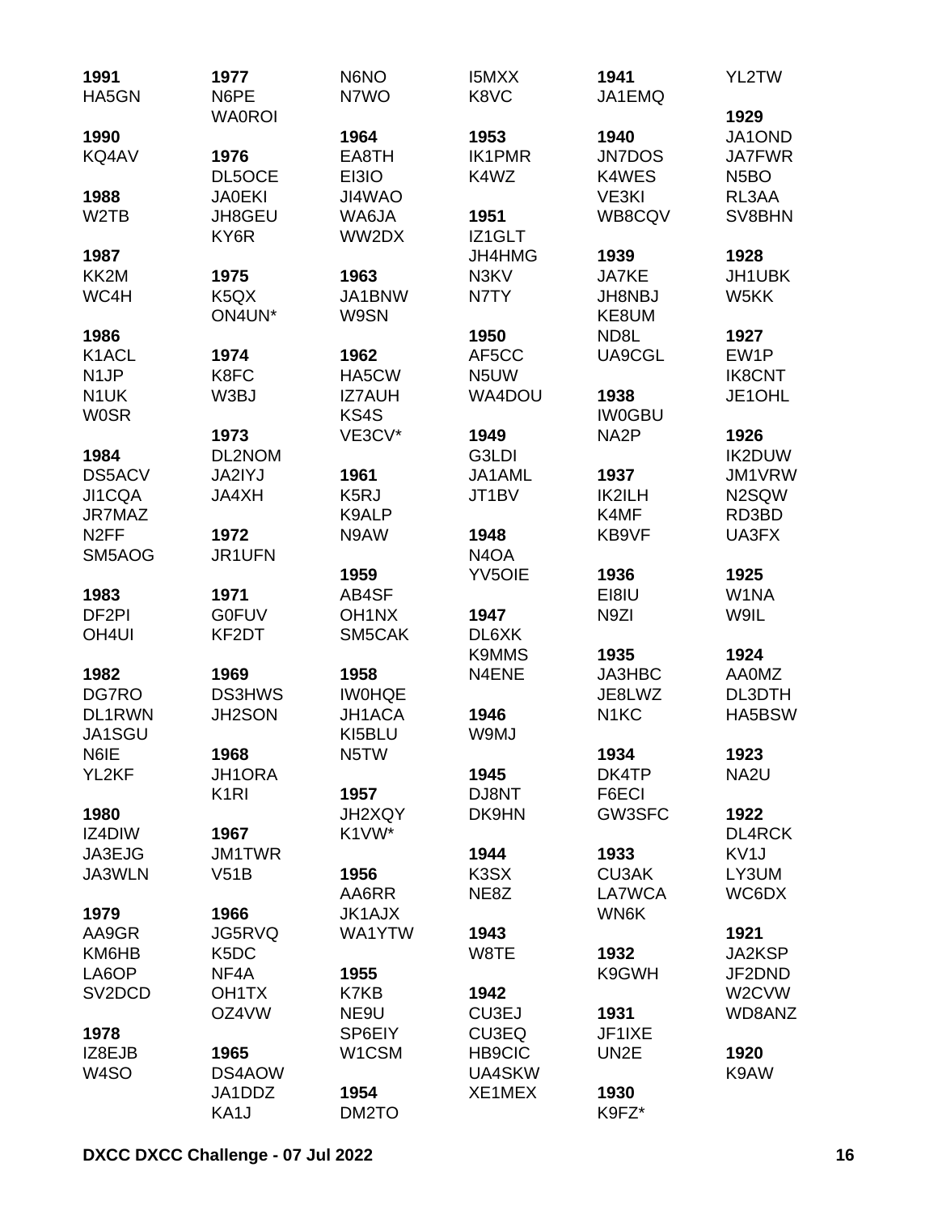**1991**
HA5GN

**1990**
KQ4AV

**1988**
W2TB

**1987**
KK2M
WC4H

**1986**
K1ACL
N1JP
N1UK
W0SR

**1984**
DS5ACV
JI1CQA
JR7MAZ
N2FF
SM5AOG

**1983**
DF2PI
OH4UI

**1982**
DG7RO
DL1RWN
JA1SGU
N6IE
YL2KF

**1980**
IZ4DIW
JA3EJG
JA3WLN

**1979**
AA9GR
KM6HB
LA6OP
SV2DCD

**1978**
IZ8EJB
W4SO

**1977**
N6PE
WA0ROI

**1976**
DL5OCE
JA0EKI
JH8GEU
KY6R

**1975**
K5QX
ON4UN*

**1974**
K8FC
W3BJ

**1973**
DL2NOM
JA2IYJ
JA4XH

**1972**
JR1UFN

**1971**
G0FUV
KF2DT

**1969**
DS3HWS
JH2SON

**1968**
JH1ORA
K1RI

**1967**
JM1TWR
V51B

**1966**
JG5RVQ
K5DC
NF4A
OH1TX
OZ4VW

**1965**
DS4AOW
JA1DDZ
KA1J
N6NO
N7WO

**1964**
EA8TH
EI3IO
JI4WAO
WA6JA
WW2DX

**1963**
JA1BNW
W9SN

**1962**
HA5CW
IZ7AUH
KS4S
VE3CV*

**1961**
K5RJ
K9ALP
N9AW

**1959**
AB4SF
OH1NX
SM5CAK

**1958**
IW0HQE
JH1ACA
KI5BLU
N5TW

**1957**
JH2XQY
K1VW*

**1956**
AA6RR
JK1AJX
WA1YTW

**1955**
K7KB
NE9U
SP6EIY
W1CSM

**1954**
DM2TO

I5MXX
K8VC

**1953**
IK1PMR
K4WZ

**1951**
IZ1GLT
JH4HMG
N3KV
N7TY

**1950**
AF5CC
N5UW
WA4DOU

**1949**
G3LDI
JA1AML
JT1BV

**1948**
N4OA
YV5OIE

**1947**
DL6XK
K9MMS
N4ENE

**1946**
W9MJ

**1945**
DJ8NT
DK9HN

**1944**
K3SX
NE8Z

**1943**
W8TE

**1942**
CU3EJ
CU3EQ
HB9CIC
UA4SKW
XE1MEX

**1941**
JA1EMQ

**1940**
JN7DOS
K4WES
VE3KI
WB8CQV

**1939**
JA7KE
JH8NBJ
KE8UM
ND8L
UA9CGL

**1938**
IW0GBU
NA2P

**1937**
IK2ILH
K4MF
KB9VF

**1936**
EI8IU
N9ZI

**1935**
JA3HBC
JE8LWZ
N1KC

**1934**
DK4TP
F6ECI
GW3SFC

**1933**
CU3AK
LA7WCA
WN6K

**1932**
K9GWH

**1931**
JF1IXE
UN2E

**1930**
K9FZ*

YL2TW

**1929**
JA1OND
JA7FWR
N5BO
RL3AA
SV8BHN

**1928**
JH1UBK
W5KK

**1927**
EW1P
IK8CNT
JE1OHL

**1926**
IK2DUW
JM1VRW
N2SQW
RD3BD
UA3FX

**1925**
W1NA
W9IL

**1924**
AA0MZ
DL3DTH
HA5BSW

**1923**
NA2U

**1922**
DL4RCK
KV1J
LY3UM
WC6DX

**1921**
JA2KSP
JF2DND
W2CVW
WD8ANZ

**1920**
K9AW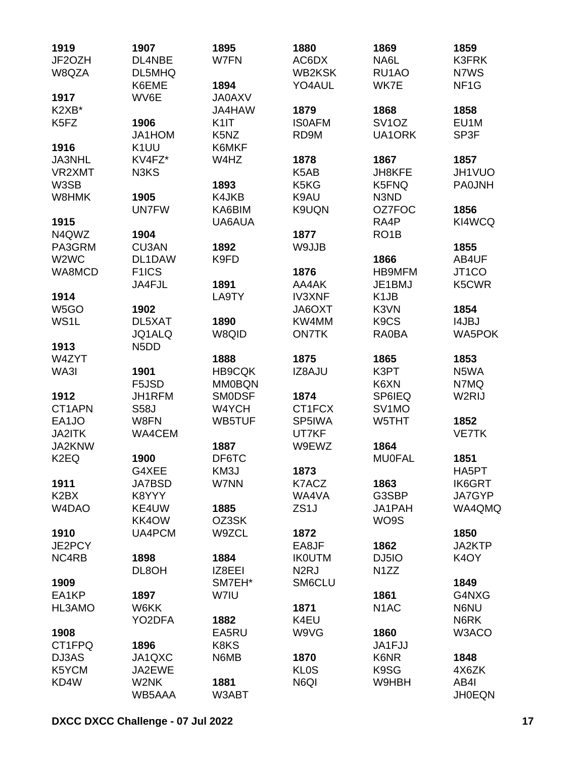**1919**
JF2OZH
W8QZA

**1917**
K2XB*
K5FZ

**1916**
JA3NHL
VR2XMT
W3SB
W8HMK

**1915**
N4QWZ
PA3GRM
W2WC
WA8MCD

**1914**
W5GO
WS1L

**1913**
W4ZYT
WA3I

**1912**
CT1APN
EA1JO
JA2ITK
JA2KNW
K2EQ

**1911**
K2BX
W4DAO

**1910**
JE2PCY
NC4RB

**1909**
EA1KP
HL3AMO

**1908**
CT1FPQ
DJ3AS
K5YCM
KD4W

**1907**
DL4NBE
DL5MHQ
K6EME
WV6E

**1906**
JA1HOM
K1UU
KV4FZ*
N3KS

**1905**
UN7FW

**1904**
CU3AN
DL1DAW
F1ICS
JA4FJL

**1902**
DL5XAT
JQ1ALQ
N5DD

**1901**
F5JSD
JH1RFM
S58J
W8FN
WA4CEM

**1900**
G4XEE
JA7BSD
K8YYY
KE4UW
KK4OW
UA4PCM

**1898**
DL8OH

**1897**
W6KK
YO2DFA

**1896**
JA1QXC
JA2EWE
W2NK
WB5AAA

**1895**
W7FN

**1894**
JA0AXV
JA4HAW
K1IT
K5NZ
K6MKF
W4HZ

**1893**
K4JKB
KA6BIM
UA6AUA

**1892**
K9FD

**1891**
LA9TY

**1890**
W8QID

**1888**
HB9CQK
MM0BQN
SM0DSF
W4YCH
WB5TUF

**1887**
DF6TC
KM3J
W7NN

**1885**
OZ3SK
W9ZCL

**1884**
IZ8EEI
SM7EH*
W7IU

**1882**
EA5RU
K8KS
N6MB

**1881**
W3ABT

**1880**
AC6DX
WB2KSK
YO4AUL

**1879**
IS0AFM
RD9M

**1878**
K5AB
K5KG
K9AU
K9UQN

**1877**
W9JJB

**1876**
AA4AK
IV3XNF
JA6OXT
KW4MM
ON7TK

**1875**
IZ8AJU

**1874**
CT1FCX
SP5IWA
UT7KF
W9EWZ

**1873**
K7ACZ
WA4VA
ZS1J

**1872**
EA8JF
IK0UTM
N2RJ
SM6CLU

**1871**
K4EU
W9VG

**1870**
KL0S
N6QI

**1869**
NA6L
RU1AO
WK7E

**1868**
SV1OZ
UA1ORK

**1867**
JH8KFE
K5FNQ
N3ND
OZ7FOC
RA4P
RO1B

**1866**
HB9MFM
JE1BMJ
K1JB
K3VN
K9CS
RA0BA

**1865**
K3PT
K6XN
SP6IEQ
SV1MO
W5THT

**1864**
MU0FAL

**1863**
G3SBP
JA1PAH
WO9S

**1862**
DJ5IO
N1ZZ

**1861**
N1AC

**1860**
JA1FJJ
K6NR
K9SG
W9HBH

**1859**
K3FRK
N7WS
NF1G

**1858**
EU1M
SP3F

**1857**
JH1VUO
PA0JNH

**1856**
KI4WCQ

**1855**
AB4UF
JT1CO
K5CWR

**1854**
I4JBJ
WA5POK

**1853**
N5WA
N7MQ
W2RIJ

**1852**
VE7TK

**1851**
HA5PT
IK6GRT
JA7GYP
WA4QMQ

**1850**
JA2KTP
K4OY

**1849**
G4NXG
N6NU
N6RK
W3ACO

**1848**
4X6ZK
AB4I
JH0EQN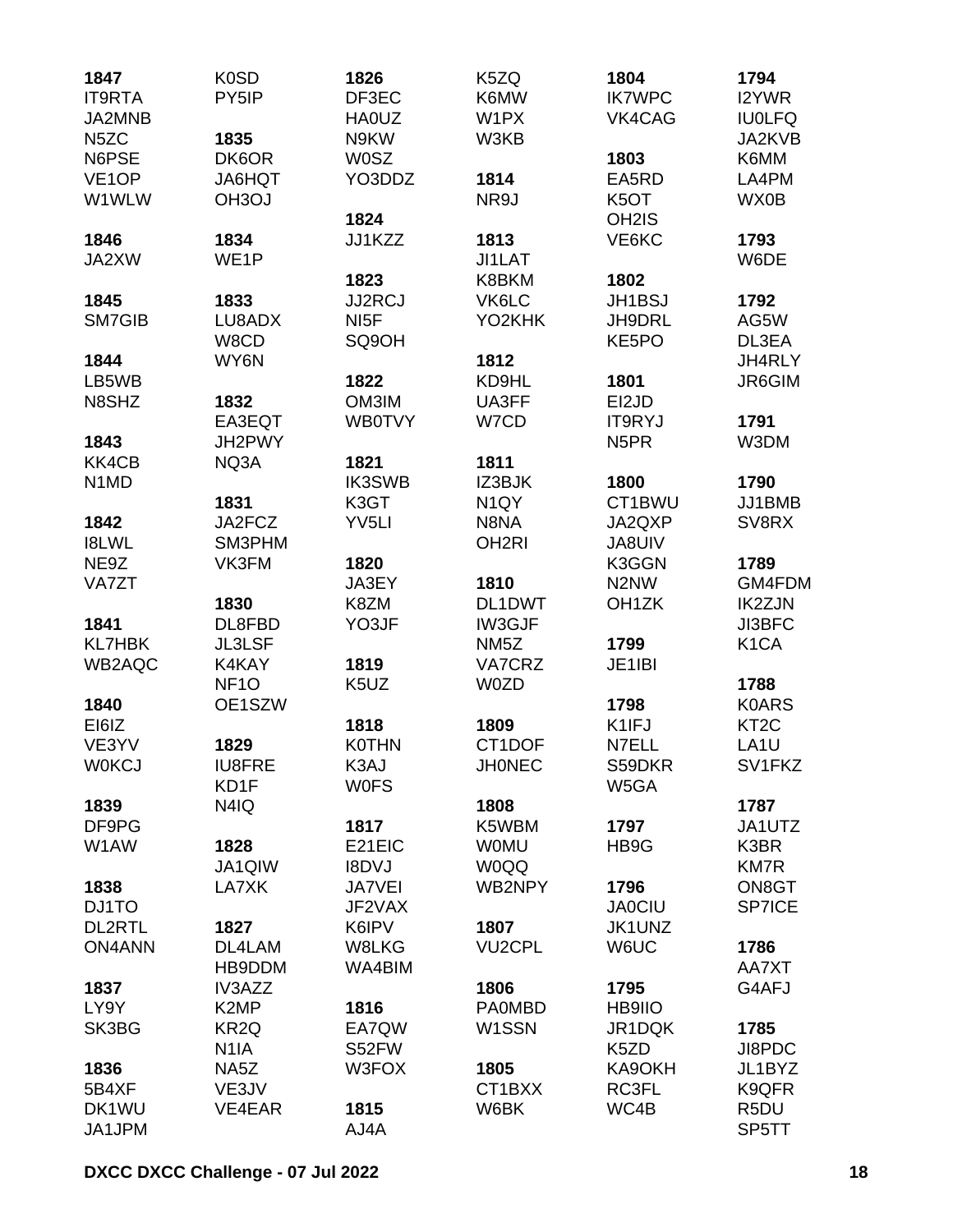**1847**
IT9RTA
JA2MNB
N5ZC
N6PSE
VE1OP
W1WLW

**1846**
JA2XW

**1845**
SM7GIB

**1844**
LB5WB
N8SHZ

**1843**
KK4CB
N1MD

**1842**
I8LWL
NE9Z
VA7ZT

**1841**
KL7HBK
WB2AQC

**1840**
EI6IZ
VE3YV
W0KCJ

**1839**
DF9PG
W1AW

**1838**
DJ1TO
DL2RTL
ON4ANN

**1837**
LY9Y
SK3BG

**1836**
5B4XF
DK1WU
JA1JPM

K0SD
PY5IP

**1835**
DK6OR
JA6HQT
OH3OJ

**1834**
WE1P

**1833**
LU8ADX
W8CD
WY6N

**1832**
EA3EQT
JH2PWY
NQ3A

**1831**
JA2FCZ
SM3PHM
VK3FM

**1830**
DL8FBD
JL3LSF
K4KAY
NF1O
OE1SZW

**1829**
IU8FRE
KD1F
N4IQ

**1828**
JA1QIW
LA7XK

**1827**
DL4LAM
HB9DDM
IV3AZZ
K2MP
KR2Q
N1IA
NA5Z
VE3JV
VE4EAR

**1826**
DF3EC
HA0UZ
N9KW
W0SZ
YO3DDZ

**1824**
JJ1KZZ

**1823**
JJ2RCJ
NI5F
SQ9OH

**1822**
OM3IM
WB0TVY

**1821**
IK3SWB
K3GT
YV5LI

**1820**
JA3EY
K8ZM
YO3JF

**1819**
K5UZ

**1818**
K0THN
K3AJ
W0FS

**1817**
E21EIC
I8DVJ
JA7VEI
JF2VAX
K6IPV
W8LKG
WA4BIM

**1816**
EA7QW
S52FW
W3FOX

**1815**
AJ4A

K5ZQ
K6MW
W1PX
W3KB

**1814**
NR9J

**1813**
JI1LAT
K8BKM
VK6LC
YO2KHK

**1812**
KD9HL
UA3FF
W7CD

**1811**
IZ3BJK
N1QY
N8NA
OH2RI

**1810**
DL1DWT
IW3GJF
NM5Z
VA7CRZ
W0ZD

**1809**
CT1DOF
JH0NEC

**1808**
K5WBM
W0MU
W0QQ
WB2NPY

**1807**
VU2CPL

**1806**
PA0MBD
W1SSN

**1805**
CT1BXX
W6BK

**1804**
IK7WPC
VK4CAG

**1803**
EA5RD
K5OT
OH2IS
VE6KC

**1802**
JH1BSJ
JH9DRL
KE5PO

**1801**
EI2JD
IT9RYJ
N5PR

**1800**
CT1BWU
JA2QXP
JA8UIV
K3GGN
N2NW
OH1ZK

**1799**
JE1IBI

**1798**
K1IFJ
N7ELL
S59DKR
W5GA

**1797**
HB9G

**1796**
JA0CIU
JK1UNZ
W6UC

**1795**
HB9IIO
JR1DQK
K5ZD
KA9OKH
RC3FL
WC4B

**1794**
I2YWR
IU0LFQ
JA2KVB
K6MM
LA4PM
WX0B

**1793**
W6DE

**1792**
AG5W
DL3EA
JH4RLY
JR6GIM

**1791**
W3DM

**1790**
JJ1BMB
SV8RX

**1789**
GM4FDM
IK2ZJN
JI3BFC
K1CA

**1788**
K0ARS
KT2C
LA1U
SV1FKZ

**1787**
JA1UTZ
K3BR
KM7R
ON8GT
SP7ICE

**1786**
AA7XT
G4AFJ

**1785**
JI8PDC
JL1BYZ
K9QFR
R5DU
SP5TT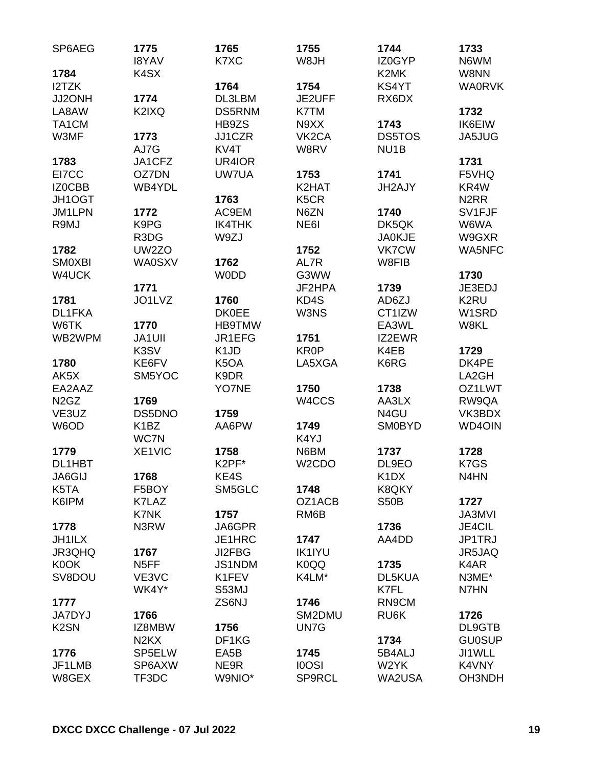SP6AEG

**1784**
I2TZK
JJ2ONH
LA8AW
TA1CM
W3MF

**1783**
EI7CC
IZ0CBB
JH1OGT
JM1LPN
R9MJ

**1782**
SM0XBI
W4UCK

**1781**
DL1FKA
W6TK
WB2WPM

**1780**
AK5X
EA2AAZ
N2GZ
VE3UZ
W6OD

**1779**
DL1HBT
JA6GIJ
K5TA
K6IPM

**1778**
JH1ILX
JR3QHQ
K0OK
SV8DOU

**1777**
JA7DYJ
K2SN

**1776**
JF1LMB
W8GEX

**1775**
I8YAV
K4SX

**1774**
K2IXQ

**1773**
AJ7G
JA1CFZ
OZ7DN
WB4YDL

**1772**
K9PG
R3DG
UW2ZO
WA0SXV

**1771**
JO1LVZ

**1770**
JA1UII
K3SV
KE6FV
SM5YOC

**1769**
DS5DNO
K1BZ
WC7N
XE1VIC

**1768**
F5BOY
K7LAZ
K7NK
N3RW

**1767**
N5FF
VE3VC
WK4Y*

**1766**
IZ8MBW
N2KX
SP5ELW
SP6AXW
TF3DC

**1765**
K7XC

**1764**
DL3LBM
DS5RNM
HB9ZS
JJ1CZR
KV4T
UR4IOR
UW7UA

**1763**
AC9EM
IK4THK
W9ZJ

**1762**
W0DD

**1760**
DK0EE
HB9TMW
JR1EFG
K1JD
K5OA
K9DR
YO7NE

**1759**
AA6PW

**1758**
K2PF*
KE4S
SM5GLC

**1757**
JA6GPR
JE1HRC
JI2FBG
JS1NDM
K1FEV
S53MJ
ZS6NJ

**1756**
DF1KG
EA5B
NE9R
W9NIO*

**1755**
W8JH

**1754**
JE2UFF
K7TM
N9XX
VK2CA
W8RV

**1753**
K2HAT
K5CR
N6ZN
NE6I

**1752**
AL7R
G3WW
JF2HPA
KD4S
W3NS

**1751**
KR0P
LA5XGA

**1750**
W4CCS

**1749**
K4YJ
N6BM
W2CDO

**1748**
OZ1ACB
RM6B

**1747**
IK1IYU
K0QQ
K4LM*

**1746**
SM2DMU
UN7G

**1745**
I0OSI
SP9RCL

**1744**
IZ0GYP
K2MK
KS4YT
RX6DX

**1743**
DS5TOS
NU1B

**1741**
JH2AJY

**1740**
DK5QK
JA0KJE
VK7CW
W8FIB

**1739**
AD6ZJ
CT1IZW
EA3WL
IZ2EWR
K4EB
K6RG

**1738**
AA3LX
N4GU
SM0BYD

**1737**
DL9EO
K1DX
K8QKY
S50B

**1736**
AA4DD

**1735**
DL5KUA
K7FL
RN9CM
RU6K

**1734**
5B4ALJ
W2YK
WA2USA

**1733**
N6WM
W8NN
WA0RVK

**1732**
IK6EIW
JA5JUG

**1731**
F5VHQ
KR4W
N2RR
SV1FJF
W6WA
W9GXR
WA5NFC

**1730**
JE3EDJ
K2RU
W1SRD
W8KL

**1729**
DK4PE
LA2GH
OZ1LWT
RW9QA
VK3BDX
WD4OIN

**1728**
K7GS
N4HN

**1727**
JA3MVI
JE4CIL
JP1TRJ
JR5JAQ
K4AR
N3ME*
N7HN

**1726**
DL9GTB
GU0SUP
JI1WLL
K4VNY
OH3NDH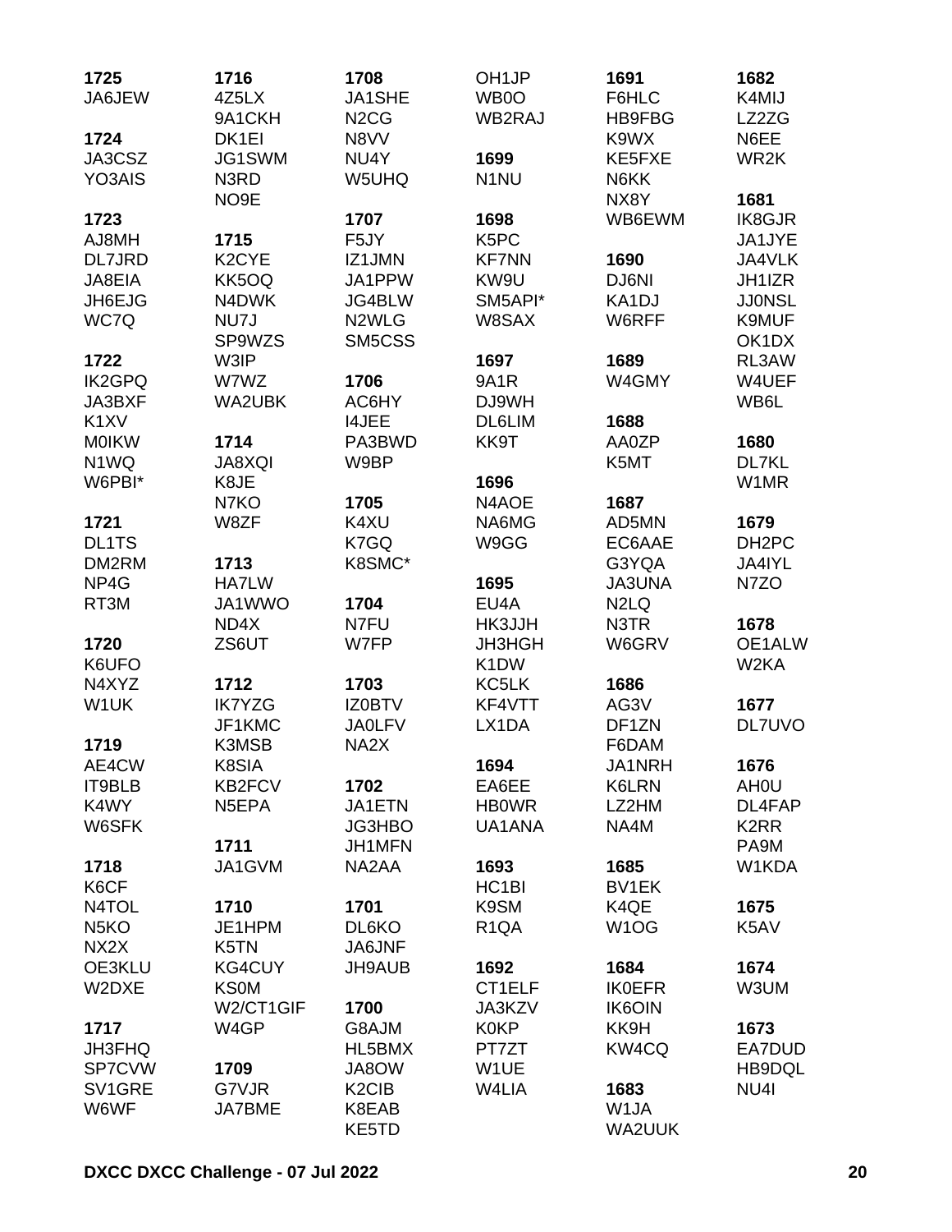**1725**
JA6JEW

**1724**
JA3CSZ
YO3AIS

**1723**
AJ8MH
DL7JRD
JA8EIA
JH6EJG
WC7Q

**1722**
IK2GPQ
JA3BXF
K1XV
M0IKW
N1WQ
W6PBI*

**1721**
DL1TS
DM2RM
NP4G
RT3M

**1720**
K6UFO
N4XYZ
W1UK

**1719**
AE4CW
IT9BLB
K4WY
W6SFK

**1718**
K6CF
N4TOL
N5KO
NX2X
OE3KLU
W2DXE

**1717**
JH3FHQ
SP7CVW
SV1GRE
W6WF

**1716**
4Z5LX
9A1CKH
DK1EI
JG1SWM
N3RD
NO9E

**1715**
K2CYE
KK5OQ
N4DWK
NU7J
SP9WZS
W3IP
W7WZ
WA2UBK

**1714**
JA8XQI
K8JE
N7KO
W8ZF

**1713**
HA7LW
JA1WWO
ND4X
ZS6UT

**1712**
IK7YZG
JF1KMC
K3MSB
K8SIA
KB2FCV
N5EPA

**1711**
JA1GVM

**1710**
JE1HPM
K5TN
KG4CUY
KS0M
W2/CT1GIF
W4GP

**1709**
G7VJR
JA7BME

**1708**
JA1SHE
N2CG
N8VV
NU4Y
W5UHQ

**1707**
F5JY
IZ1JMN
JA1PPW
JG4BLW
N2WLG
SM5CSS

**1706**
AC6HY
I4JEE
PA3BWD
W9BP

**1705**
K4XU
K7GQ
K8SMC*

**1704**
N7FU
W7FP

**1703**
IZ0BTV
JA0LFV
NA2X

**1702**
JA1ETN
JG3HBO
JH1MFN
NA2AA

**1701**
DL6KO
JA6JNF
JH9AUB

**1700**
G8AJM
HL5BMX
JA8OW
K2CIB
K8EAB
KE5TD

OH1JP
WB0O
WB2RAJ

**1699**
N1NU

**1698**
K5PC
KF7NN
KW9U
SM5API*
W8SAX

**1697**
9A1R
DJ9WH
DL6LIM
KK9T

**1696**
N4AOE
NA6MG
W9GG

**1695**
EU4A
HK3JJH
JH3HGH
K1DW
KC5LK
KF4VTT
LX1DA

**1694**
EA6EE
HB0WR
UA1ANA

**1693**
HC1BI
K9SM
R1QA

**1692**
CT1ELF
JA3KZV
K0KP
PT7ZT
W1UE
W4LIA

**1691**
F6HLC
HB9FBG
K9WX
KE5FXE
N6KK
NX8Y
WB6EWM

**1690**
DJ6NI
KA1DJ
W6RFF

**1689**
W4GMY

**1688**
AA0ZP
K5MT

**1687**
AD5MN
EC6AAE
G3YQA
JA3UNA
N2LQ
N3TR
W6GRV

**1686**
AG3V
DF1ZN
F6DAM
JA1NRH
K6LRN
LZ2HM
NA4M

**1685**
BV1EK
K4QE
W1OG

**1684**
IK0EFR
IK6OIN
KK9H
KW4CQ

**1683**
W1JA
WA2UUK

**1682**
K4MIJ
LZ2ZG
N6EE
WR2K

**1681**
IK8GJR
JA1JYE
JA4VLK
JH1IZR
JJ0NSL
K9MUF
OK1DX
RL3AW
W4UEF
WB6L

**1680**
DL7KL
W1MR

**1679**
DH2PC
JA4IYL
N7ZO

**1678**
OE1ALW
W2KA

**1677**
DL7UVO

**1676**
AH0U
DL4FAP
K2RR
PA9M
W1KDA

**1675**
K5AV

**1674**
W3UM

**1673**
EA7DUD
HB9DQL
NU4I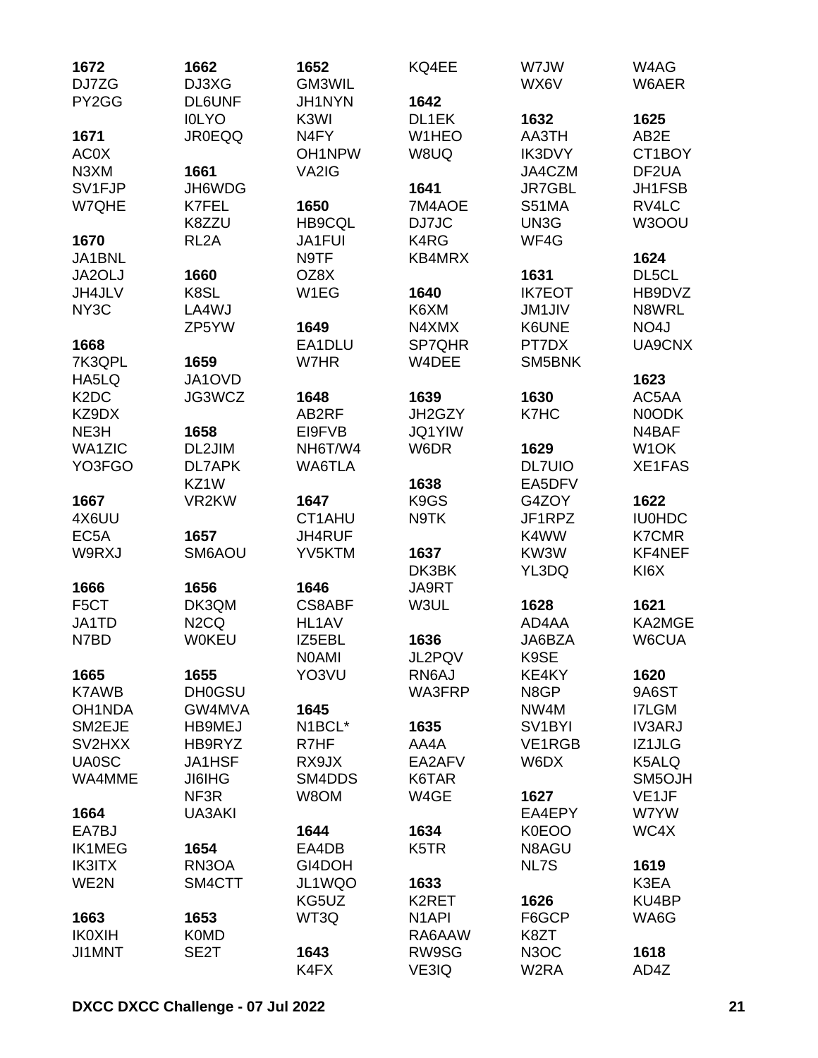**1672**
DJ7ZG
PY2GG

**1671**
AC0X
N3XM
SV1FJP
W7QHE

**1670**
JA1BNL
JA2OLJ
JH4JLV
NY3C

**1668**
7K3QPL
HA5LQ
K2DC
KZ9DX
NE3H
WA1ZIC
YO3FGO

**1667**
4X6UU
EC5A
W9RXJ

**1666**
F5CT
JA1TD
N7BD

**1665**
K7AWB
OH1NDA
SM2EJE
SV2HXX
UA0SC
WA4MME

**1664**
EA7BJ
IK1MEG
IK3ITX
WE2N

**1663**
IK0XIH
JI1MNT

**1662**
DJ3XG
DL6UNF
I0LYO
JR0EQQ

**1661**
JH6WDG
K7FEL
K8ZZU
RL2A

**1660**
K8SL
LA4WJ
ZP5YW

**1659**
JA1OVD
JG3WCZ

**1658**
DL2JIM
DL7APK
KZ1W
VR2KW

**1657**
SM6AOU

**1656**
DK3QM
N2CQ
W0KEU

**1655**
DH0GSU
GW4MVA
HB9MEJ
HB9RYZ
JA1HSF
JI6IHG
NF3R
UA3AKI

**1654**
RN3OA
SM4CTT

**1653**
K0MD
SE2T

**1652**
GM3WIL
JH1NYN
K3WI
N4FY
OH1NPW
VA2IG

**1650**
HB9CQL
JA1FUI
N9TF
OZ8X
W1EG

**1649**
EA1DLU
W7HR

**1648**
AB2RF
EI9FVB
NH6T/W4
WA6TLA

**1647**
CT1AHU
JH4RUF
YV5KTM

**1646**
CS8ABF
HL1AV
IZ5EBL
N0AMI
YO3VU

**1645**
N1BCL*
R7HF
RX9JX
SM4DDS
W8OM

**1644**
EA4DB
GI4DOH
JL1WQO
KG5UZ
WT3Q

**1643**
K4FX
KQ4EE

**1642**
DL1EK
W1HEO
W8UQ

**1641**
7M4AOE
DJ7JC
K4RG
KB4MRX

**1640**
K6XM
N4XMX
SP7QHR
W4DEE

**1639**
JH2GZY
JQ1YIW
W6DR

**1638**
K9GS
N9TK

**1637**
DK3BK
JA9RT
W3UL

**1636**
JL2PQV
RN6AJ
WA3FRP

**1635**
AA4A
EA2AFV
K6TAR
W4GE

**1634**
K5TR

**1633**
K2RET
N1API
RA6AAW
RW9SG
VE3IQ

W7JW
WX6V

**1632**
AA3TH
IK3DVY
JA4CZM
JR7GBL
S51MA
UN3G
WF4G

**1631**
IK7EOT
JM1JIV
K6UNE
PT7DX
SM5BNK

**1630**
K7HC

**1629**
DL7UIO
EA5DFV
G4ZOY
JF1RPZ
K4WW
KW3W
YL3DQ

**1628**
AD4AA
JA6BZA
K9SE
KE4KY
N8GP
NW4M
SV1BYI
VE1RGB
W6DX

**1627**
EA4EPY
K0EOO
N8AGU
NL7S

**1626**
F6GCP
K8ZT
N3OC
W2RA

W4AG
W6AER

**1625**
AB2E
CT1BOY
DF2UA
JH1FSB
RV4LC
W3OOU

**1624**
DL5CL
HB9DVZ
N8WRL
NO4J
UA9CNX

**1623**
AC5AA
N0ODK
N4BAF
W1OK
XE1FAS

**1622**
IU0HDC
K7CMR
KF4NEF
KI6X

**1621**
KA2MGE
W6CUA

**1620**
9A6ST
I7LGM
IV3ARJ
IZ1JLG
K5ALQ
SM5OJH
VE1JF
W7YW
WC4X

**1619**
K3EA
KU4BP
WA6G

**1618**
AD4Z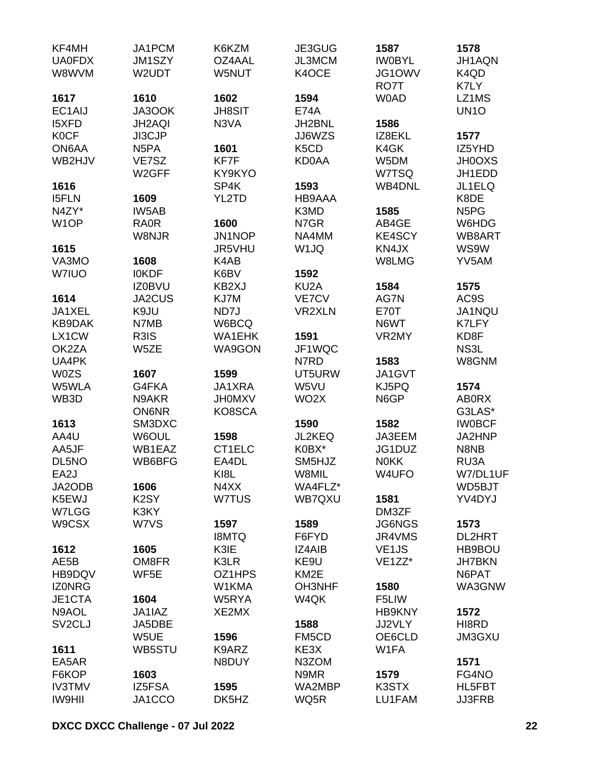KF4MH
UA0FDX
W8WVM

**1617**
EC1AIJ
I5XFD
K0CF
ON6AA
WB2HJV

**1616**
I5FLN
N4ZY*
W1OP

**1615**
VA3MO
W7IUO

**1614**
JA1XEL
KB9DAK
LX1CW
OK2ZA
UA4PK
W0ZS
W5WLA
WB3D

**1613**
AA4U
AA5JF
DL5NO
EA2J
JA2ODB
K5EWJ
W7LGG
W9CSX

**1612**
AE5B
HB9DQV
IZ0NRG
JE1CTA
N9AOL
SV2CLJ

**1611**
EA5AR
F6KOP
IV3TMV
IW9HII

JA1PCM
JM1SZY
W2UDT

**1610**
JA3OOK
JH2AQI
JI3CJP
N5PA
VE7SZ
W2GFF

**1609**
IW5AB
RA0R
W8NJR

**1608**
I0KDF
IZ0BVU
JA2CUS
K9JU
N7MB
R3IS
W5ZE

**1607**
G4FKA
N9AKR
ON6NR
SM3DXC
W6OUL
WB1EAZ
WB6BFG

**1606**
K2SY
K3KY
W7VS

**1605**
OM8FR
WF5E

**1604**
JA1IAZ
JA5DBE
W5UE
WB5STU

**1603**
IZ5FSA
JA1CCO

K6KZM
OZ4AAL
W5NUT

**1602**
JH8SIT
N3VA

**1601**
KF7F
KY9KYO
SP4K
YL2TD

**1600**
JN1NOP
JR5VHU
K4AB
K6BV
KB2XJ
KJ7M
ND7J
W6BCQ
WA1EHK
WA9GON

**1599**
JA1XRA
JH0MXV
KO8SCA

**1598**
CT1ELC
EA4DL
KI8L
N4XX
W7TUS

**1597**
I8MTQ
K3IE
K3LR
OZ1HPS
W1KMA
W5RYA
XE2MX

**1596**
K9ARZ
N8DUY

**1595**
DK5HZ

JE3GUG
JL3MCM
K4OCE

**1594**
E74A
JH2BNL
JJ6WZS
K5CD
KD0AA

**1593**
HB9AAA
K3MD
N7GR
NA4MM
W1JQ

**1592**
KU2A
VE7CV
VR2XLN

**1591**
JF1WQC
N7RD
UT5URW
W5VU
WO2X

**1590**
JL2KEQ
K0BX*
SM5HJZ
W8MIL
WA4FLZ*
WB7QXU

**1589**
F6FYD
IZ4AIB
KE9U
KM2E
OH3NHF
W4QK

**1588**
FM5CD
KE3X
N3ZOM
N9MR
WA2MBP
WQ5R

**1587**
IW0BYL
JG1OWV
RO7T
W0AD

**1586**
IZ8EKL
K4GK
W5DM
W7TSQ
WB4DNL

**1585**
AB4GE
KE4SCY
KN4JX
W8LMG

**1584**
AG7N
E70T
N6WT
VR2MY

**1583**
JA1GVT
KJ5PQ
N6GP

**1582**
JA3EEM
JG1DUZ
N0KK
W4UFO

**1581**
DM3ZF
JG6NGS
JR4VMS
VE1JS
VE1ZZ*

**1580**
F5LIW
HB9KNY
JJ2VLY
OE6CLD
W1FA

**1579**
K3STX
LU1FAM

**1578**
JH1AQN
K4QD
K7LY
LZ1MS
UN1O

**1577**
IZ5YHD
JH0OXS
JH1EDD
JL1ELQ
K8DE
N5PG
W6HDG
WB8ART
WS9W
YV5AM

**1575**
AC9S
JA1NQU
K7LFY
KD8F
NS3L
W8GNM

**1574**
AB0RX
G3LAS*
IW0BCF
JA2HNP
N8NB
RU3A
W7/DL1UF
WD5BJT
YV4DYJ

**1573**
DL2HRT
HB9BOU
JH7BKN
N6PAT
WA3GNW

**1572**
HI8RD
JM3GXU

**1571**
FG4NO
HL5FBT
JJ3FRB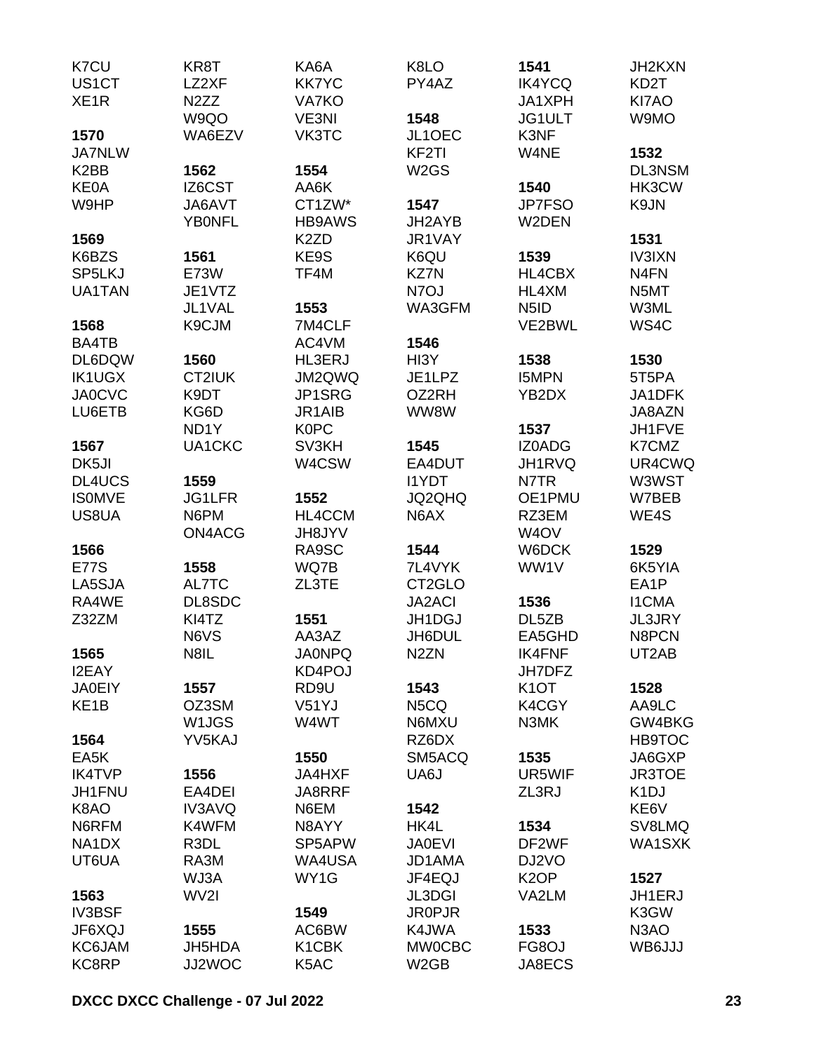K7CU
US1CT
XE1R

**1570**
JA7NLW
K2BB
KE0A
W9HP

**1569**
K6BZS
SP5LKJ
UA1TAN

**1568**
BA4TB
DL6DQW
IK1UGX
JA0CVC
LU6ETB

**1567**
DK5JI
DL4UCS
IS0MVE
US8UA

**1566**
E77S
LA5SJA
RA4WE
Z32ZM

**1565**
I2EAY
JA0EIY
KE1B

**1564**
EA5K
IK4TVP
JH1FNU
K8AO
N6RFM
NA1DX
UT6UA

**1563**
IV3BSF
JF6XQJ
KC6JAM
KC8RP

KR8T
LZ2XF
N2ZZ
W9QO
WA6EZV

**1562**
IZ6CST
JA6AVT
YB0NFL

**1561**
E73W
JE1VTZ
JL1VAL
K9CJM

**1560**
CT2IUK
K9DT
KG6D
ND1Y
UA1CKC

**1559**
JG1LFR
N6PM
ON4ACG

**1558**
AL7TC
DL8SDC
KI4TZ
N6VS
N8IL

**1557**
OZ3SM
W1JGS
YV5KAJ

**1556**
EA4DEI
IV3AVQ
K4WFM
R3DL
RA3M
WJ3A
WV2I

**1555**
JH5HDA
JJ2WOC

KA6A
KK7YC
VA7KO
VE3NI
VK3TC

**1554**
AA6K
CT1ZW*
HB9AWS
K2ZD
KE9S
TF4M

**1553**
7M4CLF
AC4VM
HL3ERJ
JM2QWQ
JP1SRG
JR1AIB
K0PC
SV3KH
W4CSW

**1552**
HL4CCM
JH8JYV
RA9SC
WQ7B
ZL3TE

**1551**
AA3AZ
JA0NPQ
KD4POJ
RD9U
V51YJ
W4WT

**1550**
JA4HXF
JA8RRF
N6EM
N8AYY
SP5APW
WA4USA
WY1G

**1549**
AC6BW
K1CBK
K5AC

K8LO
PY4AZ

**1548**
JL1OEC
KF2TI
W2GS

**1547**
JH2AYB
JR1VAY
K6QU
KZ7N
N7OJ
WA3GFM

**1546**
HI3Y
JE1LPZ
OZ2RH
WW8W

**1545**
EA4DUT
I1YDT
JQ2QHQ
N6AX

**1544**
7L4VYK
CT2GLO
JA2ACI
JH1DGJ
JH6DUL
N2ZN

**1543**
N5CQ
N6MXU
RZ6DX
SM5ACQ
UA6J

**1542**
HK4L
JA0EVI
JD1AMA
JF4EQJ
JL3DGI
JR0PJR
K4JWA
MW0CBC
W2GB

**1541**
IK4YCQ
JA1XPH
JG1ULT
K3NF
W4NE

**1540**
JP7FSO
W2DEN

**1539**
HL4CBX
HL4XM
N5ID
VE2BWL

**1538**
I5MPN
YB2DX

**1537**
IZ0ADG
JH1RVQ
N7TR
OE1PMU
RZ3EM
W4OV
W6DCK
WW1V

**1536**
DL5ZB
EA5GHD
IK4FNF
JH7DFZ
K1OT
K4CGY
N3MK

**1535**
UR5WIF
ZL3RJ

**1534**
DF2WF
DJ2VO
K2OP
VA2LM

**1533**
FG8OJ
JA8ECS

JH2KXN
KD2T
KI7AO
W9MO

**1532**
DL3NSM
HK3CW
K9JN

**1531**
IV3IXN
N4FN
N5MT
W3ML
WS4C

**1530**
5T5PA
JA1DFK
JA8AZN
JH1FVE
K7CMZ
UR4CWQ
W3WST
W7BEB
WE4S

**1529**
6K5YIA
EA1P
I1CMA
JL3JRY
N8PCN
UT2AB

**1528**
AA9LC
GW4BKG
HB9TOC
JA6GXP
JR3TOE
K1DJ
KE6V
SV8LMQ
WA1SXK

**1527**
JH1ERJ
K3GW
N3AO
WB6JJJ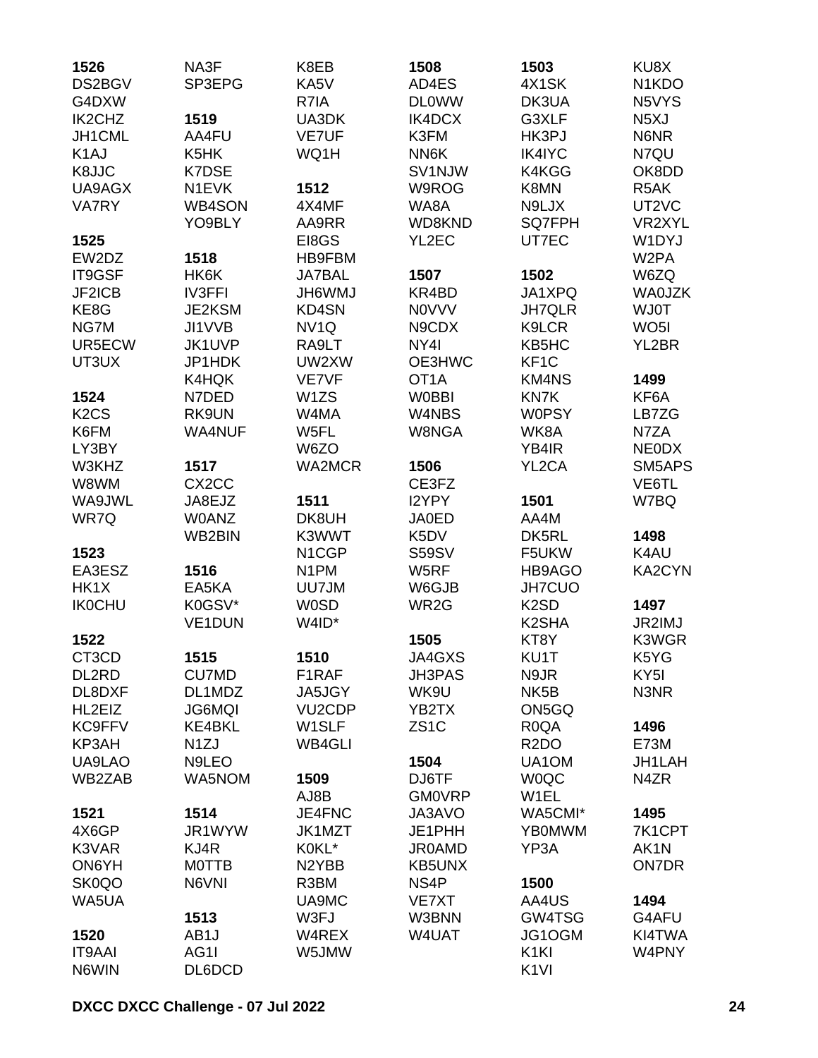**1526**
DS2BGV
G4DXW
IK2CHZ
JH1CML
K1AJ
K8JJC
UA9AGX
VA7RY

**1525**
EW2DZ
IT9GSF
JF2ICB
KE8G
NG7M
UR5ECW
UT3UX

**1524**
K2CS
K6FM
LY3BY
W3KHZ
W8WM
WA9JWL
WR7Q

**1523**
EA3ESZ
HK1X
IK0CHU

**1522**
CT3CD
DL2RD
DL8DXF
HL2EIZ
KC9FFV
KP3AH
UA9LAO
WB2ZAB

**1521**
4X6GP
K3VAR
ON6YH
SK0QO
WA5UA

**1520**
IT9AAI
N6WIN
NA3F
SP3EPG

**1519**
AA4FU
K5HK
K7DSE
N1EVK
WB4SON
YO9BLY

**1518**
HK6K
IV3FFI
JE2KSM
JI1VVB
JK1UVP
JP1HDK
K4HQK
N7DED
RK9UN
WA4NUF

**1517**
CX2CC
JA8EJZ
W0ANZ
WB2BIN

**1516**
EA5KA
K0GSV*
VE1DUN

**1515**
CU7MD
DL1MDZ
JG6MQI
KE4BKL
N1ZJ
N9LEO
WA5NOM

**1514**
JR1WYW
KJ4R
M0TTB
N6VNI

**1513**
AB1J
AG1I
DL6DCD
K8EB
KA5V
R7IA
UA3DK
VE7UF
WQ1H

**1512**
4X4MF
AA9RR
EI8GS
HB9FBM
JA7BAL
JH6WMJ
KD4SN
NV1Q
RA9LT
UW2XW
VE7VF
W1ZS
W4MA
W5FL
W6ZO
WA2MCR

**1511**
DK8UH
K3WWT
N1CGP
N1PM
UU7JM
W0SD
W4ID*

**1510**
F1RAF
JA5JGY
VU2CDP
W1SLF
WB4GLI

**1509**
AJ8B
JE4FNC
JK1MZT
K0KL*
N2YBB
R3BM
UA9MC
W3FJ
W4REX
W5JMW

**1508**
AD4ES
DL0WW
IK4DCX
K3FM
NN6K
SV1NJW
W9ROG
WA8A
WD8KND
YL2EC

**1507**
KR4BD
N0VVV
N9CDX
NY4I
OE3HWC
OT1A
W0BBI
W4NBS
W8NGA

**1506**
CE3FZ
I2YPY
JA0ED
K5DV
S59SV
W5RF
W6GJB
WR2G

**1505**
JA4GXS
JH3PAS
WK9U
YB2TX
ZS1C

**1504**
DJ6TF
GM0VRP
JA3AVO
JE1PHH
JR0AMD
KB5UNX
NS4P
VE7XT
W3BNN
W4UAT

**1503**
4X1SK
DK3UA
G3XLF
HK3PJ
IK4IYC
K4KGG
K8MN
N9LJX
SQ7FPH
UT7EC

**1502**
JA1XPQ
JH7QLR
K9LCR
KB5HC
KF1C
KM4NS
KN7K
W0PSY
WK8A
YB4IR
YL2CA

**1501**
AA4M
DK5RL
F5UKW
HB9AGO
JH7CUO
K2SD
K2SHA
KT8Y
KU1T
N9JR
NK5B
ON5GQ
R0QA
R2DO
UA1OM
W0QC
W1EL
WA5CMI*
YB0MWM
YP3A

**1500**
AA4US
GW4TSG
JG1OGM
K1KI
K1VI
KU8X
N1KDO
N5VYS
N5XJ
N6NR
N7QU
OK8DD
R5AK
UT2VC
VR2XYL
W1DYJ
W2PA
W6ZQ
WA0JZK
WJ0T
WO5I
YL2BR

**1499**
KF6A
LB7ZG
N7ZA
NE0DX
SM5APS
VE6TL
W7BQ

**1498**
K4AU
KA2CYN

**1497**
JR2IMJ
K3WGR
K5YG
KY5I
N3NR

**1496**
E73M
JH1LAH
N4ZR

**1495**
7K1CPT
AK1N
ON7DR

**1494**
G4AFU
KI4TWA
W4PNY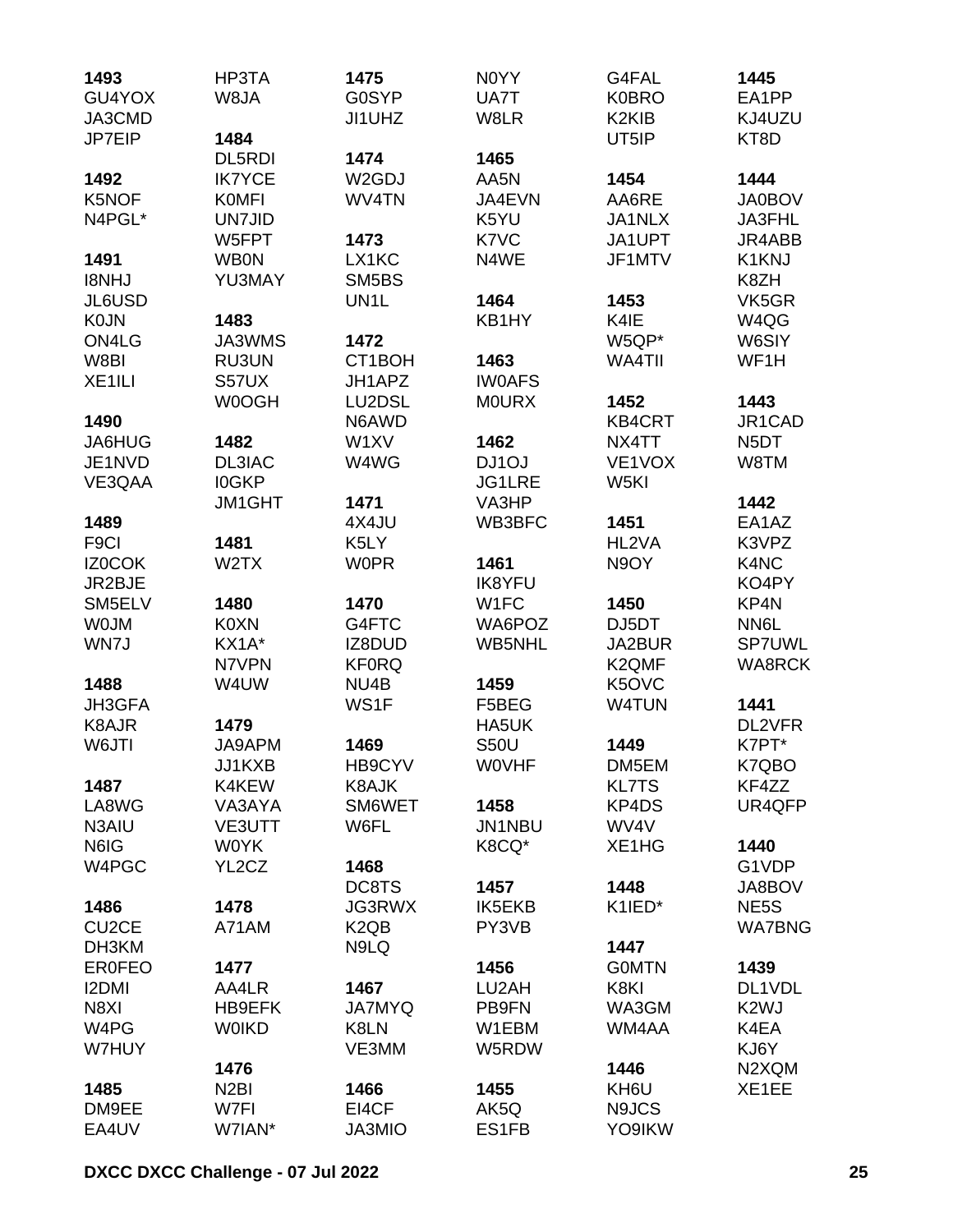**1493**
GU4YOX
JA3CMD
JP7EIP

**1492**
K5NOF
N4PGL*

**1491**
I8NHJ
JL6USD
K0JN
ON4LG
W8BI
XE1ILI

**1490**
JA6HUG
JE1NVD
VE3QAA

**1489**
F9CI
IZ0COK
JR2BJE
SM5ELV
W0JM
WN7J

**1488**
JH3GFA
K8AJR
W6JTI

**1487**
LA8WG
N3AIU
N6IG
W4PGC

**1486**
CU2CE
DH3KM
ER0FEO
I2DMI
N8XI
W4PG
W7HUY

**1485**
DM9EE
EA4UV
HP3TA
W8JA

**1484**
DL5RDI
IK7YCE
K0MFI
UN7JID
W5FPT
WB0N
YU3MAY

**1483**
JA3WMS
RU3UN
S57UX
W0OGH

**1482**
DL3IAC
I0GKP
JM1GHT

**1481**
W2TX

**1480**
K0XN
KX1A*
N7VPN
W4UW

**1479**
JA9APM
JJ1KXB
K4KEW
VA3AYA
VE3UTT
W0YK
YL2CZ

**1478**
A71AM

**1477**
AA4LR
HB9EFK
W0IKD

**1476**
N2BI
W7FI
W7IAN*

**1475**
G0SYP
JI1UHZ

**1474**
W2GDJ
WV4TN

**1473**
LX1KC
SM5BS
UN1L

**1472**
CT1BOH
JH1APZ
LU2DSL
N6AWD
W1XV
W4WG

**1471**
4X4JU
K5LY
W0PR

**1470**
G4FTC
IZ8DUD
KF0RQ
NU4B
WS1F

**1469**
HB9CYV
K8AJK
SM6WET
W6FL

**1468**
DC8TS
JG3RWX
K2QB
N9LQ

**1467**
JA7MYQ
K8LN
VE3MM

**1466**
EI4CF
JA3MIO
N0YY
UA7T
W8LR

**1465**
AA5N
JA4EVN
K5YU
K7VC
N4WE

**1464**
KB1HY

**1463**
IW0AFS
M0URX

**1462**
DJ1OJ
JG1LRE
VA3HP
WB3BFC

**1461**
IK8YFU
W1FC
WA6POZ
WB5NHL

**1459**
F5BEG
HA5UK
S50U
W0VHF

**1458**
JN1NBU
K8CQ*

**1457**
IK5EKB
PY3VB

**1456**
LU2AH
PB9FN
W1EBM
W5RDW

**1455**
AK5Q
ES1FB
G4FAL
K0BRO
K2KIB
UT5IP

**1454**
AA6RE
JA1NLX
JA1UPT
JF1MTV

**1453**
K4IE
W5QP*
WA4TII

**1452**
KB4CRT
NX4TT
VE1VOX
W5KI

**1451**
HL2VA
N9OY

**1450**
DJ5DT
JA2BUR
K2QMF
K5OVC
W4TUN

**1449**
DM5EM
KL7TS
KP4DS
WV4V
XE1HG

**1448**
K1IED*

**1447**
G0MTN
K8KI
WA3GM
WM4AA

**1446**
KH6U
N9JCS
YO9IKW

**1445**
EA1PP
KJ4UZU
KT8D

**1444**
JA0BOV
JA3FHL
JR4ABB
K1KNJ
K8ZH
VK5GR
W4QG
W6SIY
WF1H

**1443**
JR1CAD
N5DT
W8TM

**1442**
EA1AZ
K3VPZ
K4NC
KO4PY
KP4N
NN6L
SP7UWL
WA8RCK

**1441**
DL2VFR
K7PT*
K7QBO
KF4ZZ
UR4QFP

**1440**
G1VDP
JA8BOV
NE5S
WA7BNG

**1439**
DL1VDL
K2WJ
K4EA
KJ6Y
N2XQM
XE1EE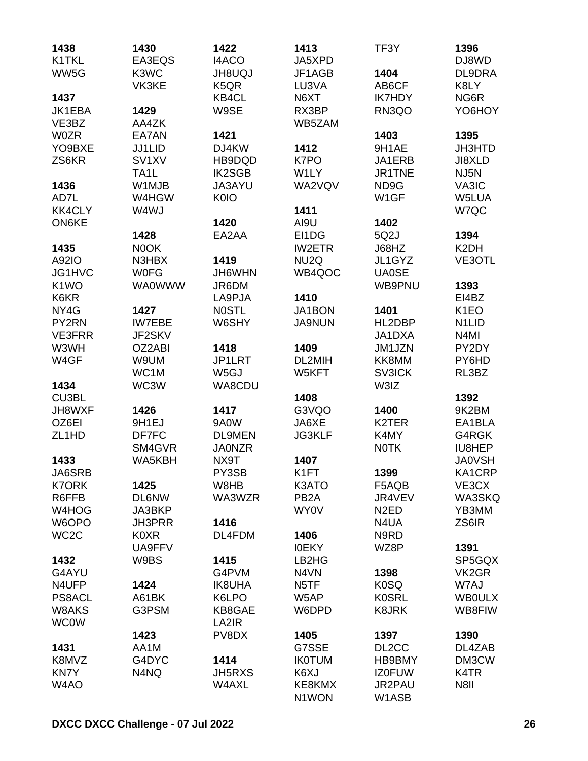**1438**
K1TKL
WW5G

**1437**
JK1EBA
VE3BZ
W0ZR
YO9BXE
ZS6KR

**1436**
AD7L
KK4CLY
ON6KE

**1435**
A92IO
JG1HVC
K1WO
K6KR
NY4G
PY2RN
VE3FRR
W3WH
W4GF

**1434**
CU3BL
JH8WXF
OZ6EI
ZL1HD

**1433**
JA6SRB
K7ORK
R6FFB
W4HOG
W6OPO
WC2C

**1432**
G4AYU
N4UFP
PS8ACL
W8AKS
WC0W

**1431**
K8MVZ
KN7Y
W4AO

**1430**
EA3EQS
K3WC
VK3KE

**1429**
AA4ZK
EA7AN
JJ1LID
SV1XV
TA1L
W1MJB
W4HGW
W4WJ

**1428**
N0OK
N3HBX
W0FG
WA0WWW

**1427**
IW7EBE
JF2SKV
OZ2ABI
W9UM
WC1M
WC3W

**1426**
9H1EJ
DF7FC
SM4GVR
WA5KBH

**1425**
DL6NW
JA3BKP
JH3PRR
K0XR
UA9FFV
W9BS

**1424**
A61BK
G3PSM

**1423**
AA1M
G4DYC
N4NQ

**1422**
I4ACO
JH8UQJ
K5QR
KB4CL
W9SE

**1421**
DJ4KW
HB9DQD
IK2SGB
JA3AYU
K0IO

**1420**
EA2AA

**1419**
JH6WHN
JR6DM
LA9PJA
N0STL
W6SHY

**1418**
JP1LRT
W5GJ
WA8CDU

**1417**
9A0W
DL9MEN
JA0NZR
NX9T
PY3SB
W8HB
WA3WZR

**1416**
DL4FDM

**1415**
G4PVM
IK8UHA
K6LPO
KB8GAE
LA2IR
PV8DX

**1414**
JH5RXS
W4AXL

**1413**
JA5XPD
JF1AGB
LU3VA
N6XT
RX3BP
WB5ZAM

**1412**
K7PO
W1LY
WA2VQV

**1411**
AI9U
EI1DG
IW2ETR
NU2Q
WB4QOC

**1410**
JA1BON
JA9NUN

**1409**
DL2MIH
W5KFT

**1408**
G3VQO
JA6XE
JG3KLF

**1407**
K1FT
K3ATO
PB2A
WY0V

**1406**
I0EKY
LB2HG
N4VN
N5TF
W5AP
W6DPD

**1405**
G7SSE
IK0TUM
K6XJ
KE8KMX
N1WON

TF3Y

**1404**
AB6CF
IK7HDY
RN3QO

**1403**
9H1AE
JA1ERB
JR1TNE
ND9G
W1GF

**1402**
5Q2J
J68HZ
JL1GYZ
UA0SE
WB9PNU

**1401**
HL2DBP
JA1DXA
JM1JZN
KK8MM
SV3ICK
W3IZ

**1400**
K2TER
K4MY
N0TK

**1399**
F5AQB
JR4VEV
N2ED
N4UA
N9RD
WZ8P

**1398**
K0SQ
K0SRL
K8JRK

**1397**
DL2CC
HB9BMY
IZ0FUW
JR2PAU
W1ASB

**1396**
DJ8WD
DL9DRA
K8LY
NG6R
YO6HOY

**1395**
JH3HTD
JI8XLD
NJ5N
VA3IC
W5LUA
W7QC

**1394**
K2DH
VE3OTL

**1393**
EI4BZ
K1EO
N1LID
N4MI
PY2DY
PY6HD
RL3BZ

**1392**
9K2BM
EA1BLA
G4RGK
IU8HEP
JA0VSH
KA1CRP
VE3CX
WA3SKQ
YB3MM
ZS6IR

**1391**
SP5GQX
VK2GR
W7AJ
WB0ULX
WB8FIW

**1390**
DL4ZAB
DM3CW
K4TR
N8II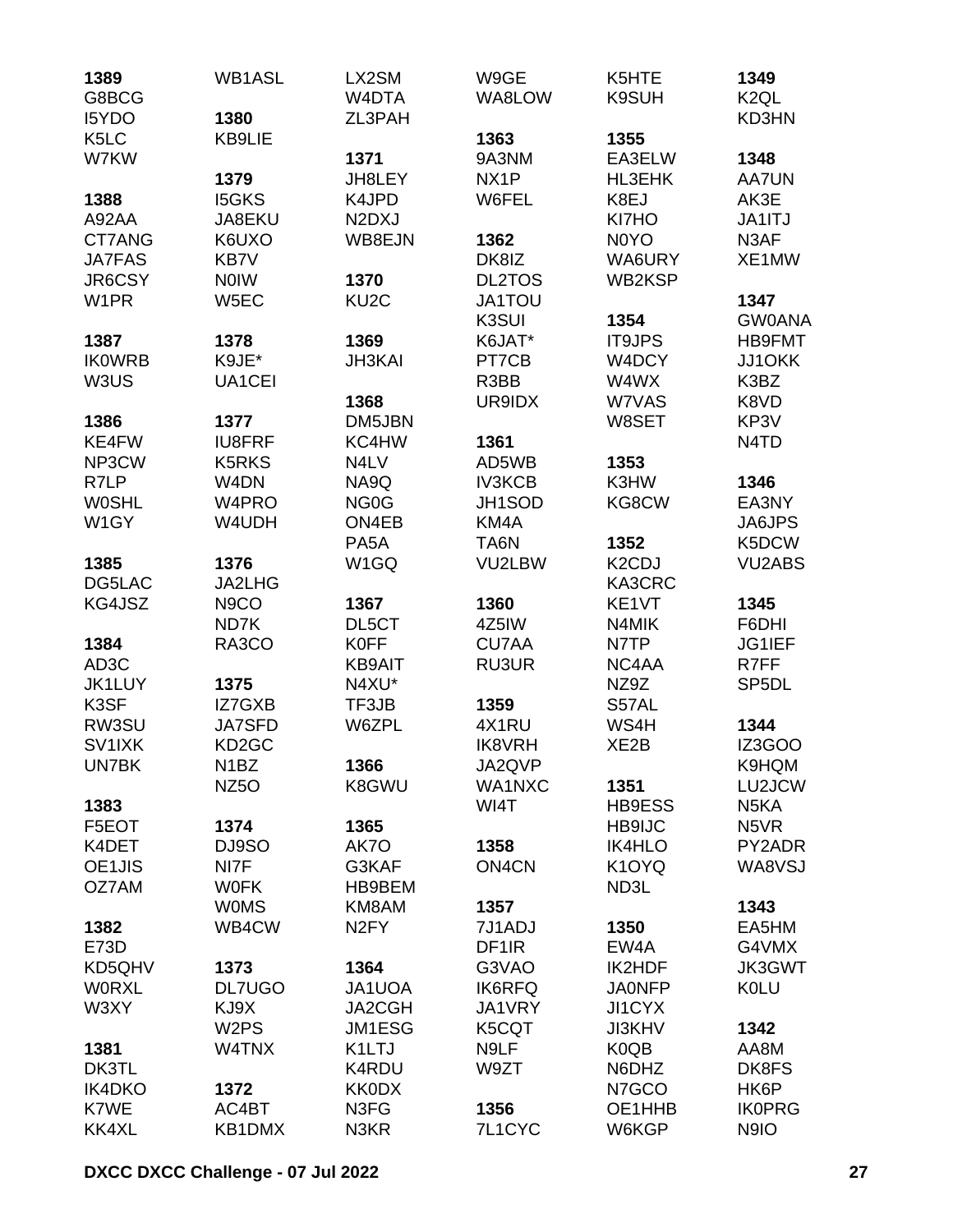**1389**
G8BCG
I5YDO
K5LC
W7KW

**1388**
A92AA
CT7ANG
JA7FAS
JR6CSY
W1PR

**1387**
IK0WRB
W3US

**1386**
KE4FW
NP3CW
R7LP
W0SHL
W1GY

**1385**
DG5LAC
KG4JSZ

**1384**
AD3C
JK1LUY
K3SF
RW3SU
SV1IXK
UN7BK

**1383**
F5EOT
K4DET
OE1JIS
OZ7AM

**1382**
E73D
KD5QHV
W0RXL
W3XY

**1381**
DK3TL
IK4DKO
K7WE
KK4XL
WB1ASL

**1380**
KB9LIE

**1379**
I5GKS
JA8EKU
K6UXO
KB7V
N0IW
W5EC

**1378**
K9JE*
UA1CEI

**1377**
IU8FRF
K5RKS
W4DN
W4PRO
W4UDH

**1376**
JA2LHG
N9CO
ND7K
RA3CO

**1375**
IZ7GXB
JA7SFD
KD2GC
N1BZ
NZ5O

**1374**
DJ9SO
NI7F
W0FK
W0MS
WB4CW

**1373**
DL7UGO
KJ9X
W2PS
W4TNX

**1372**
AC4BT
KB1DMX
LX2SM
W4DTA
ZL3PAH

**1371**
JH8LEY
K4JPD
N2DXJ
WB8EJN

**1370**
KU2C

**1369**
JH3KAI

**1368**
DM5JBN
KC4HW
N4LV
NA9Q
NG0G
ON4EB
PA5A
W1GQ

**1367**
DL5CT
K0FF
KB9AIT
N4XU*
TF3JB
W6ZPL

**1366**
K8GWU

**1365**
AK7O
G3KAF
HB9BEM
KM8AM
N2FY

**1364**
JA1UOA
JA2CGH
JM1ESG
K1LTJ
K4RDU
KK0DX
N3FG
N3KR
W9GE
WA8LOW

**1363**
9A3NM
NX1P
W6FEL

**1362**
DK8IZ
DL2TOS
JA1TOU
K3SUI
K6JAT*
PT7CB
R3BB
UR9IDX

**1361**
AD5WB
IV3KCB
JH1SOD
KM4A
TA6N
VU2LBW

**1360**
4Z5IW
CU7AA
RU3UR

**1359**
4X1RU
IK8VRH
JA2QVP
WA1NXC
WI4T

**1358**
ON4CN

**1357**
7J1ADJ
DF1IR
G3VAO
IK6RFQ
JA1VRY
K5CQT
N9LF
W9ZT

**1356**
7L1CYC
K5HTE
K9SUH

**1355**
EA3ELW
HL3EHK
K8EJ
KI7HO
N0YO
WA6URY
WB2KSP

**1354**
IT9JPS
W4DCY
W4WX
W7VAS
W8SET

**1353**
K3HW
KG8CW

**1352**
K2CDJ
KA3CRC
KE1VT
N4MIK
N7TP
NC4AA
NZ9Z
S57AL
WS4H
XE2B

**1351**
HB9ESS
HB9IJC
IK4HLO
K1OYQ
ND3L

**1350**
EW4A
IK2HDF
JA0NFP
JI1CYX
JI3KHV
K0QB
N6DHZ
N7GCO
OE1HHB
W6KGP

**1349**
K2QL
KD3HN

**1348**
AA7UN
AK3E
JA1ITJ
N3AF
XE1MW

**1347**
GW0ANA
HB9FMT
JJ1OKK
K3BZ
K8VD
KP3V
N4TD

**1346**
EA3NY
JA6JPS
K5DCW
VU2ABS

**1345**
F6DHI
JG1IEF
R7FF
SP5DL

**1344**
IZ3GOO
K9HQM
LU2JCW
N5KA
N5VR
PY2ADR
WA8VSJ

**1343**
EA5HM
G4VMX
JK3GWT
K0LU

**1342**
AA8M
DK8FS
HK6P
IK0PRG
N9IO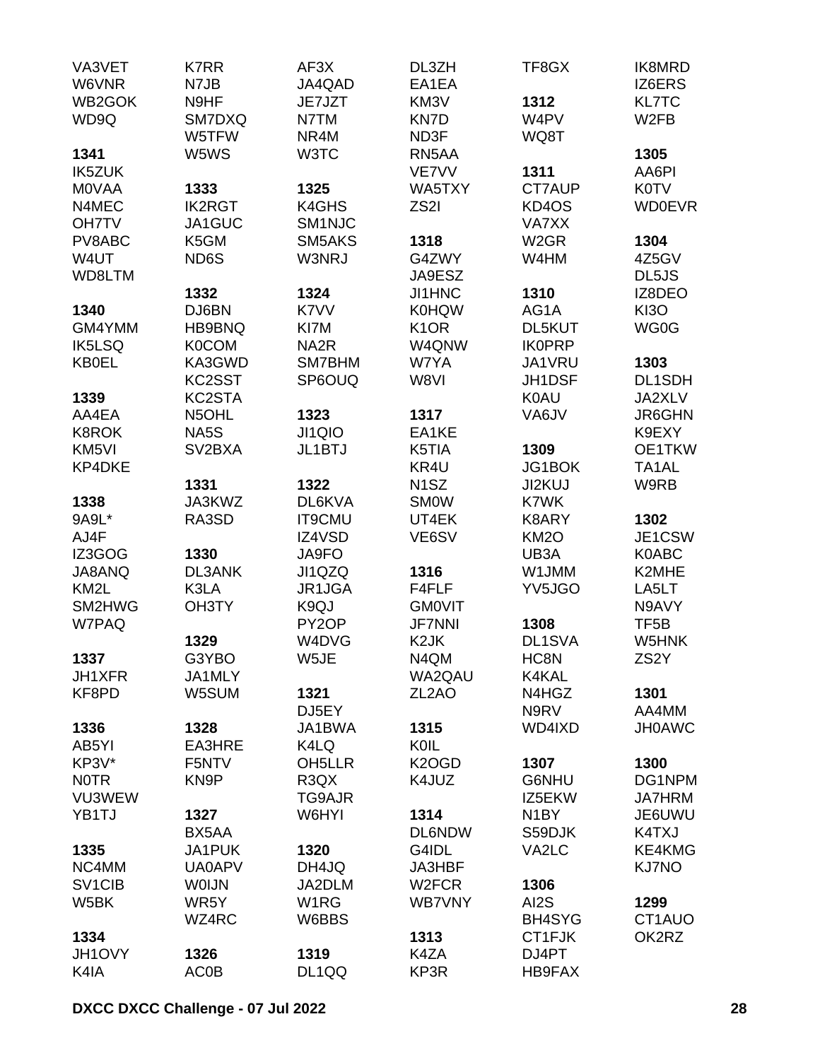VA3VET
W6VNR
WB2GOK
WD9Q

**1341**
IK5ZUK
M0VAA
N4MEC
OH7TV
PV8ABC
W4UT
WD8LTM

**1340**
GM4YMM
IK5LSQ
KB0EL

**1339**
AA4EA
K8ROK
KM5VI
KP4DKE

**1338**
9A9L*
AJ4F
IZ3GOG
JA8ANQ
KM2L
SM2HWG
W7PAQ

**1337**
JH1XFR
KF8PD

**1336**
AB5YI
KP3V*
N0TR
VU3WEW
YB1TJ

**1335**
NC4MM
SV1CIB
W5BK

**1334**
JH1OVY
K4IA

K7RR
N7JB
N9HF
SM7DXQ
W5TFW
W5WS

**1333**
IK2RGT
JA1GUC
K5GM
ND6S

**1332**
DJ6BN
HB9BNQ
K0COM
KA3GWD
KC2SST
KC2STA
N5OHL
NA5S
SV2BXA

**1331**
JA3KWZ
RA3SD

**1330**
DL3ANK
K3LA
OH3TY

**1329**
G3YBO
JA1MLY
W5SUM

**1328**
EA3HRE
F5NTV
KN9P

**1327**
BX5AA
JA1PUK
UA0APV
W0IJN
WR5Y
WZ4RC

**1326**
AC0B

AF3X
JA4QAD
JE7JZT
N7TM
NR4M
W3TC

**1325**
K4GHS
SM1NJC
SM5AKS
W3NRJ

**1324**
K7VV
KI7M
NA2R
SM7BHM
SP6OUQ

**1323**
JI1QIO
JL1BTJ

**1322**
DL6KVA
IT9CMU
IZ4VSD
JA9FO
JI1QZQ
JR1JGA
K9QJ
PY2OP
W4DVG
W5JE

**1321**
DJ5EY
JA1BWA
K4LQ
OH5LLR
R3QX
TG9AJR
W6HYI

**1320**
DH4JQ
JA2DLM
W1RG
W6BBS

**1319**
DL1QQ

DL3ZH
EA1EA
KM3V
KN7D
ND3F
RN5AA
VE7VV
WA5TXY
ZS2I

**1318**
G4ZWY
JA9ESZ
JI1HNC
K0HQW
K1OR
W4QNW
W7YA
W8VI

**1317**
EA1KE
K5TIA
KR4U
N1SZ
SM0W
UT4EK
VE6SV

**1316**
F4FLF
GM0VIT
JF7NNI
K2JK
N4QM
WA2QAU
ZL2AO

**1315**
K0IL
K2OGD
K4JUZ

**1314**
DL6NDW
G4IDL
JA3HBF
W2FCR
WB7VNY

**1313**
K4ZA
KP3R

TF8GX

**1312**
W4PV
WQ8T

**1311**
CT7AUP
KD4OS
VA7XX
W2GR
W4HM

**1310**
AG1A
DL5KUT
IK0PRP
JA1VRU
JH1DSF
K0AU
VA6JV

**1309**
JG1BOK
JI2KUJ
K7WK
K8ARY
KM2O
UB3A
W1JMM
YV5JGO

**1308**
DL1SVA
HC8N
K4KAL
N4HGZ
N9RV
WD4IXD

**1307**
G6NHU
IZ5EKW
N1BY
S59DJK
VA2LC

**1306**
AI2S
BH4SYG
CT1FJK
DJ4PT
HB9FAX

IK8MRD
IZ6ERS
KL7TC
W2FB

**1305**
AA6PI
K0TV
WD0EVR

**1304**
4Z5GV
DL5JS
IZ8DEO
KI3O
WG0G

**1303**
DL1SDH
JA2XLV
JR6GHN
K9EXY
OE1TKW
TA1AL
W9RB

**1302**
JE1CSW
K0ABC
K2MHE
LA5LT
N9AVY
TF5B
W5HNK
ZS2Y

**1301**
AA4MM
JH0AWC

**1300**
DG1NPM
JA7HRM
JE6UWU
K4TXJ
KE4KMG
KJ7NO

**1299**
CT1AUO
OK2RZ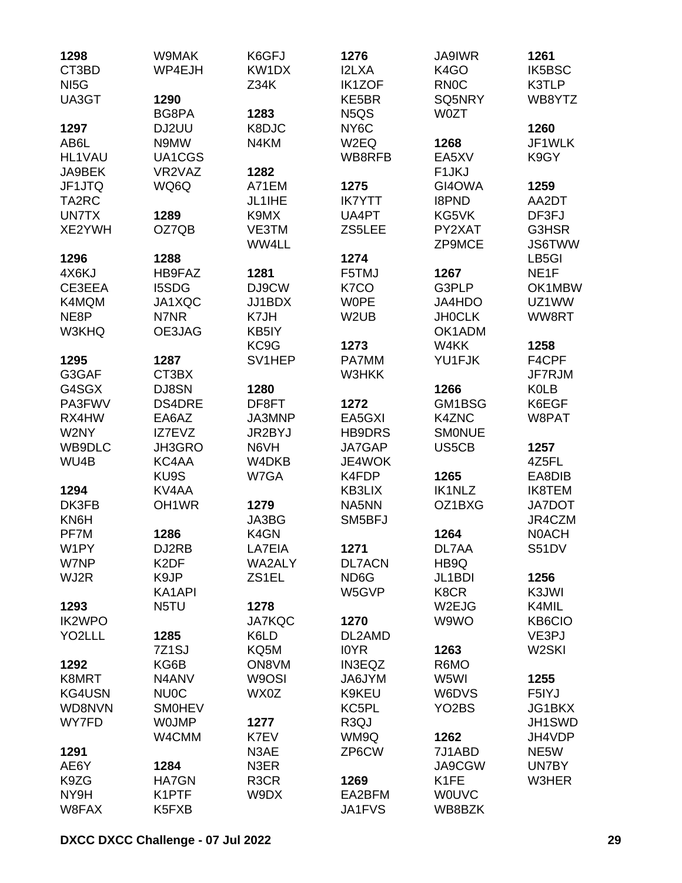**1298**
CT3BD
NI5G
UA3GT

**1297**
AB6L
HL1VAU
JA9BEK
JF1JTQ
TA2RC
UN7TX
XE2YWH

**1296**
4X6KJ
CE3EEA
K4MQM
NE8P
W3KHQ

**1295**
G3GAF
G4SGX
PA3FWV
RX4HW
W2NY
WB9DLC
WU4B

**1294**
DK3FB
KN6H
PF7M
W1PY
W7NP
WJ2R

**1293**
IK2WPO
YO2LLL

**1292**
K8MRT
KG4USN
WD8NVN
WY7FD

**1291**
AE6Y
K9ZG
NY9H
W8FAX

W9MAK
WP4EJH

**1290**
BG8PA
DJ2UU
N9MW
UA1CGS
VR2VAZ
WQ6Q

**1289**
OZ7QB

**1288**
HB9FAZ
I5SDG
JA1XQC
N7NR
OE3JAG

**1287**
CT3BX
DJ8SN
DS4DRE
EA6AZ
IZ7EVZ
JH3GRO
KC4AA
KU9S
KV4AA
OH1WR

**1286**
DJ2RB
K2DF
K9JP
KA1API
N5TU

**1285**
7Z1SJ
KG6B
N4ANV
NU0C
SM0HEV
W0JMP
W4CMM

**1284**
HA7GN
K1PTF
K5FXB

K6GFJ
KW1DX
Z34K

**1283**
K8DJC
N4KM

**1282**
A71EM
JL1IHE
K9MX
VE3TM
WW4LL

**1281**
DJ9CW
JJ1BDX
K7JH
KB5IY
KC9G
SV1HEP

**1280**
DF8FT
JA3MNP
JR2BYJ
N6VH
W4DKB
W7GA

**1279**
JA3BG
K4GN
LA7EIA
WA2ALY
ZS1EL

**1278**
JA7KQC
K6LD
KQ5M
ON8VM
W9OSI
WX0Z

**1277**
K7EV
N3AE
N3ER
R3CR
W9DX

**1276**
I2LXA
IK1ZOF
KE5BR
N5QS
NY6C
W2EQ
WB8RFB

**1275**
IK7YTT
UA4PT
ZS5LEE

**1274**
F5TMJ
K7CO
W0PE
W2UB

**1273**
PA7MM
W3HKK

**1272**
EA5GXI
HB9DRS
JA7GAP
JE4WOK
K4FDP
KB3LIX
NA5NN
SM5BFJ

**1271**
DL7ACN
ND6G
W5GVP

**1270**
DL2AMD
I0YR
IN3EQZ
JA6JYM
K9KEU
KC5PL
R3QJ
WM9Q
ZP6CW

**1269**
EA2BFM
JA1FVS

JA9IWR
K4GO
RN0C
SQ5NRY
W0ZT

**1268**
EA5XV
F1JKJ
GI4OWA
I8PND
KG5VK
PY2XAT
ZP9MCE

**1267**
G3PLP
JA4HDO
JH0CLK
OK1ADM
W4KK
YU1FJK

**1266**
GM1BSG
K4ZNC
SM0NUE
US5CB

**1265**
IK1NLZ
OZ1BXG

**1264**
DL7AA
HB9Q
JL1BDI
K8CR
W2EJG
W9WO

**1263**
R6MO
W5WI
W6DVS
YO2BS

**1262**
7J1ABD
JA9CGW
K1FE
W0UVC
WB8BZK

**1261**
IK5BSC
K3TLP
WB8YTZ

**1260**
JF1WLK
K9GY

**1259**
AA2DT
DF3FJ
G3HSR
JS6TWW
LB5GI
NE1F
OK1MBW
UZ1WW
WW8RT

**1258**
F4CPF
JF7RJM
K0LB
K6EGF
W8PAT

**1257**
4Z5FL
EA8DIB
IK8TEM
JA7DOT
JR4CZM
N0ACH
S51DV

**1256**
K3JWI
K4MIL
KB6CIO
VE3PJ
W2SKI

**1255**
F5IYJ
JG1BKX
JH1SWD
JH4VDP
NE5W
UN7BY
W3HER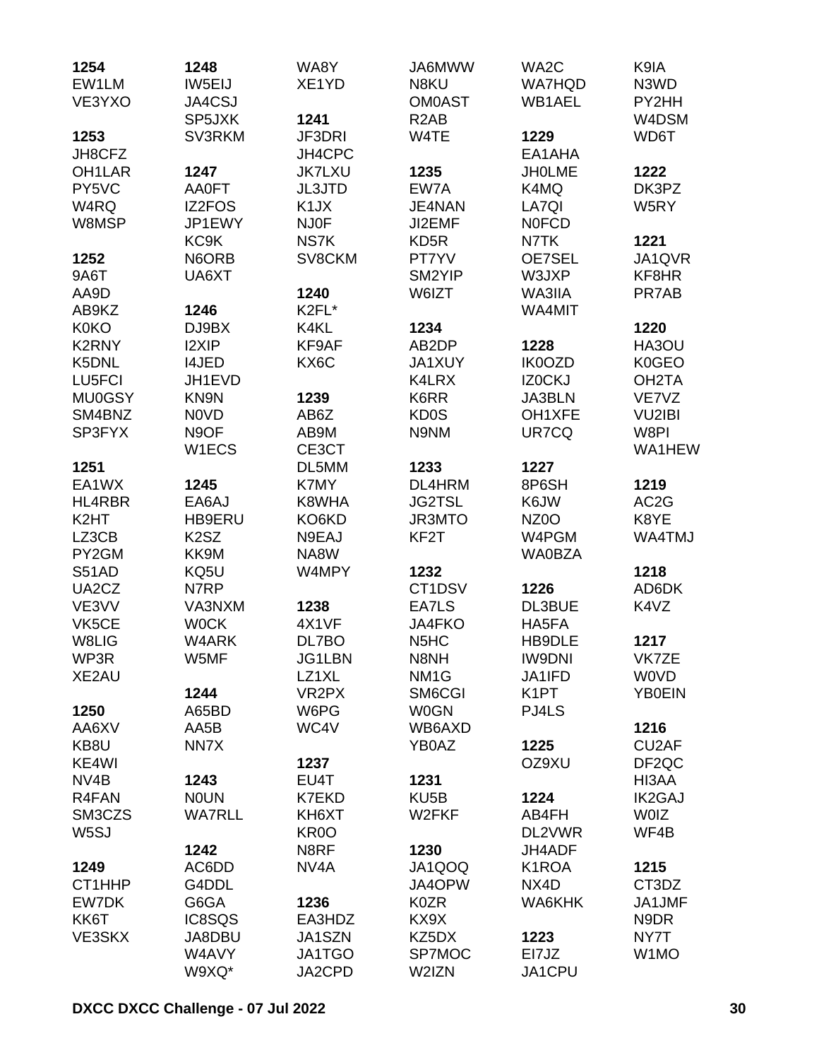**1254**
EW1LM
VE3YXO

**1253**
JH8CFZ
OH1LAR
PY5VC
W4RQ
W8MSP

**1252**
9A6T
AA9D
AB9KZ
K0KO
K2RNY
K5DNL
LU5FCI
MU0GSY
SM4BNZ
SP3FYX

**1251**
EA1WX
HL4RBR
K2HT
LZ3CB
PY2GM
S51AD
UA2CZ
VE3VV
VK5CE
W8LIG
WP3R
XE2AU

**1250**
AA6XV
KB8U
KE4WI
NV4B
R4FAN
SM3CZS
W5SJ

**1249**
CT1HHP
EW7DK
KK6T
VE3SKX

**1248**
IW5EIJ
JA4CSJ
SP5JXK
SV3RKM

**1247**
AA0FT
IZ2FOS
JP1EWY
KC9K
N6ORB
UA6XT

**1246**
DJ9BX
I2XIP
I4JED
JH1EVD
KN9N
N0VD
N9OF
W1ECS

**1245**
EA6AJ
HB9ERU
K2SZ
KK9M
KQ5U
N7RP
VA3NXM
W0CK
W4ARK
W5MF

**1244**
A65BD
AA5B
NN7X

**1243**
N0UN
WA7RLL

**1242**
AC6DD
G4DDL
G6GA
IC8SQS
JA8DBU
W4AVY
W9XQ*

WA8Y
XE1YD

**1241**
JF3DRI
JH4CPC
JK7LXU
JL3JTD
K1JX
NJ0F
NS7K
SV8CKM

**1240**
K2FL*
K4KL
KF9AF
KX6C

**1239**
AB6Z
AB9M
CE3CT
DL5MM
K7MY
K8WHA
KO6KD
N9EAJ
NA8W
W4MPY

**1238**
4X1VF
DL7BO
JG1LBN
LZ1XL
VR2PX
W6PG
WC4V

**1237**
EU4T
K7EKD
KH6XT
KR0O
N8RF
NV4A

**1236**
EA3HDZ
JA1SZN
JA1TGO
JA2CPD

JA6MWW
N8KU
OM0AST
R2AB
W4TE

**1235**
EW7A
JE4NAN
JI2EMF
KD5R
PT7YV
SM2YIP
W6IZT

**1234**
AB2DP
JA1XUY
K4LRX
K6RR
KD0S
N9NM

**1233**
DL4HRM
JG2TSL
JR3MTO
KF2T

**1232**
CT1DSV
EA7LS
JA4FKO
N5HC
N8NH
NM1G
SM6CGI
W0GN
WB6AXD
YB0AZ

**1231**
KU5B
W2FKF

**1230**
JA1QOQ
JA4OPW
K0ZR
KX9X
KZ5DX
SP7MOC
W2IZN

WA2C
WA7HQD
WB1AEL

**1229**
EA1AHA
JH0LME
K4MQ
LA7QI
N0FCD
N7TK
OE7SEL
W3JXP
WA3IIA
WA4MIT

**1228**
IK0OZD
IZ0CKJ
JA3BLN
OH1XFE
UR7CQ

**1227**
8P6SH
K6JW
NZ0O
W4PGM
WA0BZA

**1226**
DL3BUE
HA5FA
HB9DLE
IW9DNI
JA1IFD
K1PT
PJ4LS

**1225**
OZ9XU

**1224**
AB4FH
DL2VWR
JH4ADF
K1ROA
NX4D
WA6KHK

**1223**
EI7JZ
JA1CPU

K9IA
N3WD
PY2HH
W4DSM
WD6T

**1222**
DK3PZ
W5RY

**1221**
JA1QVR
KF8HR
PR7AB

**1220**
HA3OU
K0GEO
OH2TA
VE7VZ
VU2IBI
W8PI
WA1HEW

**1219**
AC2G
K8YE
WA4TMJ

**1218**
AD6DK
K4VZ

**1217**
VK7ZE
W0VD
YB0EIN

**1216**
CU2AF
DF2QC
HI3AA
IK2GAJ
W0IZ
WF4B

**1215**
CT3DZ
JA1JMF
N9DR
NY7T
W1MO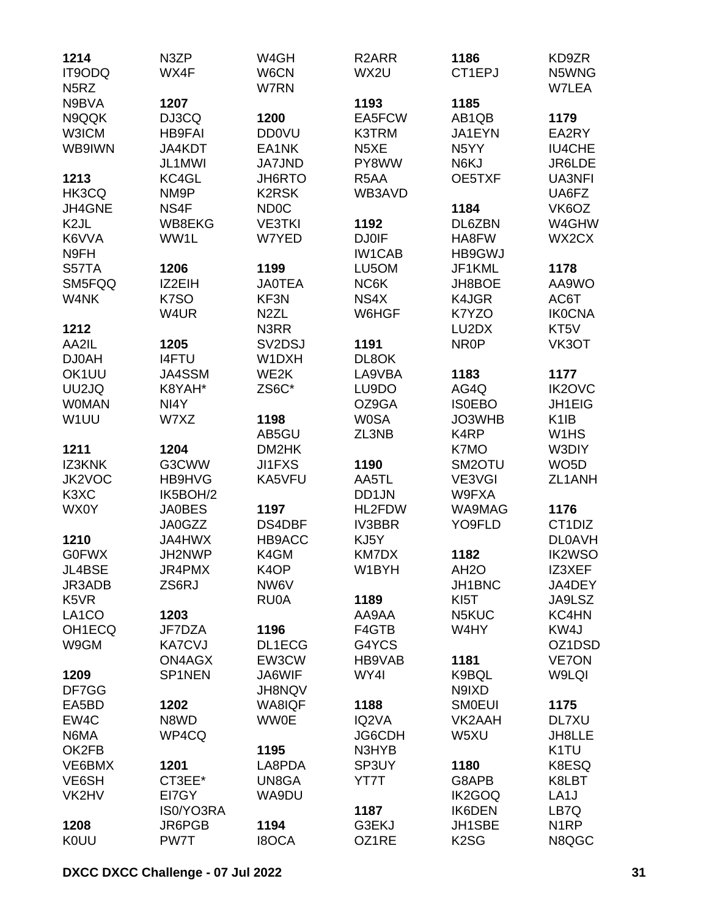**1214**
IT9ODQ
N5RZ
N9BVA
N9QQK
W3ICM
WB9IWN

**1213**
HK3CQ
JH4GNE
K2JL
K6VVA
N9FH
S57TA
SM5FQQ
W4NK

**1212**
AA2IL
DJ0AH
OK1UU
UU2JQ
W0MAN
W1UU

**1211**
IZ3KNK
JK2VOC
K3XC
WX0Y

**1210**
G0FWX
JL4BSE
JR3ADB
K5VR
LA1CO
OH1ECQ
W9GM

**1209**
DF7GG
EA5BD
EW4C
N6MA
OK2FB
VE6BMX
VE6SH
VK2HV

**1208**
K0UU
N3ZP
WX4F

**1207**
DJ3CQ
HB9FAI
JA4KDT
JL1MWI
KC4GL
NM9P
NS4F
WB8EKG
WW1L

**1206**
IZ2EIH
K7SO
W4UR

**1205**
I4FTU
JA4SSM
K8YAH*
NI4Y
W7XZ

**1204**
G3CWW
HB9HVG
IK5BOH/2
JA0BES
JA0GZZ
JA4HWX
JH2NWP
JR4PMX
ZS6RJ

**1203**
JF7DZA
KA7CVJ
ON4AGX
SP1NEN

**1202**
N8WD
WP4CQ

**1201**
CT3EE*
EI7GY
IS0/YO3RA
JR6PGB
PW7T
W4GH
W6CN
W7RN

**1200**
DD0VU
EA1NK
JA7JND
JH6RTO
K2RSK
ND0C
VE3TKI
W7YED

**1199**
JA0TEA
KF3N
N2ZL
N3RR
SV2DSJ
W1DXH
WE2K
ZS6C*

**1198**
AB5GU
DM2HK
JI1FXS
KA5VFU

**1197**
DS4DBF
HB9ACC
K4GM
K4OP
NW6V
RU0A

**1196**
DL1ECG
EW3CW
JA6WIF
JH8NQV
WA8IQF
WW0E

**1195**
LA8PDA
UN8GA
WA9DU

**1194**
I8OCA
R2ARR
WX2U

**1193**
EA5FCW
K3TRM
N5XE
PY8WW
R5AA
WB3AVD

**1192**
DJ0IF
IW1CAB
LU5OM
NC6K
NS4X
W6HGF

**1191**
DL8OK
LA9VBA
LU9DO
OZ9GA
W0SA
ZL3NB

**1190**
AA5TL
DD1JN
HL2FDW
IV3BBR
KJ5Y
KM7DX
W1BYH

**1189**
AA9AA
F4GTB
G4YCS
HB9VAB
WY4I

**1188**
IQ2VA
JG6CDH
N3HYB
SP3UY
YT7T

**1187**
G3EKJ
OZ1RE

**1186**
CT1EPJ

**1185**
AB1QB
JA1EYN
N5YY
N6KJ
OE5TXF

**1184**
DL6ZBN
HA8FW
HB9GWJ
JF1KML
JH8BOE
K4JGR
K7YZO
LU2DX
NR0P

**1183**
AG4Q
IS0EBO
JO3WHB
K4RP
K7MO
SM2OTU
VE3VGI
W9FXA
WA9MAG
YO9FLD

**1182**
AH2O
JH1BNC
KI5T
N5KUC
W4HY

**1181**
K9BQL
N9IXD
SM0EUI
VK2AAH
W5XU

**1180**
G8APB
IK2GOQ
IK6DEN
JH1SBE
K2SG
KD9ZR
N5WNG
W7LEA

**1179**
EA2RY
IU4CHE
JR6LDE
UA3NFI
UA6FZ
VK6OZ
W4GHW
WX2CX

**1178**
AA9WO
AC6T
IK0CNA
KT5V
VK3OT

**1177**
IK2OVC
JH1EIG
K1IB
W1HS
W3DIY
WO5D
ZL1ANH

**1176**
CT1DIZ
DL0AVH
IK2WSO
IZ3XEF
JA4DEY
JA9LSZ
KC4HN
KW4J
OZ1DSD
VE7ON
W9LQI

**1175**
DL7XU
JH8LLE
K1TU
K8ESQ
K8LBT
LA1J
LB7Q
N1RP
N8QGC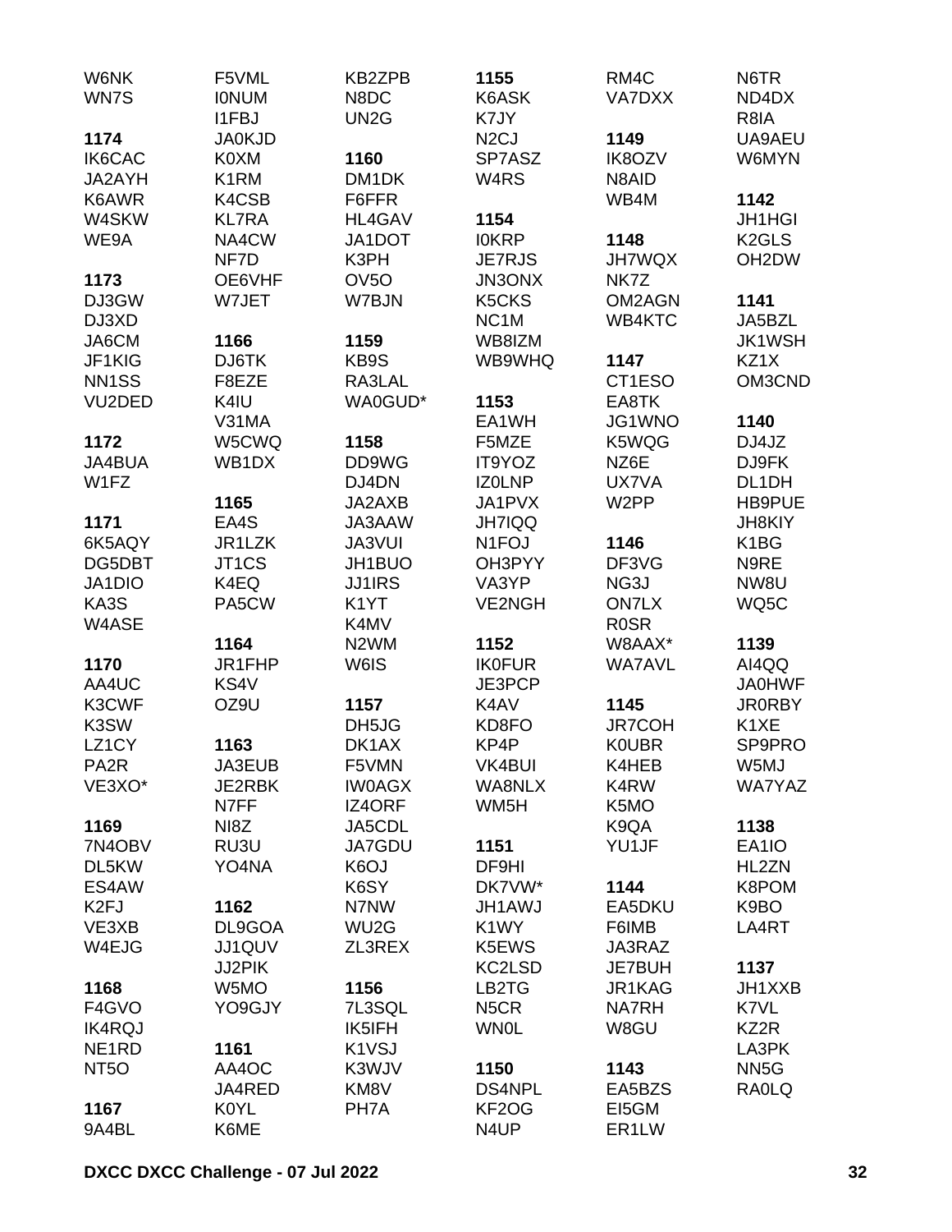W6NK
WN7S

**1174**
IK6CAC
JA2AYH
K6AWR
W4SKW
WE9A

**1173**
DJ3GW
DJ3XD
JA6CM
JF1KIG
NN1SS
VU2DED

**1172**
JA4BUA
W1FZ

**1171**
6K5AQY
DG5DBT
JA1DIO
KA3S
W4ASE

**1170**
AA4UC
K3CWF
K3SW
LZ1CY
PA2R
VE3XO*

**1169**
7N4OBV
DL5KW
ES4AW
K2FJ
VE3XB
W4EJG

**1168**
F4GVO
IK4RQJ
NE1RD
NT5O

**1167**
9A4BL
F5VML
I0NUM
I1FBJ
JA0KJD
K0XM
K1RM
K4CSB
KL7RA
NA4CW
NF7D
OE6VHF
W7JET

**1166**
DJ6TK
F8EZE
K4IU
V31MA
W5CWQ
WB1DX

**1165**
EA4S
JR1LZK
JT1CS
K4EQ
PA5CW

**1164**
JR1FHP
KS4V
OZ9U

**1163**
JA3EUB
JE2RBK
N7FF
NI8Z
RU3U
YO4NA

**1162**
DL9GOA
JJ1QUV
JJ2PIK
W5MO
YO9GJY

**1161**
AA4OC
JA4RED
K0YL
K6ME
KB2ZPB
N8DC
UN2G

**1160**
DM1DK
F6FFR
HL4GAV
JA1DOT
K3PH
OV5O
W7BJN

**1159**
KB9S
RA3LAL
WA0GUD*

**1158**
DD9WG
DJ4DN
JA2AXB
JA3AAW
JA3VUI
JH1BUO
JJ1IRS
K1YT
K4MV
N2WM
W6IS

**1157**
DH5JG
DK1AX
F5VMN
IW0AGX
IZ4ORF
JA5CDL
JA7GDU
K6OJ
K6SY
N7NW
WU2G
ZL3REX

**1156**
7L3SQL
IK5IFH
K1VSJ
K3WJV
KM8V
PH7A

**1155**
K6ASK
K7JY
N2CJ
SP7ASZ
W4RS

**1154**
I0KRP
JE7RJS
JN3ONX
K5CKS
NC1M
WB8IZM
WB9WHQ

**1153**
EA1WH
F5MZE
IT9YOZ
IZ0LNP
JA1PVX
JH7IQQ
N1FOJ
OH3PYY
VA3YP
VE2NGH

**1152**
IK0FUR
JE3PCP
K4AV
KD8FO
KP4P
VK4BUI
WA8NLX
WM5H

**1151**
DF9HI
DK7VW*
JH1AWJ
K1WY
K5EWS
KC2LSD
LB2TG
N5CR
WN0L

**1150**
DS4NPL
KF2OG
N4UP
RM4C
VA7DXX

**1149**
IK8OZV
N8AID
WB4M

**1148**
JH7WQX
NK7Z
OM2AGN
WB4KTC

**1147**
CT1ESO
EA8TK
JG1WNO
K5WQG
NZ6E
UX7VA
W2PP

**1146**
DF3VG
NG3J
ON7LX
R0SR
W8AAX*
WA7AVL

**1145**
JR7COH
K0UBR
K4HEB
K4RW
K5MO
K9QA
YU1JF

**1144**
EA5DKU
F6IMB
JA3RAZ
JE7BUH
JR1KAG
NA7RH
W8GU

**1143**
EA5BZS
EI5GM
ER1LW
N6TR
ND4DX
R8IA
UA9AEU
W6MYN

**1142**
JH1HGI
K2GLS
OH2DW

**1141**
JA5BZL
JK1WSH
KZ1X
OM3CND

**1140**
DJ4JZ
DJ9FK
DL1DH
HB9PUE
JH8KIY
K1BG
N9RE
NW8U
WQ5C

**1139**
AI4QQ
JA0HWF
JR0RBY
K1XE
SP9PRO
W5MJ
WA7YAZ

**1138**
EA1IO
HL2ZN
K8POM
K9BO
LA4RT

**1137**
JH1XXB
K7VL
KZ2R
LA3PK
NN5G
RA0LQ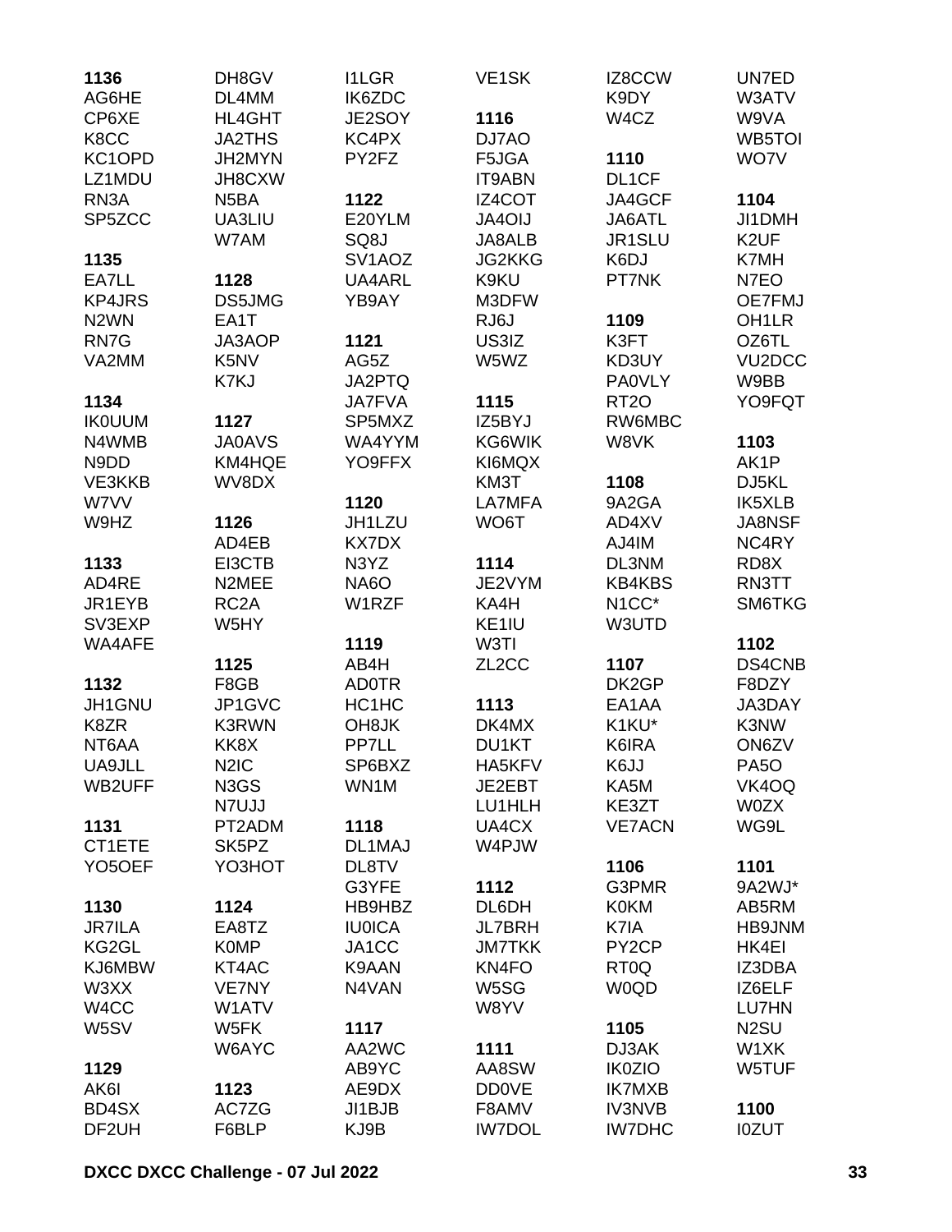**1136**
AG6HE
CP6XE
K8CC
KC1OPD
LZ1MDU
RN3A
SP5ZCC

**1135**
EA7LL
KP4JRS
N2WN
RN7G
VA2MM

**1134**
IK0UUM
N4WMB
N9DD
VE3KKB
W7VV
W9HZ

**1133**
AD4RE
JR1EYB
SV3EXP
WA4AFE

**1132**
JH1GNU
K8ZR
NT6AA
UA9JLL
WB2UFF

**1131**
CT1ETE
YO5OEF

**1130**
JR7ILA
KG2GL
KJ6MBW
W3XX
W4CC
W5SV

**1129**
AK6I
BD4SX
DF2UH
DH8GV
DL4MM
HL4GHT
JA2THS
JH2MYN
JH8CXW
N5BA
UA3LIU
W7AM

**1128**
DS5JMG
EA1T
JA3AOP
K5NV
K7KJ

**1127**
JA0AVS
KM4HQE
WV8DX

**1126**
AD4EB
EI3CTB
N2MEE
RC2A
W5HY

**1125**
F8GB
JP1GVC
K3RWN
KK8X
N2IC
N3GS
N7UJJ
PT2ADM
SK5PZ
YO3HOT

**1124**
EA8TZ
K0MP
KT4AC
VE7NY
W1ATV
W5FK
W6AYC

**1123**
AC7ZG
F6BLP
I1LGR
IK6ZDC
JE2SOY
KC4PX
PY2FZ

**1122**
E20YLM
SQ8J
SV1AOZ
UA4ARL
YB9AY

**1121**
AG5Z
JA2PTQ
JA7FVA
SP5MXZ
WA4YYM
YO9FFX

**1120**
JH1LZU
KX7DX
N3YZ
NA6O
W1RZF

**1119**
AB4H
AD0TR
HC1HC
OH8JK
PP7LL
SP6BXZ
WN1M

**1118**
DL1MAJ
DL8TV
G3YFE
HB9HBZ
IU0ICA
JA1CC
K9AAN
N4VAN

**1117**
AA2WC
AB9YC
AE9DX
JI1BJB
KJ9B
VE1SK

**1116**
DJ7AO
F5JGA
IT9ABN
IZ4COT
JA4OIJ
JA8ALB
JG2KKG
K9KU
M3DFW
RJ6J
US3IZ
W5WZ

**1115**
IZ5BYJ
KG6WIK
KI6MQX
KM3T
LA7MFA
WO6T

**1114**
JE2VYM
KA4H
KE1IU
W3TI
ZL2CC

**1113**
DK4MX
DU1KT
HA5KFV
JE2EBT
LU1HLH
UA4CX
W4PJW

**1112**
DL6DH
JL7BRH
JM7TKK
KN4FO
W5SG
W8YV

**1111**
AA8SW
DD0VE
F8AMV
IW7DOL
IZ8CCW
K9DY
W4CZ

**1110**
DL1CF
JA4GCF
JA6ATL
JR1SLU
K6DJ
PT7NK

**1109**
K3FT
KD3UY
PA0VLY
RT2O
RW6MBC
W8VK

**1108**
9A2GA
AD4XV
AJ4IM
DL3NM
KB4KBS
N1CC*
W3UTD

**1107**
DK2GP
EA1AA
K1KU*
K6IRA
K6JJ
KA5M
KE3ZT
VE7ACN

**1106**
G3PMR
K0KM
K7IA
PY2CP
RT0Q
W0QD

**1105**
DJ3AK
IK0ZIO
IK7MXB
IV3NVB
IW7DHC
UN7ED
W3ATV
W9VA
WB5TOI
WO7V

**1104**
JI1DMH
K2UF
K7MH
N7EO
OE7FMJ
OH1LR
OZ6TL
VU2DCC
W9BB
YO9FQT

**1103**
AK1P
DJ5KL
IK5XLB
JA8NSF
NC4RY
RD8X
RN3TT
SM6TKG

**1102**
DS4CNB
F8DZY
JA3DAY
K3NW
ON6ZV
PA5O
VK4OQ
W0ZX
WG9L

**1101**
9A2WJ*
AB5RM
HB9JNM
HK4EI
IZ3DBA
IZ6ELF
LU7HN
N2SU
W1XK
W5TUF

**1100**
I0ZUT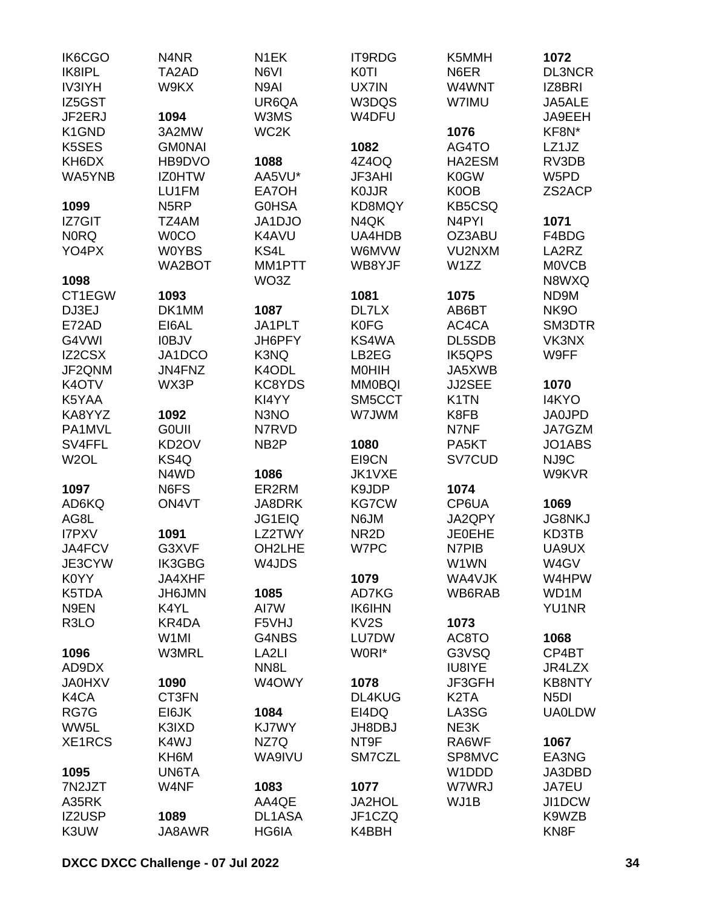IK6CGO
IK8IPL
IV3IYH
IZ5GST
JF2ERJ
K1GND
K5SES
KH6DX
WA5YNB

**1099**
IZ7GIT
N0RQ
YO4PX

**1098**
CT1EGW
DJ3EJ
E72AD
G4VWI
IZ2CSX
JF2QNM
K4OTV
K5YAA
KA8YYZ
PA1MVL
SV4FFL
W2OL

**1097**
AD6KQ
AG8L
I7PXV
JA4FCV
JE3CYW
K0YY
K5TDA
N9EN
R3LO

**1096**
AD9DX
JA0HXV
K4CA
RG7G
WW5L
XE1RCS

**1095**
7N2JZT
A35RK
IZ2USP
K3UW

N4NR
TA2AD
W9KX

**1094**
3A2MW
GM0NAI
HB9DVO
IZ0HTW
LU1FM
N5RP
TZ4AM
W0CO
W0YBS
WA2BOT

**1093**
DK1MM
EI6AL
I0BJV
JA1DCO
JN4FNZ
WX3P

**1092**
G0UII
KD2OV
KS4Q
N4WD
N6FS
ON4VT

**1091**
G3XVF
IK3GBG
JA4XHF
JH6JMN
K4YL
KR4DA
W1MI
W3MRL

**1090**
CT3FN
EI6JK
K3IXD
K4WJ
KH6M
UN6TA
W4NF

**1089**
JA8AWR

N1EK
N6VI
N9AI
UR6QA
W3MS
WC2K

**1088**
AA5VU*
EA7OH
G0HSA
JA1DJO
K4AVU
KS4L
MM1PTT
WO3Z

**1087**
JA1PLT
JH6PFY
K3NQ
K4ODL
KC8YDS
KI4YY
N3NO
N7RVD
NB2P

**1086**
ER2RM
JA8DRK
JG1EIQ
LZ2TWY
OH2LHE
W4JDS

**1085**
AI7W
F5VHJ
G4NBS
LA2LI
NN8L
W4OWY

**1084**
KJ7WY
NZ7Q
WA9IVU

**1083**
AA4QE
DL1ASA
HG6IA

IT9RDG
K0TI
UX7IN
W3DQS
W4DFU

**1082**
4Z4OQ
JF3AHI
K0JJR
KD8MQY
N4QK
UA4HDB
W6MVW
WB8YJF

**1081**
DL7LX
K0FG
KS4WA
LB2EG
M0HIH
MM0BQI
SM5CCT
W7JWM

**1080**
EI9CN
JK1VXE
K9JDP
KG7CW
N6JM
NR2D
W7PC

**1079**
AD7KG
IK6IHN
KV2S
LU7DW
W0RI*

**1078**
DL4KUG
EI4DQ
JH8DBJ
NT9F
SM7CZL

**1077**
JA2HOL
JF1CZQ
K4BBH

K5MMH
N6ER
W4WNT
W7IMU

**1076**
AG4TO
HA2ESM
K0GW
K0OB
KB5CSQ
N4PYI
OZ3ABU
VU2NXM
W1ZZ

**1075**
AB6BT
AC4CA
DL5SDB
IK5QPS
JA5XWB
JJ2SEE
K1TN
K8FB
N7NF
PA5KT
SV7CUD

**1074**
CP6UA
JA2QPY
JE0EHE
N7PIB
W1WN
WA4VJK
WB6RAB

**1073**
AC8TO
G3VSQ
IU8IYE
JF3GFH
K2TA
LA3SG
NE3K
RA6WF
SP8MVC
W1DDD
W7WRJ
WJ1B

**1072**
DL3NCR
IZ8BRI
JA5ALE
JA9EEH
KF8N*
LZ1JZ
RV3DB
W5PD
ZS2ACP

**1071**
F4BDG
LA2RZ
M0VCB
N8WXQ
ND9M
NK9O
SM3DTR
VK3NX
W9FF

**1070**
I4KYO
JA0JPD
JA7GZM
JO1ABS
NJ9C
W9KVR

**1069**
JG8NKJ
KD3TB
UA9UX
W4GV
W4HPW
WD1M
YU1NR

**1068**
CP4BT
JR4LZX
KB8NTY
N5DI
UA0LDW

**1067**
EA3NG
JA3DBD
JA7EU
JI1DCW
K9WZB
KN8F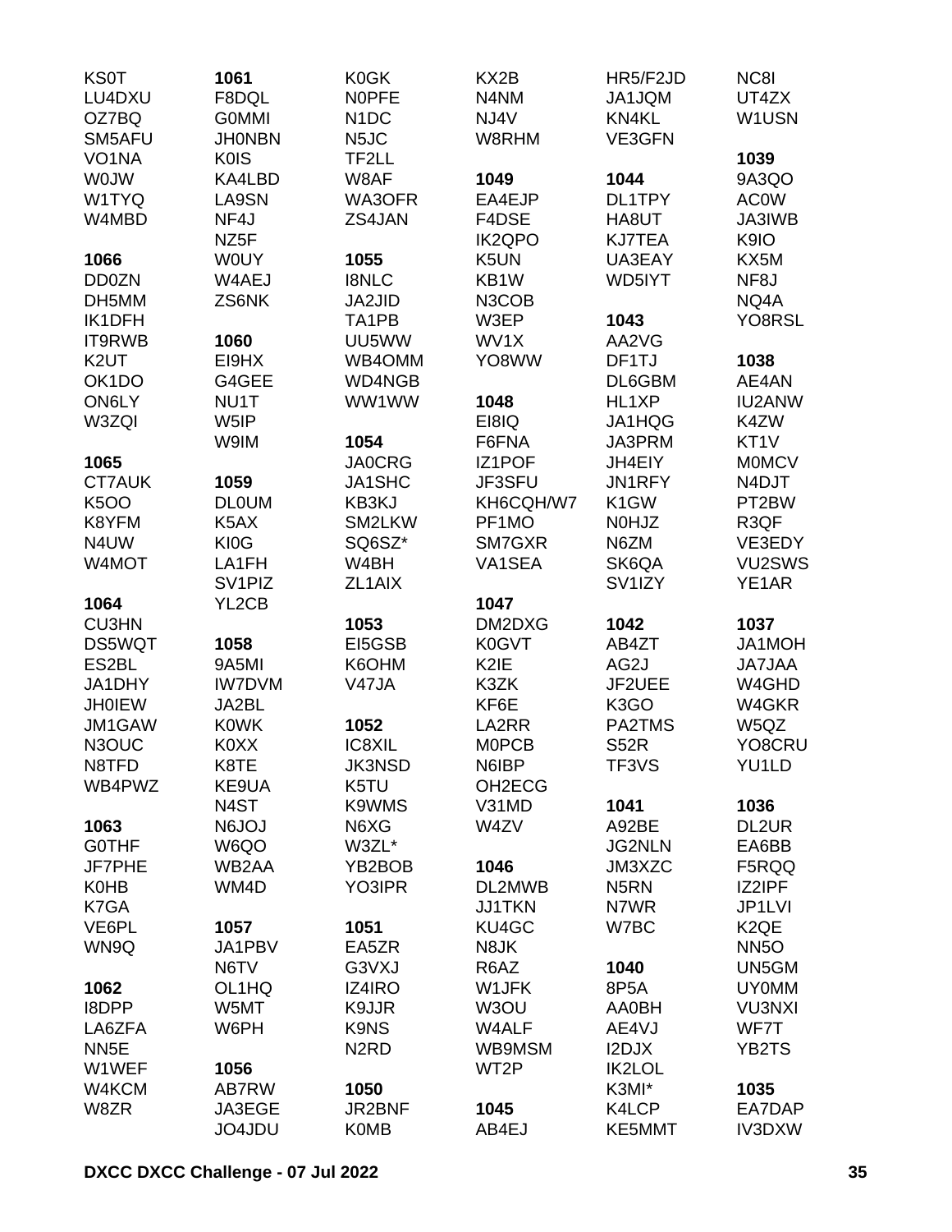KS0T
LU4DXU
OZ7BQ
SM5AFU
VO1NA
W0JW
W1TYQ
W4MBD

**1066**
DD0ZN
DH5MM
IK1DFH
IT9RWB
K2UT
OK1DO
ON6LY
W3ZQI

**1065**
CT7AUK
K5OO
K8YFM
N4UW
W4MOT

**1064**
CU3HN
DS5WQT
ES2BL
JA1DHY
JH0IEW
JM1GAW
N3OUC
N8TFD
WB4PWZ

**1063**
G0THF
JF7PHE
K0HB
K7GA
VE6PL
WN9Q

**1062**
I8DPP
LA6ZFA
NN5E
W1WEF
W4KCM
W8ZR

**1061**
F8DQL
G0MMI
JH0NBN
K0IS
KA4LBD
LA9SN
NF4J
NZ5F
W0UY
W4AEJ
ZS6NK

**1060**
EI9HX
G4GEE
NU1T
W5IP
W9IM

**1059**
DL0UM
K5AX
KI0G
LA1FH
SV1PIZ
YL2CB

**1058**
9A5MI
IW7DVM
JA2BL
K0WK
K0XX
K8TE
KE9UA
N4ST
N6JOJ
W6QO
WB2AA
WM4D

**1057**
JA1PBV
N6TV
OL1HQ
W5MT
W6PH

**1056**
AB7RW
JA3EGE
JO4JDU

K0GK
N0PFE
N1DC
N5JC
TF2LL
W8AF
WA3OFR
ZS4JAN

**1055**
I8NLC
JA2JID
TA1PB
UU5WW
WB4OMM
WD4NGB
WW1WW

**1054**
JA0CRG
JA1SHC
KB3KJ
SM2LKW
SQ6SZ*
W4BH
ZL1AIX

**1053**
EI5GSB
K6OHM
V47JA

**1052**
IC8XIL
JK3NSD
K5TU
K9WMS
N6XG
W3ZL*
YB2BOB
YO3IPR

**1051**
EA5ZR
G3VXJ
IZ4IRO
K9JJR
K9NS
N2RD

**1050**
JR2BNF
K0MB

KX2B
N4NM
NJ4V
W8RHM

**1049**
EA4EJP
F4DSE
IK2QPO
K5UN
KB1W
N3COB
W3EP
WV1X
YO8WW

**1048**
EI8IQ
F6FNA
IZ1POF
JF3SFU
KH6CQH/W7
PF1MO
SM7GXR
VA1SEA

**1047**
DM2DXG
K0GVT
K2IE
K3ZK
KF6E
LA2RR
M0PCB
N6IBP
OH2ECG
V31MD
W4ZV

**1046**
DL2MWB
JJ1TKN
KU4GC
N8JK
R6AZ
W1JFK
W3OU
W4ALF
WB9MSM
WT2P

**1045**
AB4EJ

HR5/F2JD
JA1JQM
KN4KL
VE3GFN

**1044**
DL1TPY
HA8UT
KJ7TEA
UA3EAY
WD5IYT

**1043**
AA2VG
DF1TJ
DL6GBM
HL1XP
JA1HQG
JA3PRM
JH4EIY
JN1RFY
K1GW
N0HJZ
N6ZM
SK6QA
SV1IZY

**1042**
AB4ZT
AG2J
JF2UEE
K3GO
PA2TMS
S52R
TF3VS

**1041**
A92BE
JG2NLN
JM3XZC
N5RN
N7WR
W7BC

**1040**
8P5A
AA0BH
AE4VJ
I2DJX
IK2LOL
K3MI*
K4LCP
KE5MMT

NC8I
UT4ZX
W1USN

**1039**
9A3QO
AC0W
JA3IWB
K9IO
KX5M
NF8J
NQ4A
YO8RSL

**1038**
AE4AN
IU2ANW
K4ZW
KT1V
M0MCV
N4DJT
PT2BW
R3QF
VE3EDY
VU2SWS
YE1AR

**1037**
JA1MOH
JA7JAA
W4GHD
W4GKR
W5QZ
YO8CRU
YU1LD

**1036**
DL2UR
EA6BB
F5RQQ
IZ2IPF
JP1LVI
K2QE
NN5O
UN5GM
UY0MM
VU3NXI
WF7T
YB2TS

**1035**
EA7DAP
IV3DXW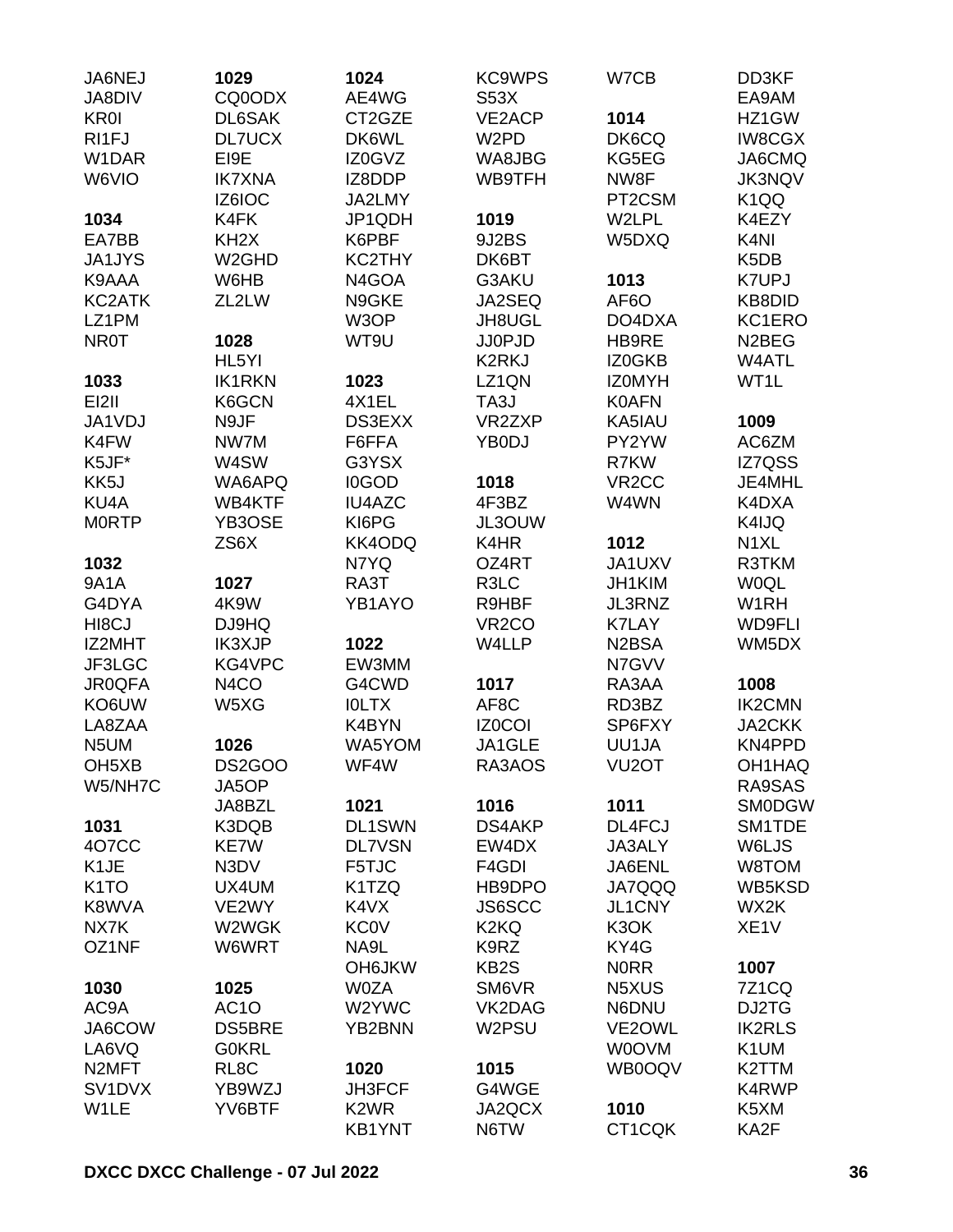JA6NEJ
JA8DIV
KR0I
RI1FJ
W1DAR
W6VIO

**1034**
EA7BB
JA1JYS
K9AAA
KC2ATK
LZ1PM
NR0T

**1033**
EI2II
JA1VDJ
K4FW
K5JF*
KK5J
KU4A
M0RTP

**1032**
9A1A
G4DYA
HI8CJ
IZ2MHT
JF3LGC
JR0QFA
KO6UW
LA8ZAA
N5UM
OH5XB
W5/NH7C

**1031**
4O7CC
K1JE
K1TO
K8WVA
NX7K
OZ1NF

**1030**
AC9A
JA6COW
LA6VQ
N2MFT
SV1DVX
W1LE

**1029**
CQ0ODX
DL6SAK
DL7UCX
EI9E
IK7XNA
IZ6IOC
K4FK
KH2X
W2GHD
W6HB
ZL2LW

**1028**
HL5YI
IK1RKN
K6GCN
N9JF
NW7M
W4SW
WA6APQ
WB4KTF
YB3OSE
ZS6X

**1027**
4K9W
DJ9HQ
IK3XJP
KG4VPC
N4CO
W5XG

**1026**
DS2GOO
JA5OP
JA8BZL
K3DQB
KE7W
N3DV
UX4UM
VE2WY
W2WGK
W6WRT

**1025**
AC1O
DS5BRE
G0KRL
RL8C
YB9WZJ
YV6BTF

**1024**
AE4WG
CT2GZE
DK6WL
IZ0GVZ
IZ8DDP
JA2LMY
JP1QDH
K6PBF
KC2THY
N4GOA
N9GKE
W3OP
WT9U

**1023**
4X1EL
DS3EXX
F6FFA
G3YSX
I0GOD
IU4AZC
KI6PG
KK4ODQ
N7YQ
RA3T
YB1AYO

**1022**
EW3MM
G4CWD
I0LTX
K4BYN
WA5YOM
WF4W

**1021**
DL1SWN
DL7VSN
F5TJC
K1TZQ
K4VX
KC0V
NA9L
OH6JKW
W0ZA
W2YWC
YB2BNN

**1020**
JH3FCF
K2WR
KB1YNT

KC9WPS
S53X
VE2ACP
W2PD
WA8JBG
WB9TFH

**1019**
9J2BS
DK6BT
G3AKU
JA2SEQ
JH8UGL
JJ0PJD
K2RKJ
LZ1QN
TA3J
VR2ZXP
YB0DJ

**1018**
4F3BZ
JL3OUW
K4HR
OZ4RT
R3LC
R9HBF
VR2CO
W4LLP

**1017**
AF8C
IZ0COI
JA1GLE
RA3AOS

**1016**
DS4AKP
EW4DX
F4GDI
HB9DPO
JS6SCC
K2KQ
K9RZ
KB2S
SM6VR
VK2DAG
W2PSU

**1015**
G4WGE
JA2QCX
N6TW

W7CB

**1014**
DK6CQ
KG5EG
NW8F
PT2CSM
W2LPL
W5DXQ

**1013**
AF6O
DO4DXA
HB9RE
IZ0GKB
IZ0MYH
K0AFN
KA5IAU
PY2YW
R7KW
VR2CC
W4WN

**1012**
JA1UXV
JH1KIM
JL3RNZ
K7LAY
N2BSA
N7GVV
RA3AA
RD3BZ
SP6FXY
UU1JA
VU2OT

**1011**
DL4FCJ
JA3ALY
JA6ENL
JA7QQQ
JL1CNY
K3OK
KY4G
N0RR
N5XUS
N6DNU
VE2OWL
W0OVM
WB0OQV

**1010**
CT1CQK

DD3KF
EA9AM
HZ1GW
IW8CGX
JA6CMQ
JK3NQV
K1QQ
K4EZY
K4NI
K5DB
K7UPJ
KB8DID
KC1ERO
N2BEG
W4ATL
WT1L

**1009**
AC6ZM
IZ7QSS
JE4MHL
K4DXA
K4IJQ
N1XL
R3TKM
W0QL
W1RH
WD9FLI
WM5DX

**1008**
IK2CMN
JA2CKK
KN4PPD
OH1HAQ
RA9SAS
SM0DGW
SM1TDE
W6LJS
W8TOM
WB5KSD
WX2K
XE1V

**1007**
7Z1CQ
DJ2TG
IK2RLS
K1UM
K2TTM
K4RWP
K5XM
KA2F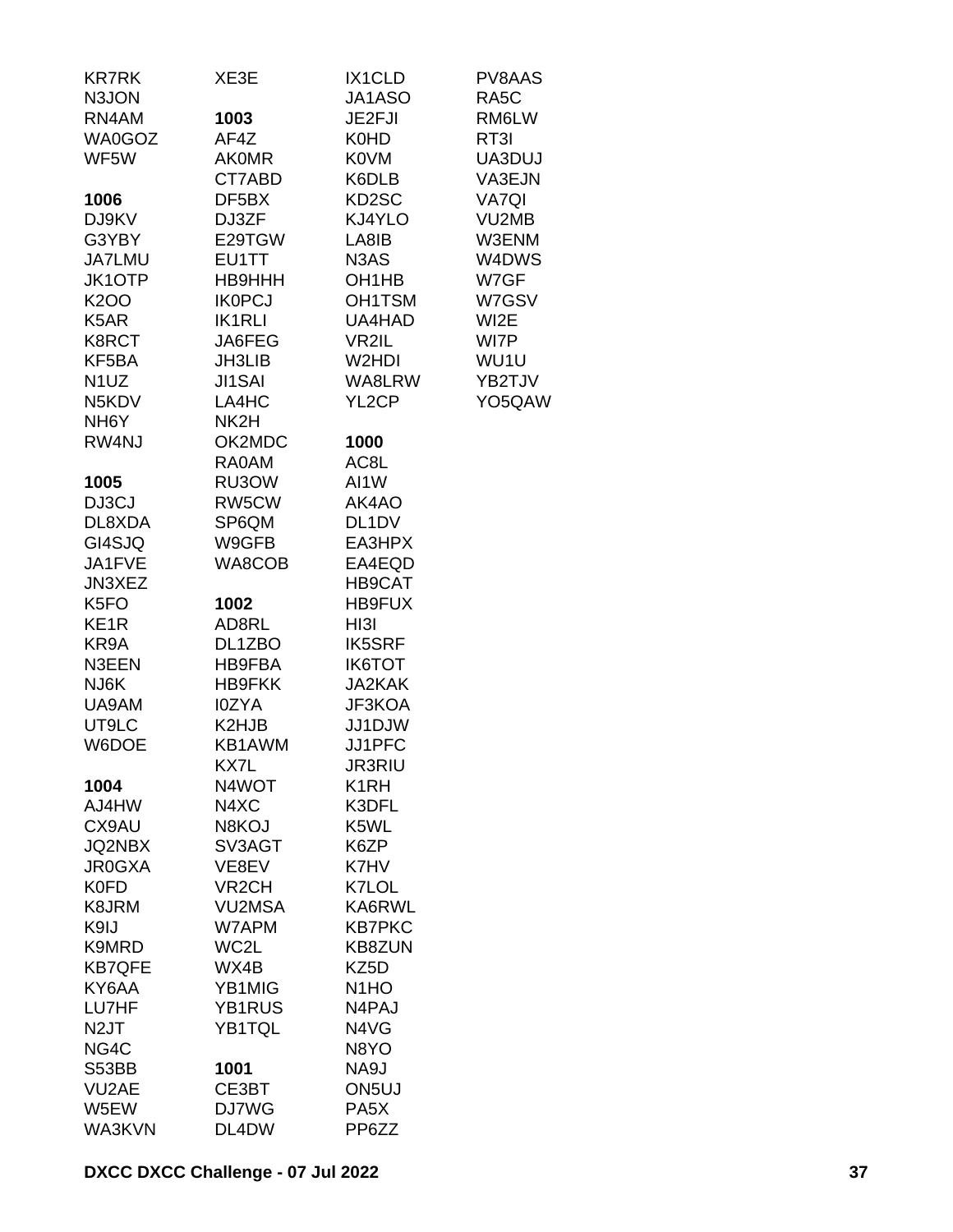KR7RK
N3JON
RN4AM
WA0GOZ
WF5W

**1006**
DJ9KV
G3YBY
JA7LMU
JK1OTP
K2OO
K5AR
K8RCT
KF5BA
N1UZ
N5KDV
NH6Y
RW4NJ

**1005**
DJ3CJ
DL8XDA
GI4SJQ
JA1FVE
JN3XEZ
K5FO
KE1R
KR9A
N3EEN
NJ6K
UA9AM
UT9LC
W6DOE

**1004**
AJ4HW
CX9AU
JQ2NBX
JR0GXA
K0FD
K8JRM
K9IJ
K9MRD
KB7QFE
KY6AA
LU7HF
N2JT
NG4C
S53BB
VU2AE
W5EW
WA3KVN
XE3E

**1003**
AF4Z
AK0MR
CT7ABD
DF5BX
DJ3ZF
E29TGW
EU1TT
HB9HHH
IK0PCJ
IK1RLI
JA6FEG
JH3LIB
JI1SAI
LA4HC
NK2H
OK2MDC
RA0AM
RU3OW
RW5CW
SP6QM
W9GFB
WA8COB

**1002**
AD8RL
DL1ZBO
HB9FBA
HB9FKK
I0ZYA
K2HJB
KB1AWM
KX7L
N4WOT
N4XC
N8KOJ
SV3AGT
VE8EV
VR2CH
VU2MSA
W7APM
WC2L
WX4B
YB1MIG
YB1RUS
YB1TQL

**1001**
CE3BT
DJ7WG
DL4DW
IX1CLD
JA1ASO
JE2FJI
K0HD
K0VM
K6DLB
KD2SC
KJ4YLO
LA8IB
N3AS
OH1HB
OH1TSM
UA4HAD
VR2IL
W2HDI
WA8LRW
YL2CP

**1000**
AC8L
AI1W
AK4AO
DL1DV
EA3HPX
EA4EQD
HB9CAT
HB9FUX
HI3I
IK5SRF
IK6TOT
JA2KAK
JF3KOA
JJ1DJW
JJ1PFC
JR3RIU
K1RH
K3DFL
K5WL
K6ZP
K7HV
K7LOL
KA6RWL
KB7PKC
KB8ZUN
KZ5D
N1HO
N4PAJ
N4VG
N8YO
NA9J
ON5UJ
PA5X
PP6ZZ
PV8AAS
RA5C
RM6LW
RT3I
UA3DUJ
VA3EJN
VA7QI
VU2MB
W3ENM
W4DWS
W7GF
W7GSV
WI2E
WI7P
WU1U
YB2TJV
YO5QAW